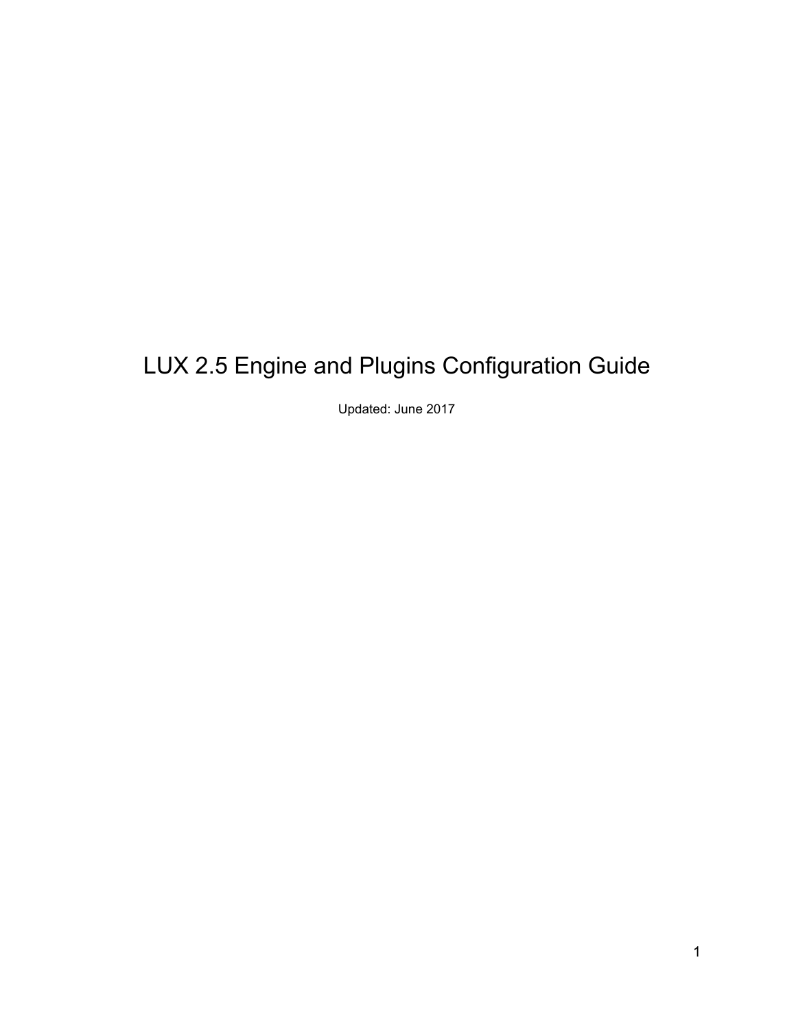# LUX 2.5 Engine and Plugins Configuration Guide

Updated: June 2017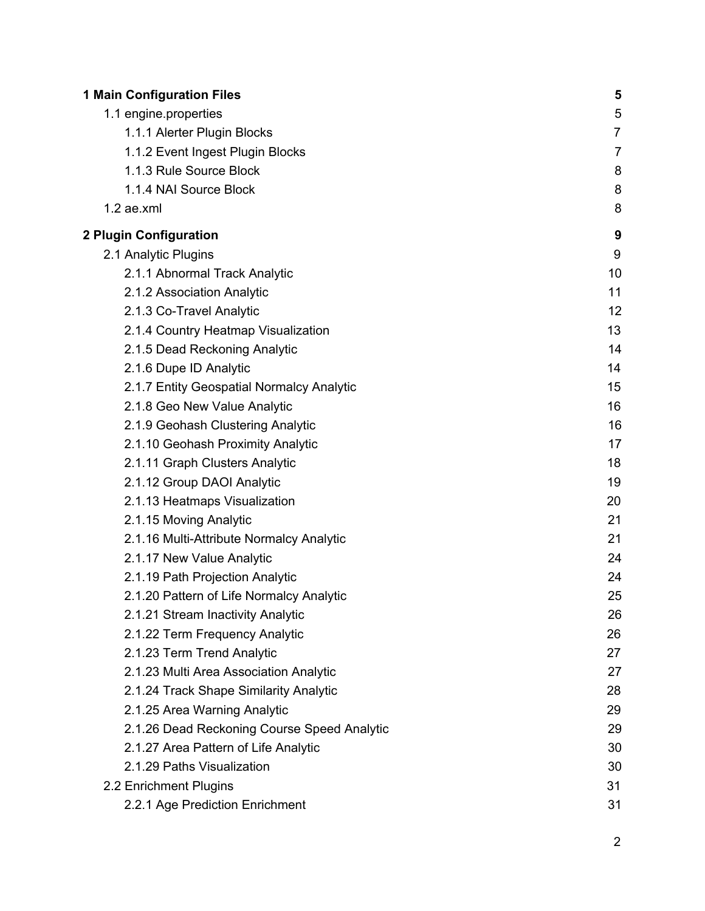| | |
|---|---|
| **1 Main Configuration Files** | **5** |
| 1.1 engine.properties | 5 |
| 1.1.1 Alerter Plugin Blocks | 7 |
| 1.1.2 Event Ingest Plugin Blocks | 7 |
| 1.1.3 Rule Source Block | 8 |
| 1.1.4 NAI Source Block | 8 |
| 1.2 ae.xml | 8 |
| **2 Plugin Configuration** | **9** |
| 2.1 Analytic Plugins | 9 |
| 2.1.1 Abnormal Track Analytic | 10 |
| 2.1.2 Association Analytic | 11 |
| 2.1.3 Co-Travel Analytic | 12 |
| 2.1.4 Country Heatmap Visualization | 13 |
| 2.1.5 Dead Reckoning Analytic | 14 |
| 2.1.6 Dupe ID Analytic | 14 |
| 2.1.7 Entity Geospatial Normalcy Analytic | 15 |
| 2.1.8 Geo New Value Analytic | 16 |
| 2.1.9 Geohash Clustering Analytic | 16 |
| 2.1.10 Geohash Proximity Analytic | 17 |
| 2.1.11 Graph Clusters Analytic | 18 |
| 2.1.12 Group DAOI Analytic | 19 |
| 2.1.13 Heatmaps Visualization | 20 |
| 2.1.15 Moving Analytic | 21 |
| 2.1.16 Multi-Attribute Normalcy Analytic | 21 |
| 2.1.17 New Value Analytic | 24 |
| 2.1.19 Path Projection Analytic | 24 |
| 2.1.20 Pattern of Life Normalcy Analytic | 25 |
| 2.1.21 Stream Inactivity Analytic | 26 |
| 2.1.22 Term Frequency Analytic | 26 |
| 2.1.23 Term Trend Analytic | 27 |
| 2.1.23 Multi Area Association Analytic | 27 |
| 2.1.24 Track Shape Similarity Analytic | 28 |
| 2.1.25 Area Warning Analytic | 29 |
| 2.1.26 Dead Reckoning Course Speed Analytic | 29 |
| 2.1.27 Area Pattern of Life Analytic | 30 |
| 2.1.29 Paths Visualization | 30 |
| 2.2 Enrichment Plugins | 31 |
| 2.2.1 Age Prediction Enrichment | 31 |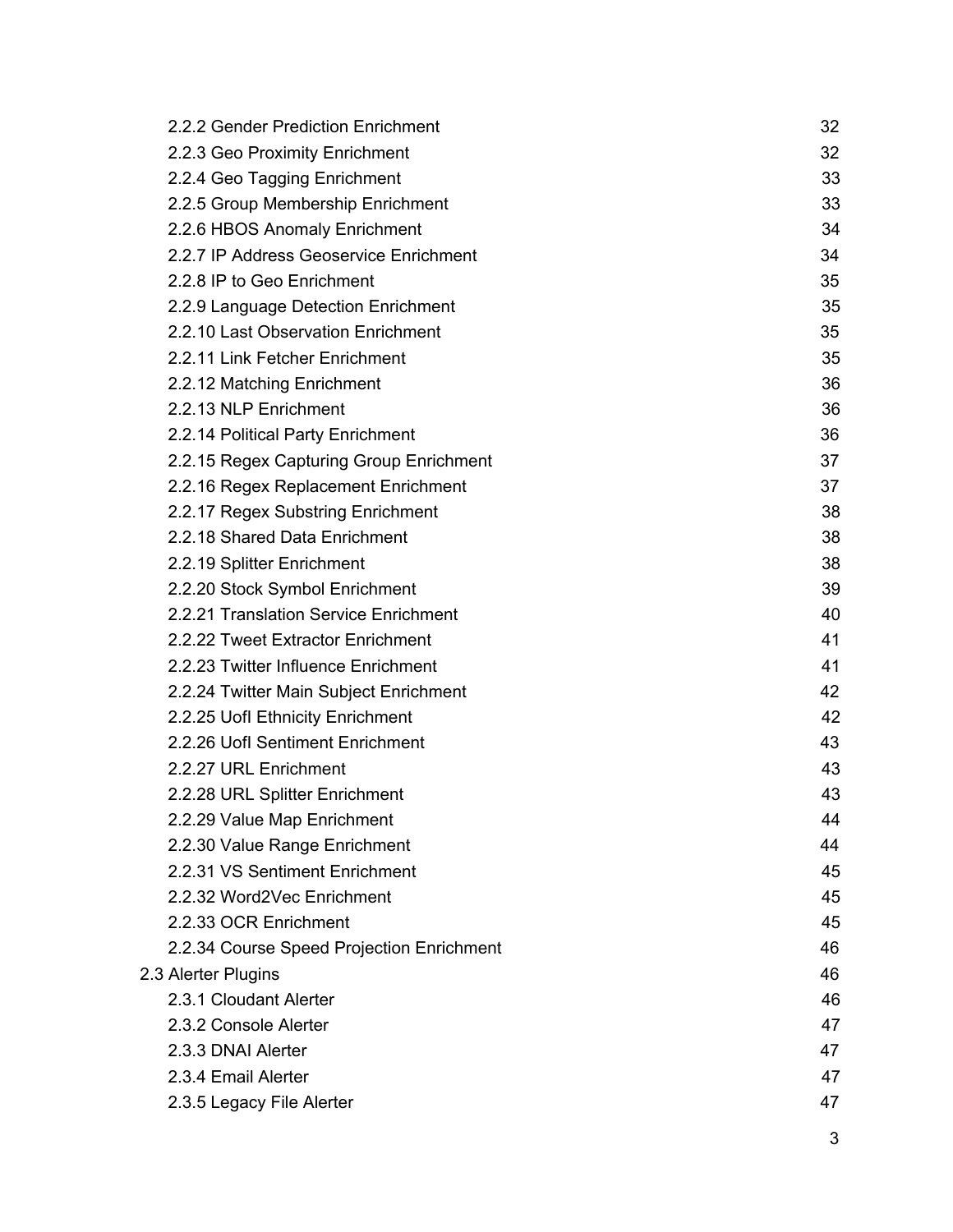2.2.2 Gender Prediction Enrichment 32
2.2.3 Geo Proximity Enrichment 32
2.2.4 Geo Tagging Enrichment 33
2.2.5 Group Membership Enrichment 33
2.2.6 HBOS Anomaly Enrichment 34
2.2.7 IP Address Geoservice Enrichment 34
2.2.8 IP to Geo Enrichment 35
2.2.9 Language Detection Enrichment 35
2.2.10 Last Observation Enrichment 35
2.2.11 Link Fetcher Enrichment 35
2.2.12 Matching Enrichment 36
2.2.13 NLP Enrichment 36
2.2.14 Political Party Enrichment 36
2.2.15 Regex Capturing Group Enrichment 37
2.2.16 Regex Replacement Enrichment 37
2.2.17 Regex Substring Enrichment 38
2.2.18 Shared Data Enrichment 38
2.2.19 Splitter Enrichment 38
2.2.20 Stock Symbol Enrichment 39
2.2.21 Translation Service Enrichment 40
2.2.22 Tweet Extractor Enrichment 41
2.2.23 Twitter Influence Enrichment 41
2.2.24 Twitter Main Subject Enrichment 42
2.2.25 UofI Ethnicity Enrichment 42
2.2.26 UofI Sentiment Enrichment 43
2.2.27 URL Enrichment 43
2.2.28 URL Splitter Enrichment 43
2.2.29 Value Map Enrichment 44
2.2.30 Value Range Enrichment 44
2.2.31 VS Sentiment Enrichment 45
2.2.32 Word2Vec Enrichment 45
2.2.33 OCR Enrichment 45
2.2.34 Course Speed Projection Enrichment 46
2.3 Alerter Plugins 46
2.3.1 Cloudant Alerter 46
2.3.2 Console Alerter 47
2.3.3 DNAI Alerter 47
2.3.4 Email Alerter 47
2.3.5 Legacy File Alerter 47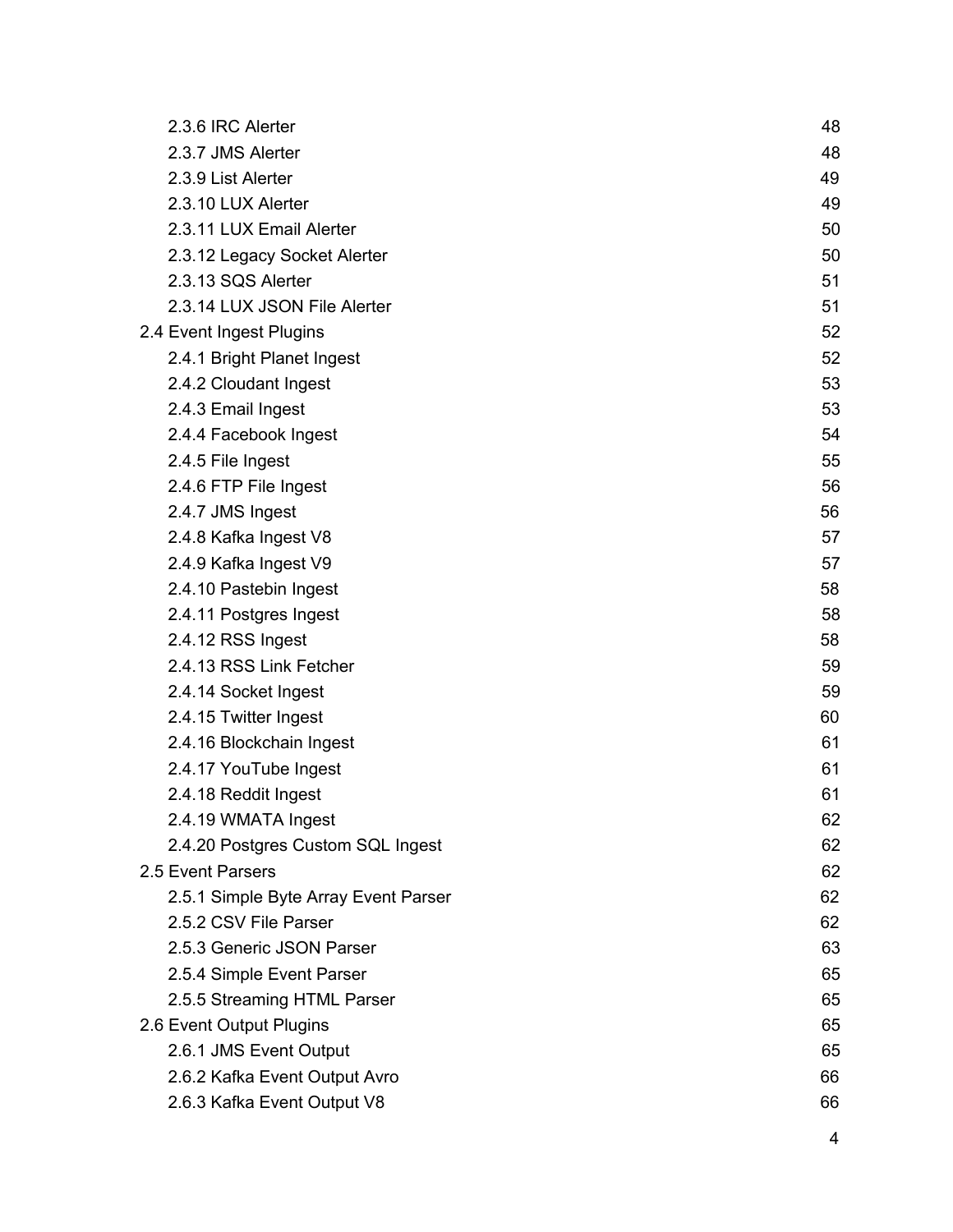- 2.3.6 IRC Alerter 48
- 2.3.7 JMS Alerter 48
- 2.3.9 List Alerter 49
- 2.3.10 LUX Alerter 49
- 2.3.11 LUX Email Alerter 50
- 2.3.12 Legacy Socket Alerter 50
- 2.3.13 SQS Alerter 51
- 2.3.14 LUX JSON File Alerter 51

2.4 Event Ingest Plugins 52

- 2.4.1 Bright Planet Ingest 52
- 2.4.2 Cloudant Ingest 53
- 2.4.3 Email Ingest 53
- 2.4.4 Facebook Ingest 54
- 2.4.5 File Ingest 55
- 2.4.6 FTP File Ingest 56
- 2.4.7 JMS Ingest 56
- 2.4.8 Kafka Ingest V8 57
- 2.4.9 Kafka Ingest V9 57
- 2.4.10 Pastebin Ingest 58
- 2.4.11 Postgres Ingest 58
- 2.4.12 RSS Ingest 58
- 2.4.13 RSS Link Fetcher 59
- 2.4.14 Socket Ingest 59
- 2.4.15 Twitter Ingest 60
- 2.4.16 Blockchain Ingest 61
- 2.4.17 YouTube Ingest 61
- 2.4.18 Reddit Ingest 61
- 2.4.19 WMATA Ingest 62
- 2.4.20 Postgres Custom SQL Ingest 62

2.5 Event Parsers 62

- 2.5.1 Simple Byte Array Event Parser 62
- 2.5.2 CSV File Parser 62
- 2.5.3 Generic JSON Parser 63
- 2.5.4 Simple Event Parser 65
- 2.5.5 Streaming HTML Parser 65

2.6 Event Output Plugins 65

- 2.6.1 JMS Event Output 65
- 2.6.2 Kafka Event Output Avro 66
- 2.6.3 Kafka Event Output V8 66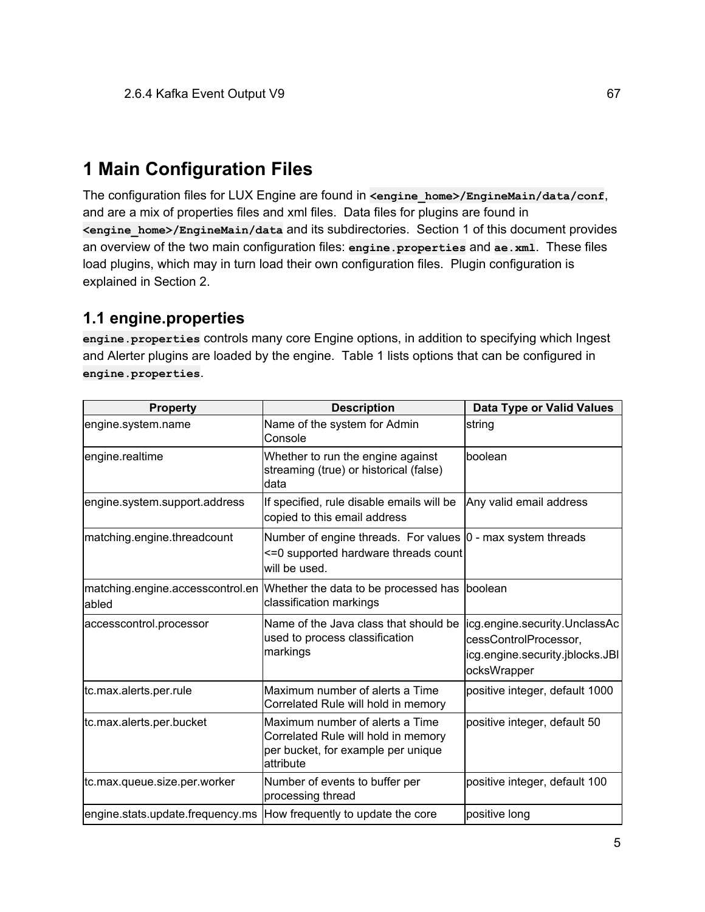2.6.4 Kafka Event Output V9 67

# 1 Main Configuration Files

The configuration files for LUX Engine are found in **`<engine_home>/EngineMain/data/conf`**, and are a mix of properties files and xml files. Data files for plugins are found in **`<engine_home>/EngineMain/data`** and its subdirectories. Section 1 of this document provides an overview of the two main configuration files: **`engine.properties`** and **`ae.xml`**. These files load plugins, which may in turn load their own configuration files. Plugin configuration is explained in Section 2.

## 1.1 engine.properties

**`engine.properties`** controls many core Engine options, in addition to specifying which Ingest and Alerter plugins are loaded by the engine. Table 1 lists options that can be configured in **`engine.properties`**.

| Property | Description | Data Type or Valid Values |
|---|---|---|
| engine.system.name | Name of the system for Admin Console | string |
| engine.realtime | Whether to run the engine against streaming (true) or historical (false) data | boolean |
| engine.system.support.address | If specified, rule disable emails will be copied to this email address | Any valid email address |
| matching.engine.threadcount | Number of engine threads. For values <=0 supported hardware threads count will be used. | 0 - max system threads |
| matching.engine.accesscontrol.enabled | Whether the data to be processed has classification markings | boolean |
| accesscontrol.processor | Name of the Java class that should be used to process classification markings | icg.engine.security.UnclassAccessControlProcessor, icg.engine.security.jblocks.JBlocksWrapper |
| tc.max.alerts.per.rule | Maximum number of alerts a Time Correlated Rule will hold in memory | positive integer, default 1000 |
| tc.max.alerts.per.bucket | Maximum number of alerts a Time Correlated Rule will hold in memory per bucket, for example per unique attribute | positive integer, default 50 |
| tc.max.queue.size.per.worker | Number of events to buffer per processing thread | positive integer, default 100 |
| engine.stats.update.frequency.ms | How frequently to update the core | positive long |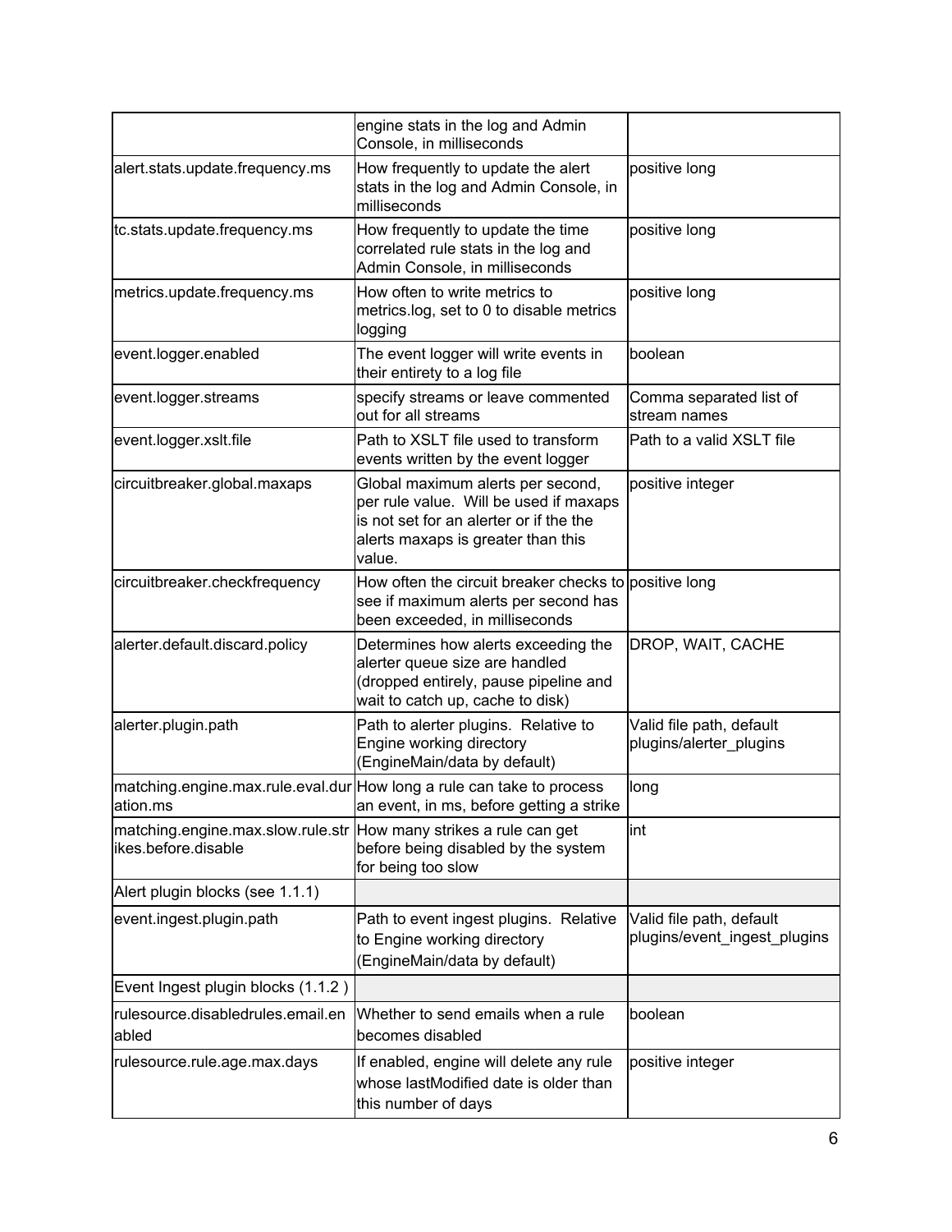| | | |
|---|---|---|
| | engine stats in the log and Admin Console, in milliseconds | |
| alert.stats.update.frequency.ms | How frequently to update the alert stats in the log and Admin Console, in milliseconds | positive long |
| tc.stats.update.frequency.ms | How frequently to update the time correlated rule stats in the log and Admin Console, in milliseconds | positive long |
| metrics.update.frequency.ms | How often to write metrics to metrics.log, set to 0 to disable metrics logging | positive long |
| event.logger.enabled | The event logger will write events in their entirety to a log file | boolean |
| event.logger.streams | specify streams or leave commented out for all streams | Comma separated list of stream names |
| event.logger.xslt.file | Path to XSLT file used to transform events written by the event logger | Path to a valid XSLT file |
| circuitbreaker.global.maxaps | Global maximum alerts per second, per rule value. Will be used if maxaps is not set for an alerter or if the the alerts maxaps is greater than this value. | positive integer |
| circuitbreaker.checkfrequency | How often the circuit breaker checks to see if maximum alerts per second has been exceeded, in milliseconds | positive long |
| alerter.default.discard.policy | Determines how alerts exceeding the alerter queue size are handled (dropped entirely, pause pipeline and wait to catch up, cache to disk) | DROP, WAIT, CACHE |
| alerter.plugin.path | Path to alerter plugins. Relative to Engine working directory (EngineMain/data by default) | Valid file path, default plugins/alerter_plugins |
| matching.engine.max.rule.eval.duration.ms | How long a rule can take to process an event, in ms, before getting a strike | long |
| matching.engine.max.slow.rule.strikes.before.disable | How many strikes a rule can get before being disabled by the system for being too slow | int |
| Alert plugin blocks (see 1.1.1) | | |
| event.ingest.plugin.path | Path to event ingest plugins. Relative to Engine working directory (EngineMain/data by default) | Valid file path, default plugins/event_ingest_plugins |
| Event Ingest plugin blocks (1.1.2 ) | | |
| rulesource.disabledrules.email.enabled | Whether to send emails when a rule becomes disabled | boolean |
| rulesource.rule.age.max.days | If enabled, engine will delete any rule whose lastModified date is older than this number of days | positive integer |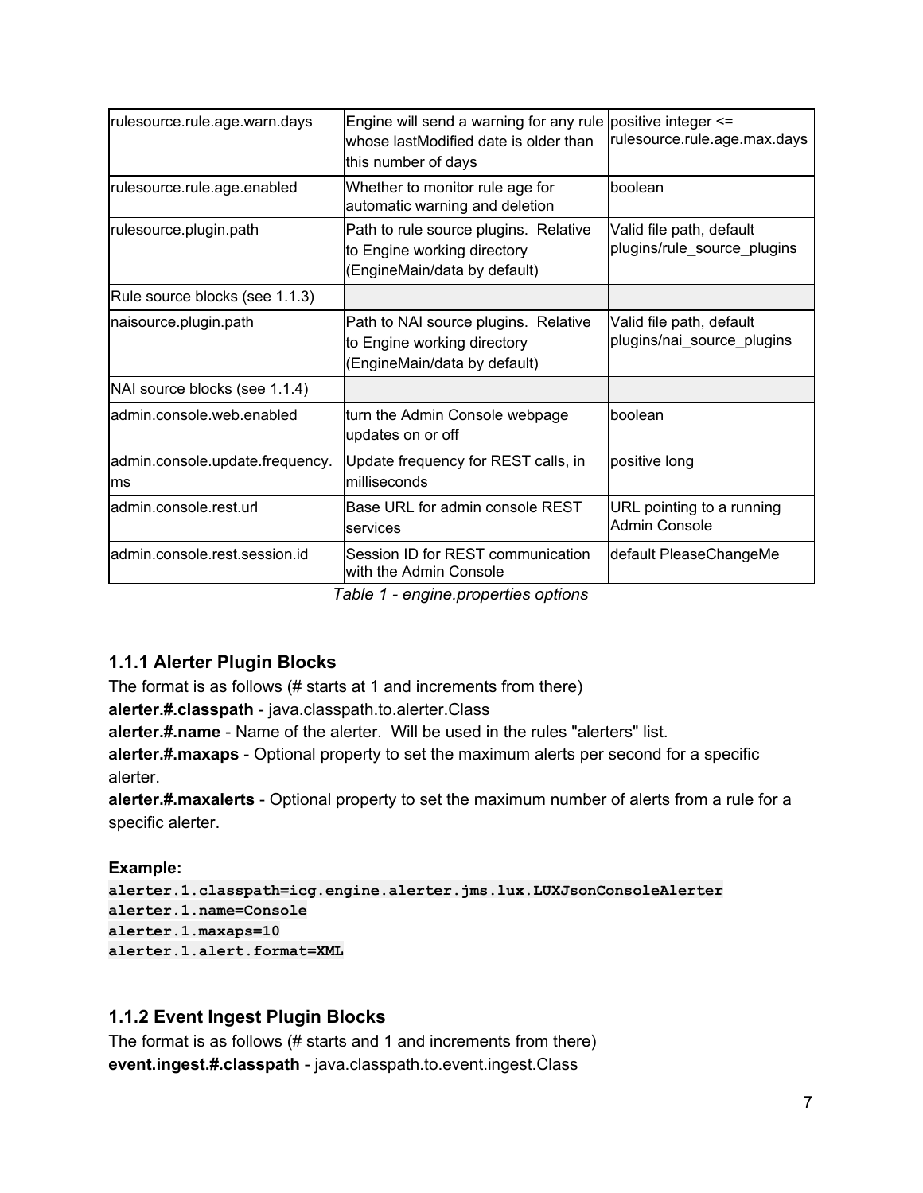| rulesource.rule.age.warn.days | Engine will send a warning for any rule whose lastModified date is older than this number of days | positive integer <= rulesource.rule.age.max.days |
|---|---|---|
| rulesource.rule.age.enabled | Whether to monitor rule age for automatic warning and deletion | boolean |
| rulesource.plugin.path | Path to rule source plugins. Relative to Engine working directory (EngineMain/data by default) | Valid file path, default plugins/rule_source_plugins |
| Rule source blocks (see 1.1.3) | | |
| naisource.plugin.path | Path to NAI source plugins. Relative to Engine working directory (EngineMain/data by default) | Valid file path, default plugins/nai_source_plugins |
| NAI source blocks (see 1.1.4) | | |
| admin.console.web.enabled | turn the Admin Console webpage updates on or off | boolean |
| admin.console.update.frequency.ms | Update frequency for REST calls, in milliseconds | positive long |
| admin.console.rest.url | Base URL for admin console REST services | URL pointing to a running Admin Console |
| admin.console.rest.session.id | Session ID for REST communication with the Admin Console | default PleaseChangeMe |

*Table 1 - engine.properties options*

### 1.1.1 Alerter Plugin Blocks

The format is as follows (# starts at 1 and increments from there)
**alerter.#.classpath** - java.classpath.to.alerter.Class
**alerter.#.name** - Name of the alerter. Will be used in the rules "alerters" list.
**alerter.#.maxaps** - Optional property to set the maximum alerts per second for a specific alerter.
**alerter.#.maxalerts** - Optional property to set the maximum number of alerts from a rule for a specific alerter.

**Example:**

```
alerter.1.classpath=icg.engine.alerter.jms.lux.LUXJsonConsoleAlerter
alerter.1.name=Console
alerter.1.maxaps=10
alerter.1.alert.format=XML
```

### 1.1.2 Event Ingest Plugin Blocks

The format is as follows (# starts and 1 and increments from there)
**event.ingest.#.classpath** - java.classpath.to.event.ingest.Class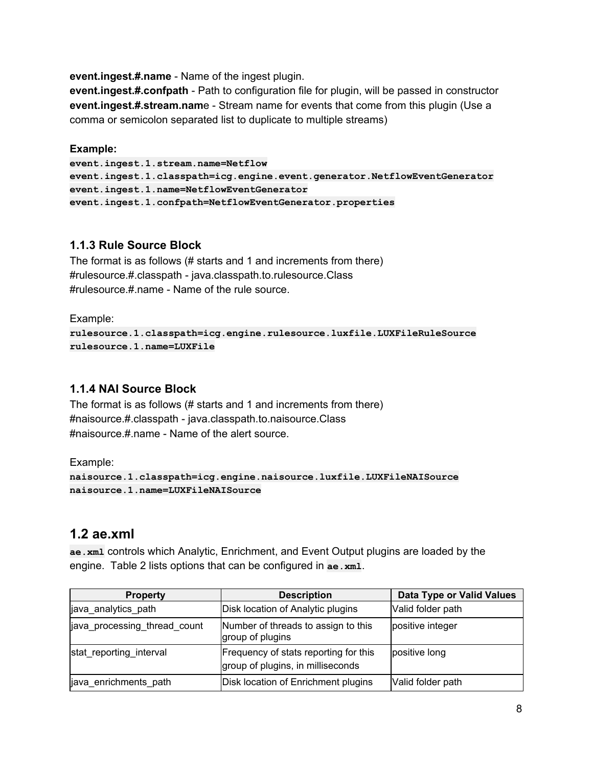**event.ingest.#.name** - Name of the ingest plugin.
**event.ingest.#.confpath** - Path to configuration file for plugin, will be passed in constructor
**event.ingest.#.stream.name** - Stream name for events that come from this plugin (Use a comma or semicolon separated list to duplicate to multiple streams)

**Example:**
```
event.ingest.1.stream.name=Netflow
event.ingest.1.classpath=icg.engine.event.generator.NetflowEventGenerator
event.ingest.1.name=NetflowEventGenerator
event.ingest.1.confpath=NetflowEventGenerator.properties
```

### 1.1.3 Rule Source Block

The format is as follows (# starts and 1 and increments from there)
#rulesource.#.classpath - java.classpath.to.rulesource.Class
#rulesource.#.name - Name of the rule source.

Example:
```
rulesource.1.classpath=icg.engine.rulesource.luxfile.LUXFileRuleSource
rulesource.1.name=LUXFile
```

### 1.1.4 NAI Source Block

The format is as follows (# starts and 1 and increments from there)
#naisource.#.classpath - java.classpath.to.naisource.Class
#naisource.#.name - Name of the alert source.

Example:
```
naisource.1.classpath=icg.engine.naisource.luxfile.LUXFileNAISource
naisource.1.name=LUXFileNAISource
```

## 1.2 ae.xml

`ae.xml` controls which Analytic, Enrichment, and Event Output plugins are loaded by the engine. Table 2 lists options that can be configured in `ae.xml`.

| Property | Description | Data Type or Valid Values |
|---|---|---|
| java_analytics_path | Disk location of Analytic plugins | Valid folder path |
| java_processing_thread_count | Number of threads to assign to this group of plugins | positive integer |
| stat_reporting_interval | Frequency of stats reporting for this group of plugins, in milliseconds | positive long |
| java_enrichments_path | Disk location of Enrichment plugins | Valid folder path |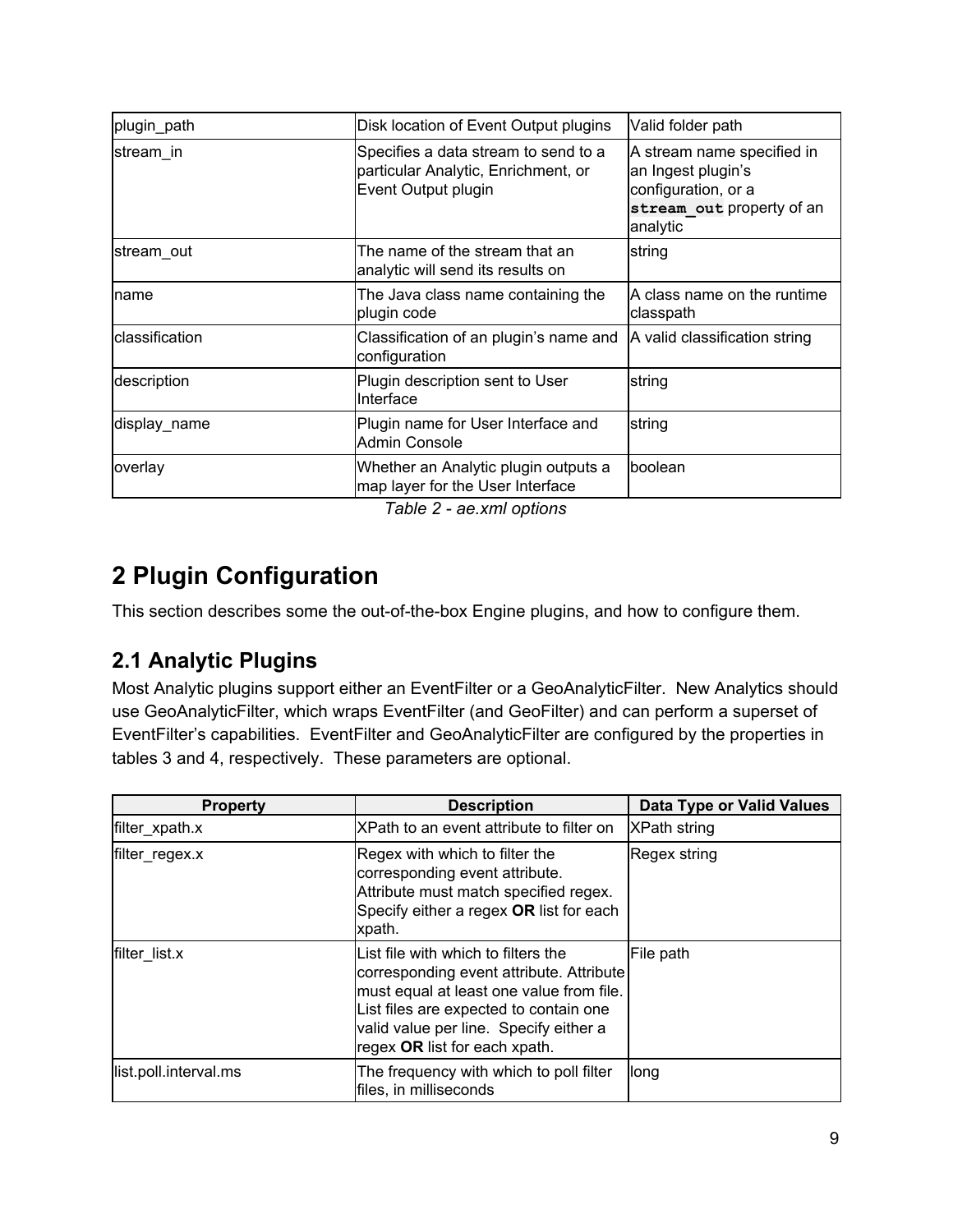| | | |
|---|---|---|
| plugin_path | Disk location of Event Output plugins | Valid folder path |
| stream_in | Specifies a data stream to send to a particular Analytic, Enrichment, or Event Output plugin | A stream name specified in an Ingest plugin's configuration, or a **`stream_out`** property of an analytic |
| stream_out | The name of the stream that an analytic will send its results on | string |
| name | The Java class name containing the plugin code | A class name on the runtime classpath |
| classification | Classification of an plugin's name and configuration | A valid classification string |
| description | Plugin description sent to User Interface | string |
| display_name | Plugin name for User Interface and Admin Console | string |
| overlay | Whether an Analytic plugin outputs a map layer for the User Interface | boolean |

*Table 2 - ae.xml options*

# 2 Plugin Configuration

This section describes some the out-of-the-box Engine plugins, and how to configure them.

## 2.1 Analytic Plugins

Most Analytic plugins support either an EventFilter or a GeoAnalyticFilter. New Analytics should use GeoAnalyticFilter, which wraps EventFilter (and GeoFilter) and can perform a superset of EventFilter's capabilities. EventFilter and GeoAnalyticFilter are configured by the properties in tables 3 and 4, respectively. These parameters are optional.

| Property | Description | Data Type or Valid Values |
|---|---|---|
| filter_xpath.x | XPath to an event attribute to filter on | XPath string |
| filter_regex.x | Regex with which to filter the corresponding event attribute. Attribute must match specified regex. Specify either a regex **OR** list for each xpath. | Regex string |
| filter_list.x | List file with which to filters the corresponding event attribute. Attribute must equal at least one value from file. List files are expected to contain one valid value per line. Specify either a regex **OR** list for each xpath. | File path |
| list.poll.interval.ms | The frequency with which to poll filter files, in milliseconds | long |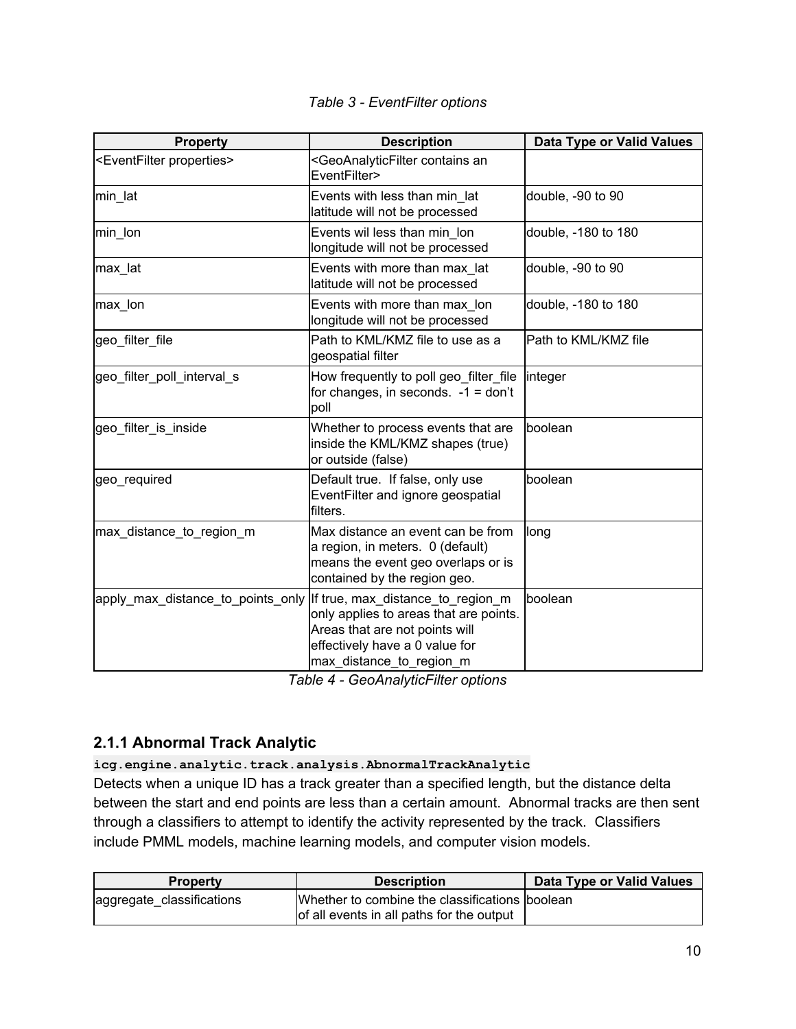*Table 3 - EventFilter options*

| Property | Description | Data Type or Valid Values |
|---|---|---|
| <EventFilter properties> | <GeoAnalyticFilter contains an EventFilter> | |
| min_lat | Events with less than min_lat latitude will not be processed | double, -90 to 90 |
| min_lon | Events wil less than min_lon longitude will not be processed | double, -180 to 180 |
| max_lat | Events with more than max_lat latitude will not be processed | double, -90 to 90 |
| max_lon | Events with more than max_lon longitude will not be processed | double, -180 to 180 |
| geo_filter_file | Path to KML/KMZ file to use as a geospatial filter | Path to KML/KMZ file |
| geo_filter_poll_interval_s | How frequently to poll geo_filter_file for changes, in seconds. -1 = don't poll | integer |
| geo_filter_is_inside | Whether to process events that are inside the KML/KMZ shapes (true) or outside (false) | boolean |
| geo_required | Default true. If false, only use EventFilter and ignore geospatial filters. | boolean |
| max_distance_to_region_m | Max distance an event can be from a region, in meters. 0 (default) means the event geo overlaps or is contained by the region geo. | long |
| apply_max_distance_to_points_only | If true, max_distance_to_region_m only applies to areas that are points. Areas that are not points will effectively have a 0 value for max_distance_to_region_m | boolean |

*Table 4 - GeoAnalyticFilter options*

### 2.1.1 Abnormal Track Analytic

**`icg.engine.analytic.track.analysis.AbnormalTrackAnalytic`**

Detects when a unique ID has a track greater than a specified length, but the distance delta between the start and end points are less than a certain amount. Abnormal tracks are then sent through a classifiers to attempt to identify the activity represented by the track. Classifiers include PMML models, machine learning models, and computer vision models.

| Property | Description | Data Type or Valid Values |
|---|---|---|
| aggregate_classifications | Whether to combine the classifications of all events in all paths for the output | boolean |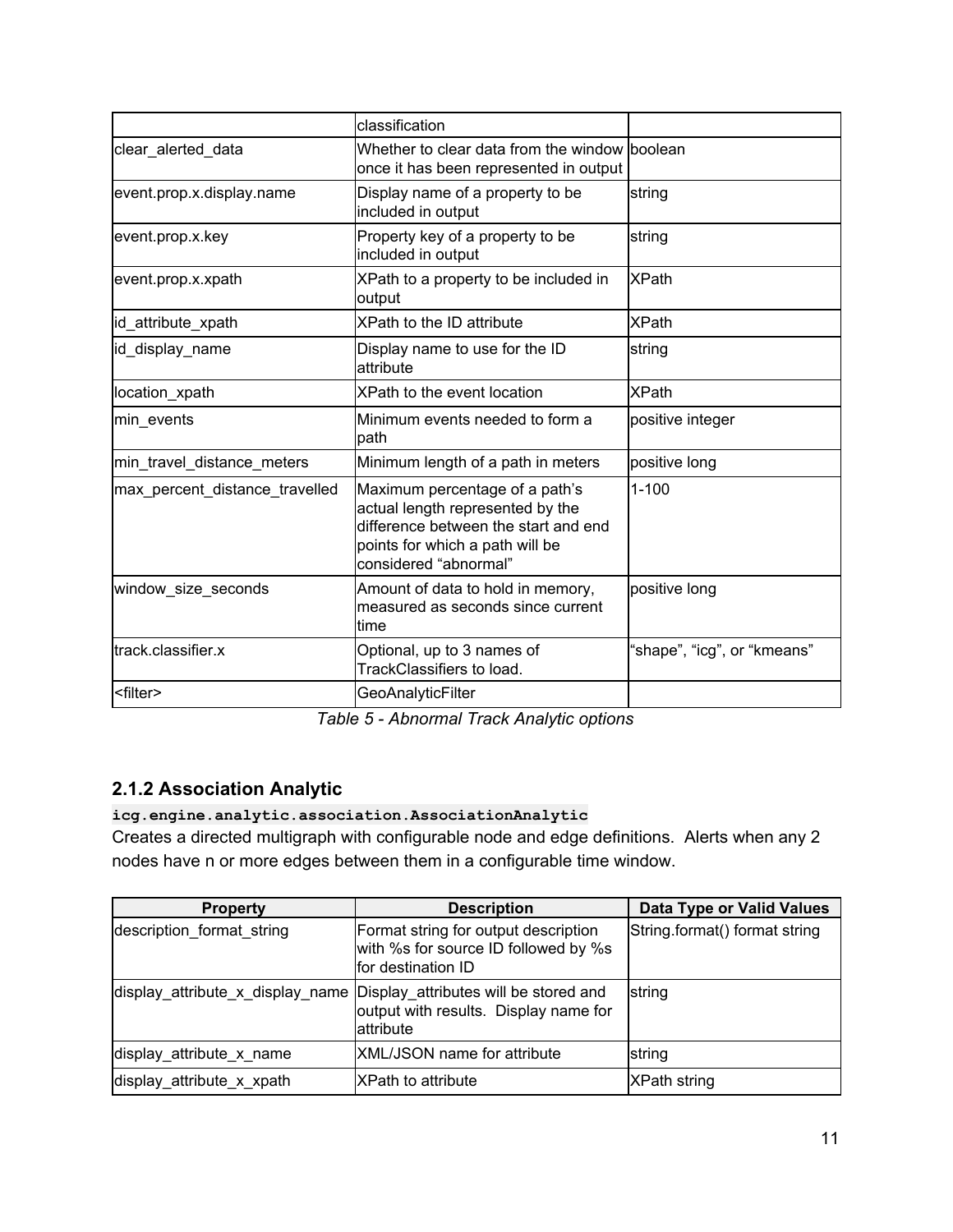| | | |
|---|---|---|
| | classification | |
| clear_alerted_data | Whether to clear data from the window once it has been represented in output | boolean |
| event.prop.x.display.name | Display name of a property to be included in output | string |
| event.prop.x.key | Property key of a property to be included in output | string |
| event.prop.x.xpath | XPath to a property to be included in output | XPath |
| id_attribute_xpath | XPath to the ID attribute | XPath |
| id_display_name | Display name to use for the ID attribute | string |
| location_xpath | XPath to the event location | XPath |
| min_events | Minimum events needed to form a path | positive integer |
| min_travel_distance_meters | Minimum length of a path in meters | positive long |
| max_percent_distance_travelled | Maximum percentage of a path's actual length represented by the difference between the start and end points for which a path will be considered "abnormal" | 1-100 |
| window_size_seconds | Amount of data to hold in memory, measured as seconds since current time | positive long |
| track.classifier.x | Optional, up to 3 names of TrackClassifiers to load. | "shape", "icg", or "kmeans" |
| <filter> | GeoAnalyticFilter | |

*Table 5 - Abnormal Track Analytic options*

### 2.1.2 Association Analytic

**`icg.engine.analytic.association.AssociationAnalytic`**

Creates a directed multigraph with configurable node and edge definitions. Alerts when any 2 nodes have n or more edges between them in a configurable time window.

| Property | Description | Data Type or Valid Values |
|---|---|---|
| description_format_string | Format string for output description with %s for source ID followed by %s for destination ID | String.format() format string |
| display_attribute_x_display_name | Display_attributes will be stored and output with results. Display name for attribute | string |
| display_attribute_x_name | XML/JSON name for attribute | string |
| display_attribute_x_xpath | XPath to attribute | XPath string |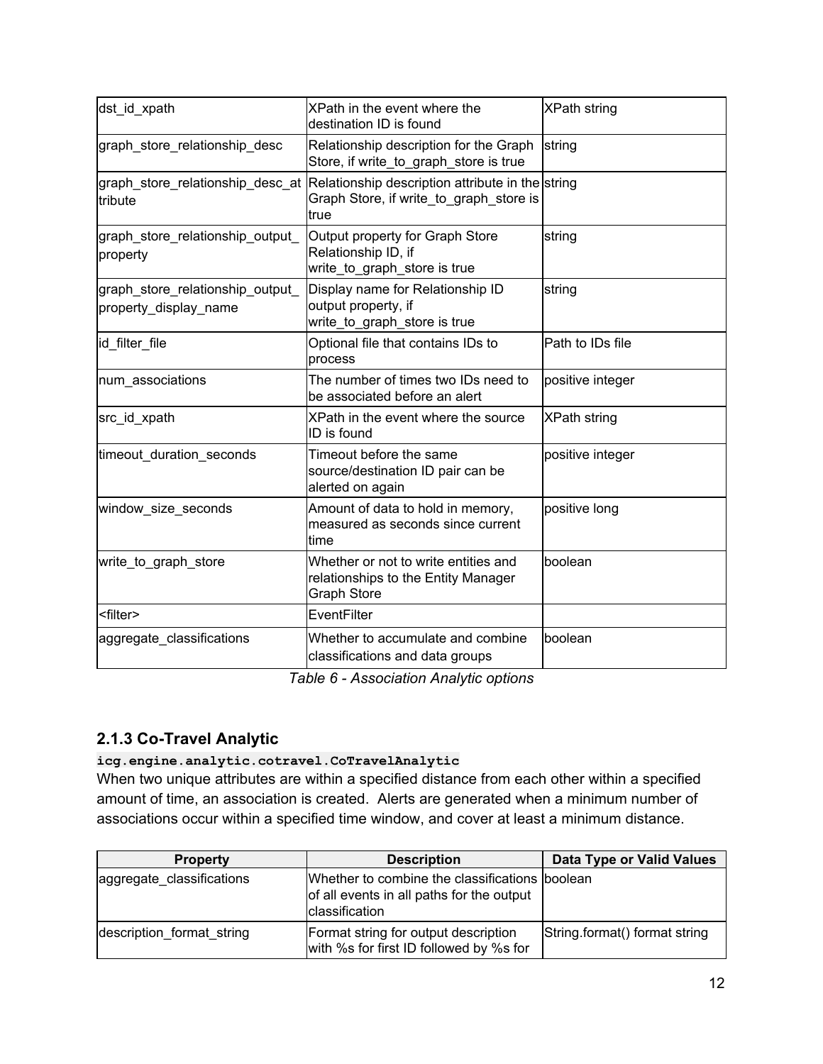| | | |
|---|---|---|
| dst_id_xpath | XPath in the event where the destination ID is found | XPath string |
| graph_store_relationship_desc | Relationship description for the Graph Store, if write_to_graph_store is true | string |
| graph_store_relationship_desc_attribute | Relationship description attribute in the Graph Store, if write_to_graph_store is true | string |
| graph_store_relationship_output_property | Output property for Graph Store Relationship ID, if write_to_graph_store is true | string |
| graph_store_relationship_output_property_display_name | Display name for Relationship ID output property, if write_to_graph_store is true | string |
| id_filter_file | Optional file that contains IDs to process | Path to IDs file |
| num_associations | The number of times two IDs need to be associated before an alert | positive integer |
| src_id_xpath | XPath in the event where the source ID is found | XPath string |
| timeout_duration_seconds | Timeout before the same source/destination ID pair can be alerted on again | positive integer |
| window_size_seconds | Amount of data to hold in memory, measured as seconds since current time | positive long |
| write_to_graph_store | Whether or not to write entities and relationships to the Entity Manager Graph Store | boolean |
| <filter> | EventFilter | |
| aggregate_classifications | Whether to accumulate and combine classifications and data groups | boolean |

*Table 6 - Association Analytic options*

### 2.1.3 Co-Travel Analytic

**`icg.engine.analytic.cotravel.CoTravelAnalytic`**

When two unique attributes are within a specified distance from each other within a specified amount of time, an association is created. Alerts are generated when a minimum number of associations occur within a specified time window, and cover at least a minimum distance.

| Property | Description | Data Type or Valid Values |
|---|---|---|
| aggregate_classifications | Whether to combine the classifications of all events in all paths for the output classification | boolean |
| description_format_string | Format string for output description with %s for first ID followed by %s for | String.format() format string |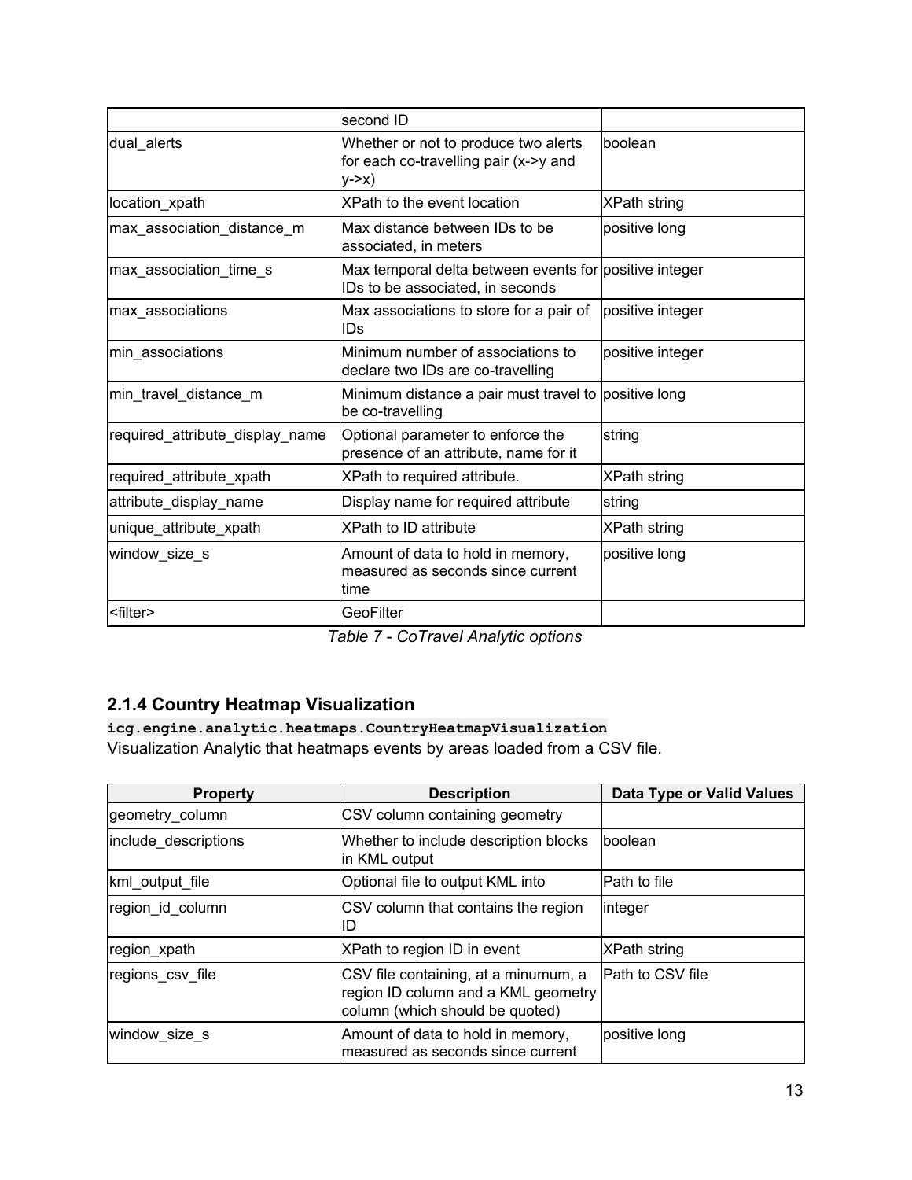|  | second ID |  |
| --- | --- | --- |
| dual_alerts | Whether or not to produce two alerts for each co-travelling pair (x->y and y->x) | boolean |
| location_xpath | XPath to the event location | XPath string |
| max_association_distance_m | Max distance between IDs to be associated, in meters | positive long |
| max_association_time_s | Max temporal delta between events for IDs to be associated, in seconds | positive integer |
| max_associations | Max associations to store for a pair of IDs | positive integer |
| min_associations | Minimum number of associations to declare two IDs are co-travelling | positive integer |
| min_travel_distance_m | Minimum distance a pair must travel to be co-travelling | positive long |
| required_attribute_display_name | Optional parameter to enforce the presence of an attribute, name for it | string |
| required_attribute_xpath | XPath to required attribute. | XPath string |
| attribute_display_name | Display name for required attribute | string |
| unique_attribute_xpath | XPath to ID attribute | XPath string |
| window_size_s | Amount of data to hold in memory, measured as seconds since current time | positive long |
| <filter> | GeoFilter |  |

*Table 7 - CoTravel Analytic options*

### 2.1.4 Country Heatmap Visualization

`icg.engine.analytic.heatmaps.CountryHeatmapVisualization`
Visualization Analytic that heatmaps events by areas loaded from a CSV file.

| Property | Description | Data Type or Valid Values |
| --- | --- | --- |
| geometry_column | CSV column containing geometry |  |
| include_descriptions | Whether to include description blocks in KML output | boolean |
| kml_output_file | Optional file to output KML into | Path to file |
| region_id_column | CSV column that contains the region ID | integer |
| region_xpath | XPath to region ID in event | XPath string |
| regions_csv_file | CSV file containing, at a minumum, a region ID column and a KML geometry column (which should be quoted) | Path to CSV file |
| window_size_s | Amount of data to hold in memory, measured as seconds since current | positive long |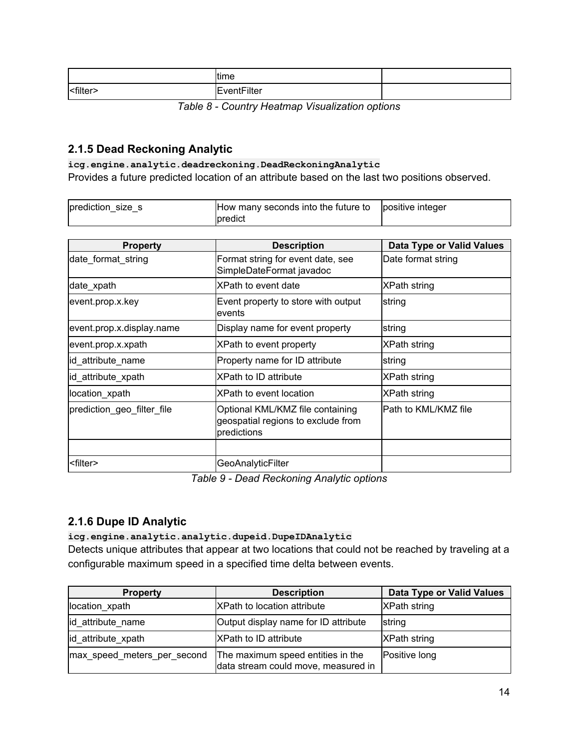| | time | |
|---|---|---|
| <filter> | EventFilter | |

*Table 8 - Country Heatmap Visualization options*

### 2.1.5 Dead Reckoning Analytic

**`icg.engine.analytic.deadreckoning.DeadReckoningAnalytic`**

Provides a future predicted location of an attribute based on the last two positions observed.

| Property | Description | Data Type or Valid Values |
|---|---|---|
| prediction_size_s | How many seconds into the future to predict | positive integer |
| date_format_string | Format string for event date, see SimpleDateFormat javadoc | Date format string |
| date_xpath | XPath to event date | XPath string |
| event.prop.x.key | Event property to store with output events | string |
| event.prop.x.display.name | Display name for event property | string |
| event.prop.x.xpath | XPath to event property | XPath string |
| id_attribute_name | Property name for ID attribute | string |
| id_attribute_xpath | XPath to ID attribute | XPath string |
| location_xpath | XPath to event location | XPath string |
| prediction_geo_filter_file | Optional KML/KMZ file containing geospatial regions to exclude from predictions | Path to KML/KMZ file |
| | | |
| <filter> | GeoAnalyticFilter | |

*Table 9 - Dead Reckoning Analytic options*

### 2.1.6 Dupe ID Analytic

**`icg.engine.analytic.analytic.dupeid.DupeIDAnalytic`**

Detects unique attributes that appear at two locations that could not be reached by traveling at a configurable maximum speed in a specified time delta between events.

| Property | Description | Data Type or Valid Values |
|---|---|---|
| location_xpath | XPath to location attribute | XPath string |
| id_attribute_name | Output display name for ID attribute | string |
| id_attribute_xpath | XPath to ID attribute | XPath string |
| max_speed_meters_per_second | The maximum speed entities in the data stream could move, measured in | Positive long |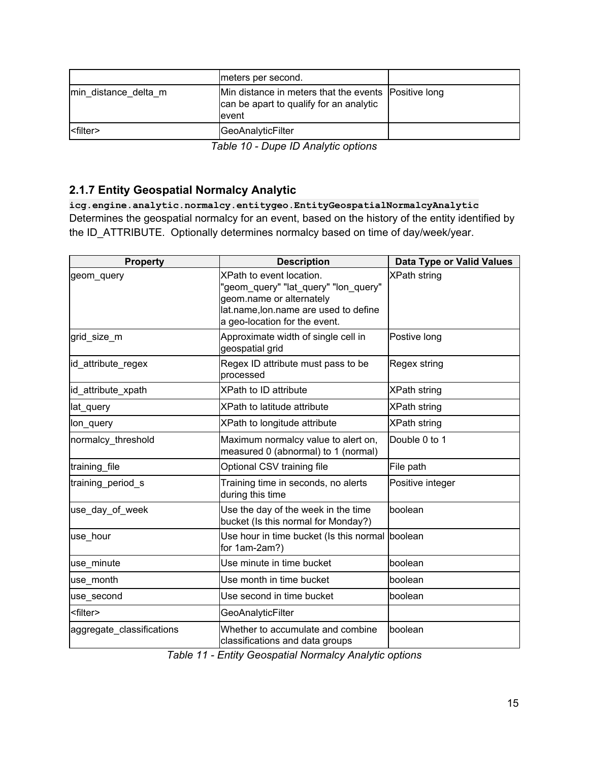| | meters per second. | |
|---|---|---|
| min_distance_delta_m | Min distance in meters that the events can be apart to qualify for an analytic event | Positive long |
| <filter> | GeoAnalyticFilter | |

*Table 10 - Dupe ID Analytic options*

### 2.1.7 Entity Geospatial Normalcy Analytic

**`icg.engine.analytic.normalcy.entitygeo.EntityGeospatialNormalcyAnalytic`**

Determines the geospatial normalcy for an event, based on the history of the entity identified by the ID_ATTRIBUTE. Optionally determines normalcy based on time of day/week/year.

| Property | Description | Data Type or Valid Values |
|---|---|---|
| geom_query | XPath to event location. "geom_query" "lat_query" "lon_query" geom.name or alternately lat.name,lon.name are used to define a geo-location for the event. | XPath string |
| grid_size_m | Approximate width of single cell in geospatial grid | Postive long |
| id_attribute_regex | Regex ID attribute must pass to be processed | Regex string |
| id_attribute_xpath | XPath to ID attribute | XPath string |
| lat_query | XPath to latitude attribute | XPath string |
| lon_query | XPath to longitude attribute | XPath string |
| normalcy_threshold | Maximum normalcy value to alert on, measured 0 (abnormal) to 1 (normal) | Double 0 to 1 |
| training_file | Optional CSV training file | File path |
| training_period_s | Training time in seconds, no alerts during this time | Positive integer |
| use_day_of_week | Use the day of the week in the time bucket (Is this normal for Monday?) | boolean |
| use_hour | Use hour in time bucket (Is this normal for 1am-2am?) | boolean |
| use_minute | Use minute in time bucket | boolean |
| use_month | Use month in time bucket | boolean |
| use_second | Use second in time bucket | boolean |
| <filter> | GeoAnalyticFilter | |
| aggregate_classifications | Whether to accumulate and combine classifications and data groups | boolean |

*Table 11 - Entity Geospatial Normalcy Analytic options*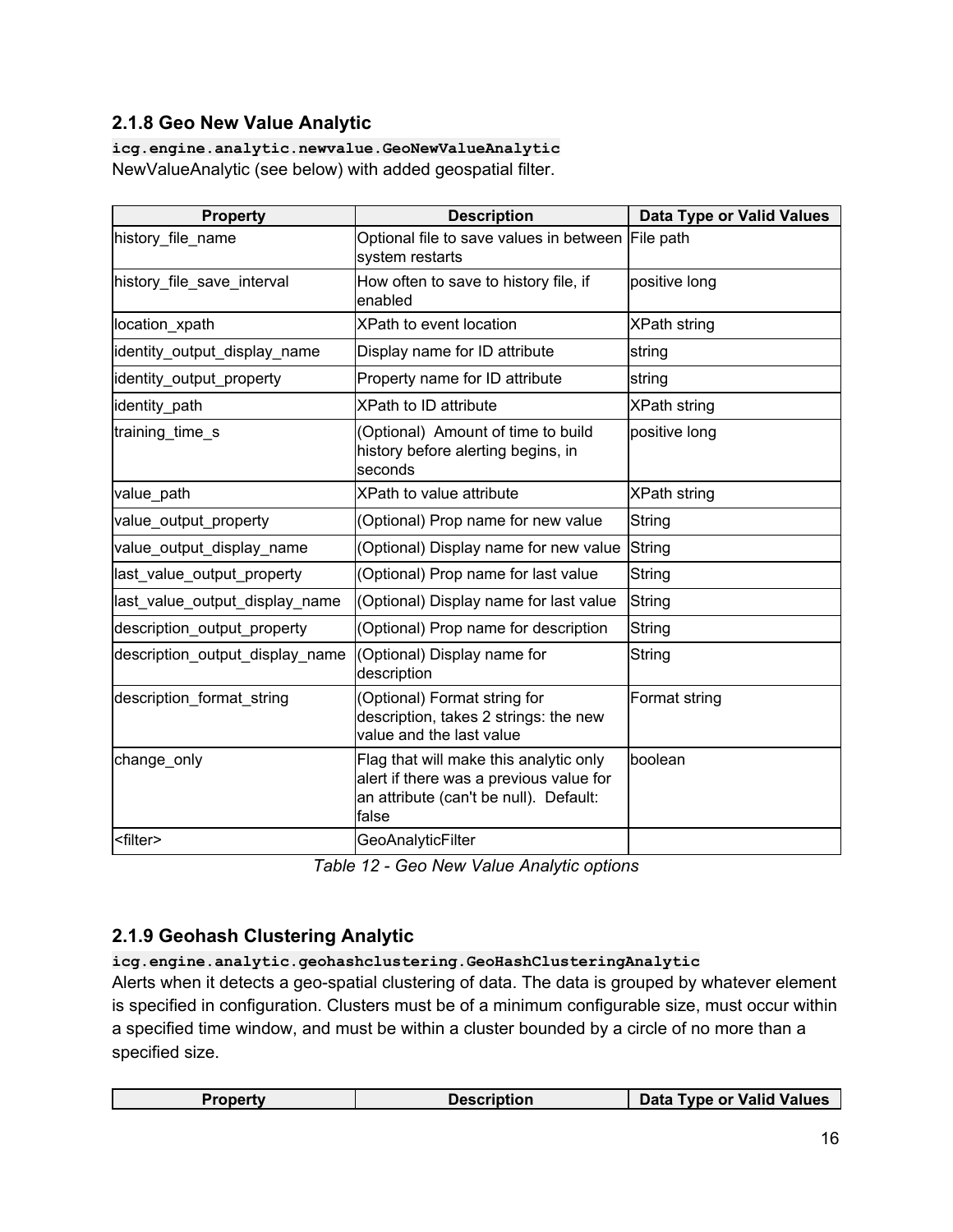### 2.1.8 Geo New Value Analytic

`icg.engine.analytic.newvalue.GeoNewValueAnalytic`

NewValueAnalytic (see below) with added geospatial filter.

| Property | Description | Data Type or Valid Values |
|---|---|---|
| history_file_name | Optional file to save values in between system restarts | File path |
| history_file_save_interval | How often to save to history file, if enabled | positive long |
| location_xpath | XPath to event location | XPath string |
| identity_output_display_name | Display name for ID attribute | string |
| identity_output_property | Property name for ID attribute | string |
| identity_path | XPath to ID attribute | XPath string |
| training_time_s | (Optional) Amount of time to build history before alerting begins, in seconds | positive long |
| value_path | XPath to value attribute | XPath string |
| value_output_property | (Optional) Prop name for new value | String |
| value_output_display_name | (Optional) Display name for new value | String |
| last_value_output_property | (Optional) Prop name for last value | String |
| last_value_output_display_name | (Optional) Display name for last value | String |
| description_output_property | (Optional) Prop name for description | String |
| description_output_display_name | (Optional) Display name for description | String |
| description_format_string | (Optional) Format string for description, takes 2 strings: the new value and the last value | Format string |
| change_only | Flag that will make this analytic only alert if there was a previous value for an attribute (can't be null). Default: false | boolean |
| <filter> | GeoAnalyticFilter | |

*Table 12 - Geo New Value Analytic options*

### 2.1.9 Geohash Clustering Analytic

`icg.engine.analytic.geohashclustering.GeoHashClusteringAnalytic`

Alerts when it detects a geo-spatial clustering of data. The data is grouped by whatever element is specified in configuration. Clusters must be of a minimum configurable size, must occur within a specified time window, and must be within a cluster bounded by a circle of no more than a specified size.

| Property | Description | Data Type or Valid Values |
|---|---|---|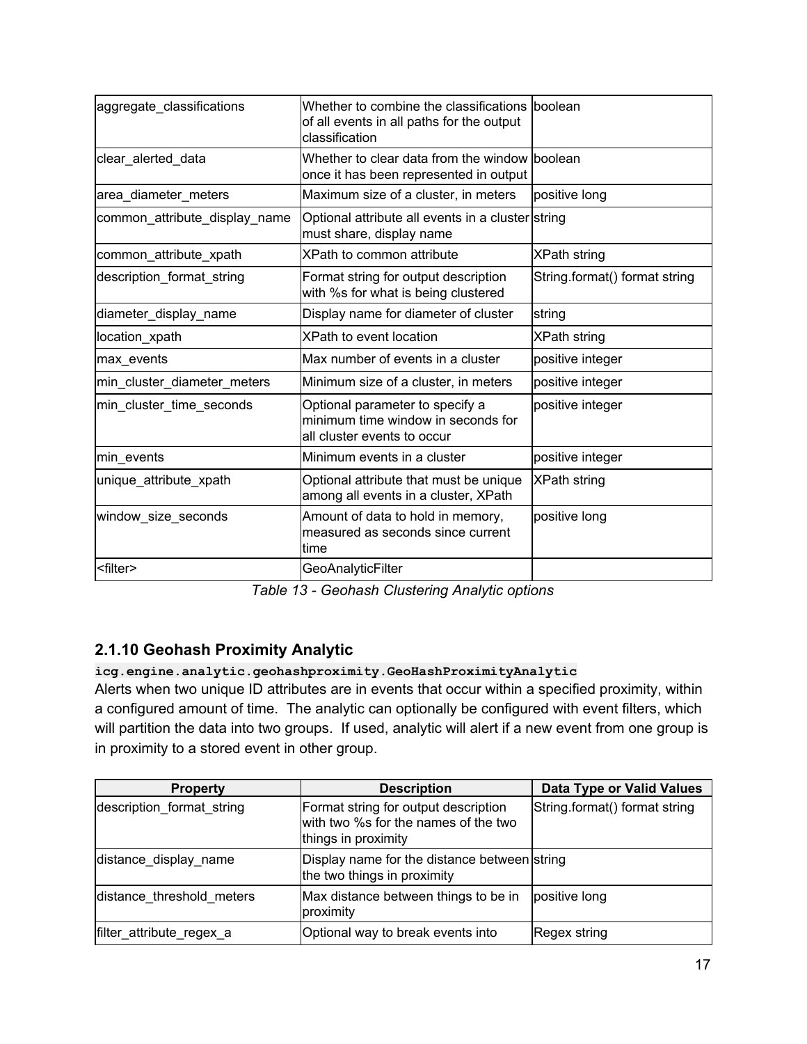| | | |
|---|---|---|
| aggregate_classifications | Whether to combine the classifications of all events in all paths for the output classification | boolean |
| clear_alerted_data | Whether to clear data from the window once it has been represented in output | boolean |
| area_diameter_meters | Maximum size of a cluster, in meters | positive long |
| common_attribute_display_name | Optional attribute all events in a cluster must share, display name | string |
| common_attribute_xpath | XPath to common attribute | XPath string |
| description_format_string | Format string for output description with %s for what is being clustered | String.format() format string |
| diameter_display_name | Display name for diameter of cluster | string |
| location_xpath | XPath to event location | XPath string |
| max_events | Max number of events in a cluster | positive integer |
| min_cluster_diameter_meters | Minimum size of a cluster, in meters | positive integer |
| min_cluster_time_seconds | Optional parameter to specify a minimum time window in seconds for all cluster events to occur | positive integer |
| min_events | Minimum events in a cluster | positive integer |
| unique_attribute_xpath | Optional attribute that must be unique among all events in a cluster, XPath | XPath string |
| window_size_seconds | Amount of data to hold in memory, measured as seconds since current time | positive long |
| <filter> | GeoAnalyticFilter | |

*Table 13 - Geohash Clustering Analytic options*

### 2.1.10 Geohash Proximity Analytic

**`icg.engine.analytic.geohashproximity.GeoHashProximityAnalytic`**

Alerts when two unique ID attributes are in events that occur within a specified proximity, within a configured amount of time. The analytic can optionally be configured with event filters, which will partition the data into two groups. If used, analytic will alert if a new event from one group is in proximity to a stored event in other group.

| Property | Description | Data Type or Valid Values |
|---|---|---|
| description_format_string | Format string for output description with two %s for the names of the two things in proximity | String.format() format string |
| distance_display_name | Display name for the distance between the two things in proximity | string |
| distance_threshold_meters | Max distance between things to be in proximity | positive long |
| filter_attribute_regex_a | Optional way to break events into | Regex string |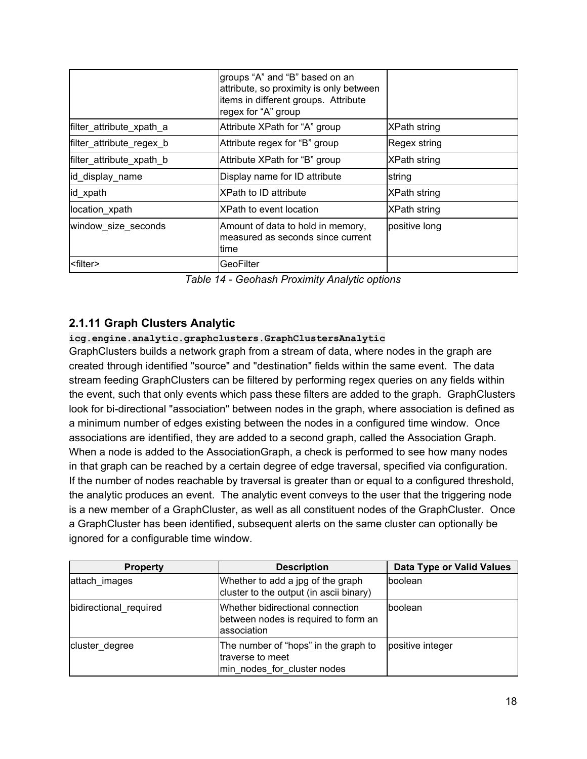| | groups “A” and “B” based on an attribute, so proximity is only between items in different groups. Attribute regex for “A” group | |
|---|---|---|
| filter_attribute_xpath_a | Attribute XPath for “A” group | XPath string |
| filter_attribute_regex_b | Attribute regex for “B” group | Regex string |
| filter_attribute_xpath_b | Attribute XPath for “B” group | XPath string |
| id_display_name | Display name for ID attribute | string |
| id_xpath | XPath to ID attribute | XPath string |
| location_xpath | XPath to event location | XPath string |
| window_size_seconds | Amount of data to hold in memory, measured as seconds since current time | positive long |
| <filter> | GeoFilter | |

*Table 14 - Geohash Proximity Analytic options*

### 2.1.11 Graph Clusters Analytic

`icg.engine.analytic.graphclusters.GraphClustersAnalytic`

GraphClusters builds a network graph from a stream of data, where nodes in the graph are created through identified "source" and "destination" fields within the same event. The data stream feeding GraphClusters can be filtered by performing regex queries on any fields within the event, such that only events which pass these filters are added to the graph. GraphClusters look for bi-directional "association" between nodes in the graph, where association is defined as a minimum number of edges existing between the nodes in a configured time window. Once associations are identified, they are added to a second graph, called the Association Graph. When a node is added to the AssociationGraph, a check is performed to see how many nodes in that graph can be reached by a certain degree of edge traversal, specified via configuration. If the number of nodes reachable by traversal is greater than or equal to a configured threshold, the analytic produces an event. The analytic event conveys to the user that the triggering node is a new member of a GraphCluster, as well as all constituent nodes of the GraphCluster. Once a GraphCluster has been identified, subsequent alerts on the same cluster can optionally be ignored for a configurable time window.

| Property | Description | Data Type or Valid Values |
|---|---|---|
| attach_images | Whether to add a jpg of the graph cluster to the output (in ascii binary) | boolean |
| bidirectional_required | Whether bidirectional connection between nodes is required to form an association | boolean |
| cluster_degree | The number of “hops” in the graph to traverse to meet min_nodes_for_cluster nodes | positive integer |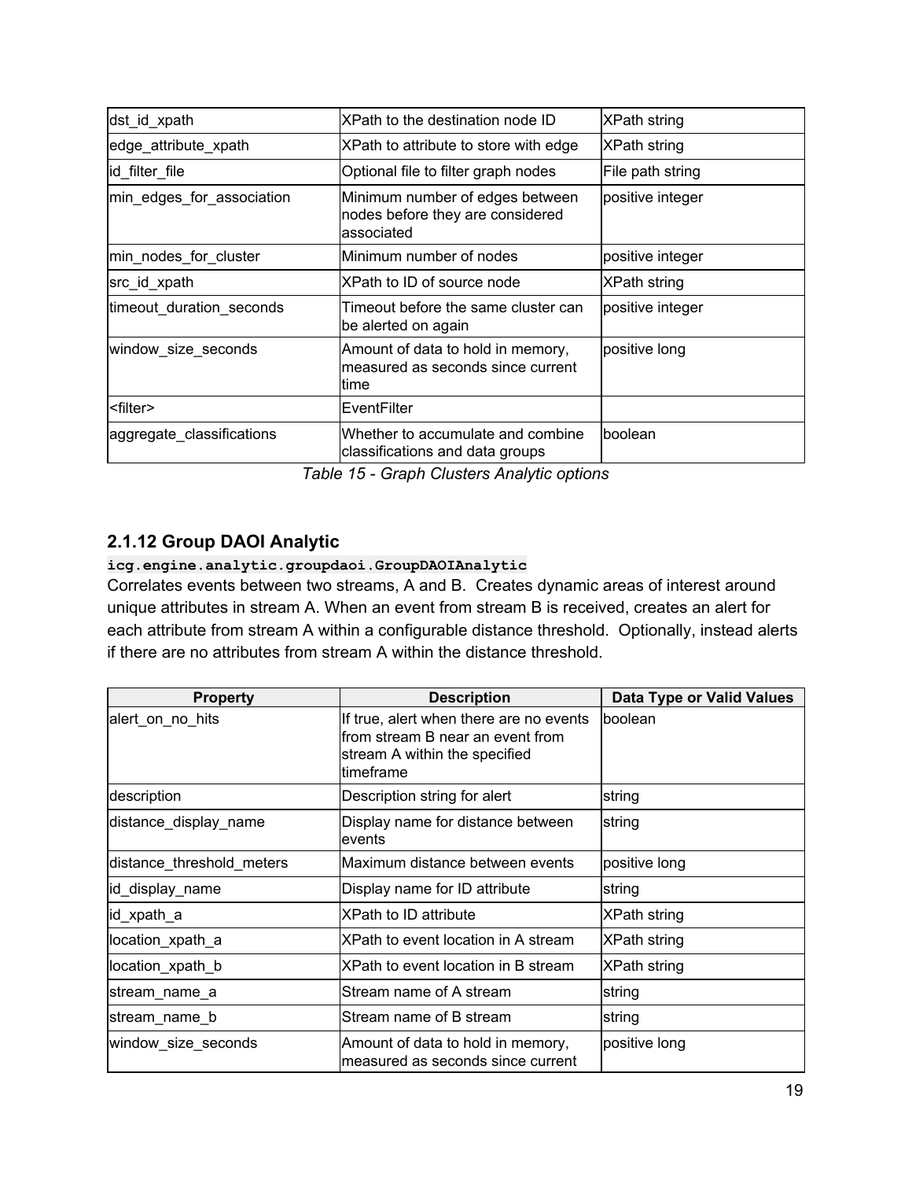| | | |
|---|---|---|
| dst_id_xpath | XPath to the destination node ID | XPath string |
| edge_attribute_xpath | XPath to attribute to store with edge | XPath string |
| id_filter_file | Optional file to filter graph nodes | File path string |
| min_edges_for_association | Minimum number of edges between nodes before they are considered associated | positive integer |
| min_nodes_for_cluster | Minimum number of nodes | positive integer |
| src_id_xpath | XPath to ID of source node | XPath string |
| timeout_duration_seconds | Timeout before the same cluster can be alerted on again | positive integer |
| window_size_seconds | Amount of data to hold in memory, measured as seconds since current time | positive long |
| <filter> | EventFilter | |
| aggregate_classifications | Whether to accumulate and combine classifications and data groups | boolean |

*Table 15 - Graph Clusters Analytic options*

### 2.1.12 Group DAOI Analytic

**`icg.engine.analytic.groupdaoi.GroupDAOIAnalytic`**

Correlates events between two streams, A and B. Creates dynamic areas of interest around unique attributes in stream A. When an event from stream B is received, creates an alert for each attribute from stream A within a configurable distance threshold. Optionally, instead alerts if there are no attributes from stream A within the distance threshold.

| Property | Description | Data Type or Valid Values |
|---|---|---|
| alert_on_no_hits | If true, alert when there are no events from stream B near an event from stream A within the specified timeframe | boolean |
| description | Description string for alert | string |
| distance_display_name | Display name for distance between events | string |
| distance_threshold_meters | Maximum distance between events | positive long |
| id_display_name | Display name for ID attribute | string |
| id_xpath_a | XPath to ID attribute | XPath string |
| location_xpath_a | XPath to event location in A stream | XPath string |
| location_xpath_b | XPath to event location in B stream | XPath string |
| stream_name_a | Stream name of A stream | string |
| stream_name_b | Stream name of B stream | string |
| window_size_seconds | Amount of data to hold in memory, measured as seconds since current | positive long |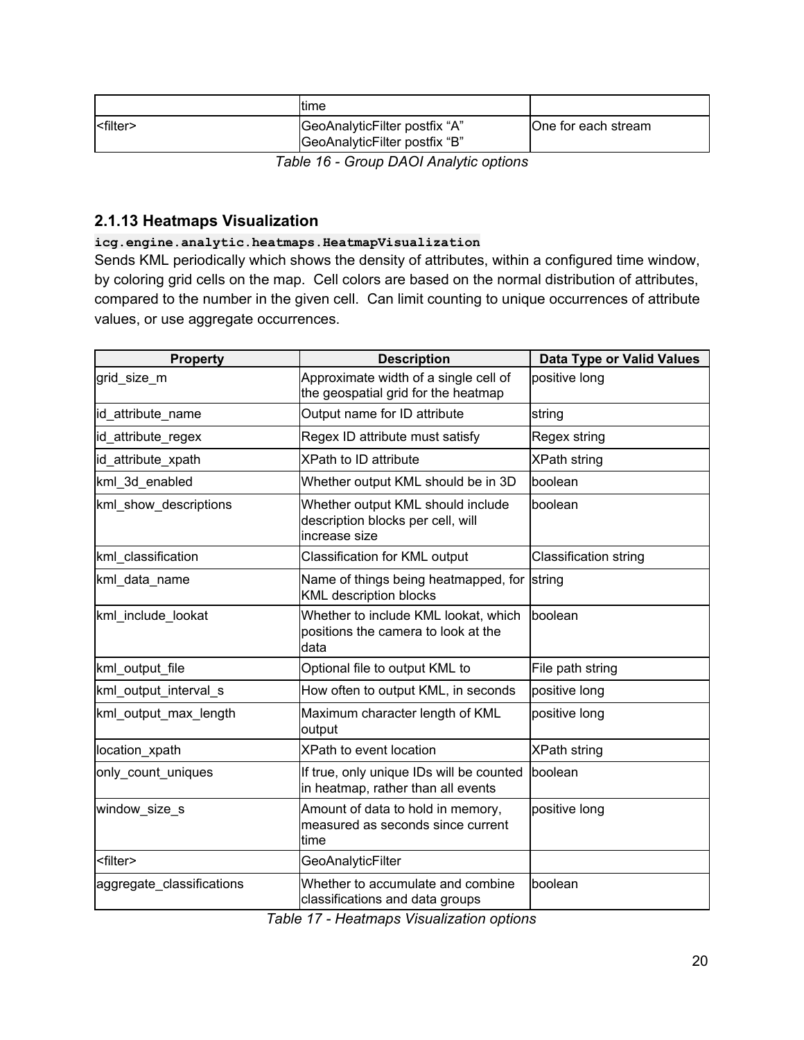| | time | |
|---|---|---|
| <filter> | GeoAnalyticFilter postfix “A” GeoAnalyticFilter postfix “B” | One for each stream |

*Table 16 - Group DAOI Analytic options*

### 2.1.13 Heatmaps Visualization

**`icg.engine.analytic.heatmaps.HeatmapVisualization`**

Sends KML periodically which shows the density of attributes, within a configured time window, by coloring grid cells on the map. Cell colors are based on the normal distribution of attributes, compared to the number in the given cell. Can limit counting to unique occurrences of attribute values, or use aggregate occurrences.

| Property | Description | Data Type or Valid Values |
|---|---|---|
| grid_size_m | Approximate width of a single cell of the geospatial grid for the heatmap | positive long |
| id_attribute_name | Output name for ID attribute | string |
| id_attribute_regex | Regex ID attribute must satisfy | Regex string |
| id_attribute_xpath | XPath to ID attribute | XPath string |
| kml_3d_enabled | Whether output KML should be in 3D | boolean |
| kml_show_descriptions | Whether output KML should include description blocks per cell, will increase size | boolean |
| kml_classification | Classification for KML output | Classification string |
| kml_data_name | Name of things being heatmapped, for KML description blocks | string |
| kml_include_lookat | Whether to include KML lookat, which positions the camera to look at the data | boolean |
| kml_output_file | Optional file to output KML to | File path string |
| kml_output_interval_s | How often to output KML, in seconds | positive long |
| kml_output_max_length | Maximum character length of KML output | positive long |
| location_xpath | XPath to event location | XPath string |
| only_count_uniques | If true, only unique IDs will be counted in heatmap, rather than all events | boolean |
| window_size_s | Amount of data to hold in memory, measured as seconds since current time | positive long |
| <filter> | GeoAnalyticFilter | |
| aggregate_classifications | Whether to accumulate and combine classifications and data groups | boolean |

*Table 17 - Heatmaps Visualization options*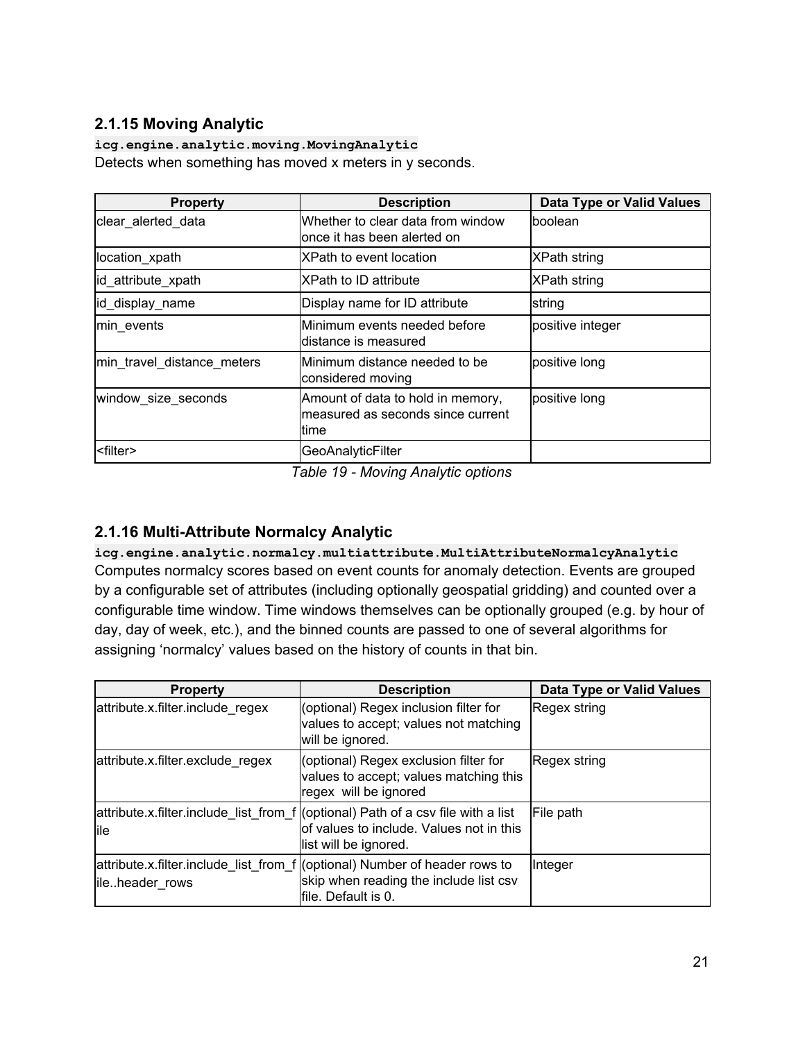### 2.1.15 Moving Analytic

**`icg.engine.analytic.moving.MovingAnalytic`**

Detects when something has moved x meters in y seconds.

| Property | Description | Data Type or Valid Values |
| --- | --- | --- |
| clear_alerted_data | Whether to clear data from window once it has been alerted on | boolean |
| location_xpath | XPath to event location | XPath string |
| id_attribute_xpath | XPath to ID attribute | XPath string |
| id_display_name | Display name for ID attribute | string |
| min_events | Minimum events needed before distance is measured | positive integer |
| min_travel_distance_meters | Minimum distance needed to be considered moving | positive long |
| window_size_seconds | Amount of data to hold in memory, measured as seconds since current time | positive long |
| <filter> | GeoAnalyticFilter | |

*Table 19 - Moving Analytic options*

### 2.1.16 Multi-Attribute Normalcy Analytic

**`icg.engine.analytic.normalcy.multiattribute.MultiAttributeNormalcyAnalytic`**

Computes normalcy scores based on event counts for anomaly detection. Events are grouped by a configurable set of attributes (including optionally geospatial gridding) and counted over a configurable time window. Time windows themselves can be optionally grouped (e.g. by hour of day, day of week, etc.), and the binned counts are passed to one of several algorithms for assigning 'normalcy' values based on the history of counts in that bin.

| Property | Description | Data Type or Valid Values |
| --- | --- | --- |
| attribute.x.filter.include_regex | (optional) Regex inclusion filter for values to accept; values not matching will be ignored. | Regex string |
| attribute.x.filter.exclude_regex | (optional) Regex exclusion filter for values to accept; values matching this regex will be ignored | Regex string |
| attribute.x.filter.include_list_from_file | (optional) Path of a csv file with a list of values to include. Values not in this list will be ignored. | File path |
| attribute.x.filter.include_list_from_file..header_rows | (optional) Number of header rows to skip when reading the include list csv file. Default is 0. | Integer |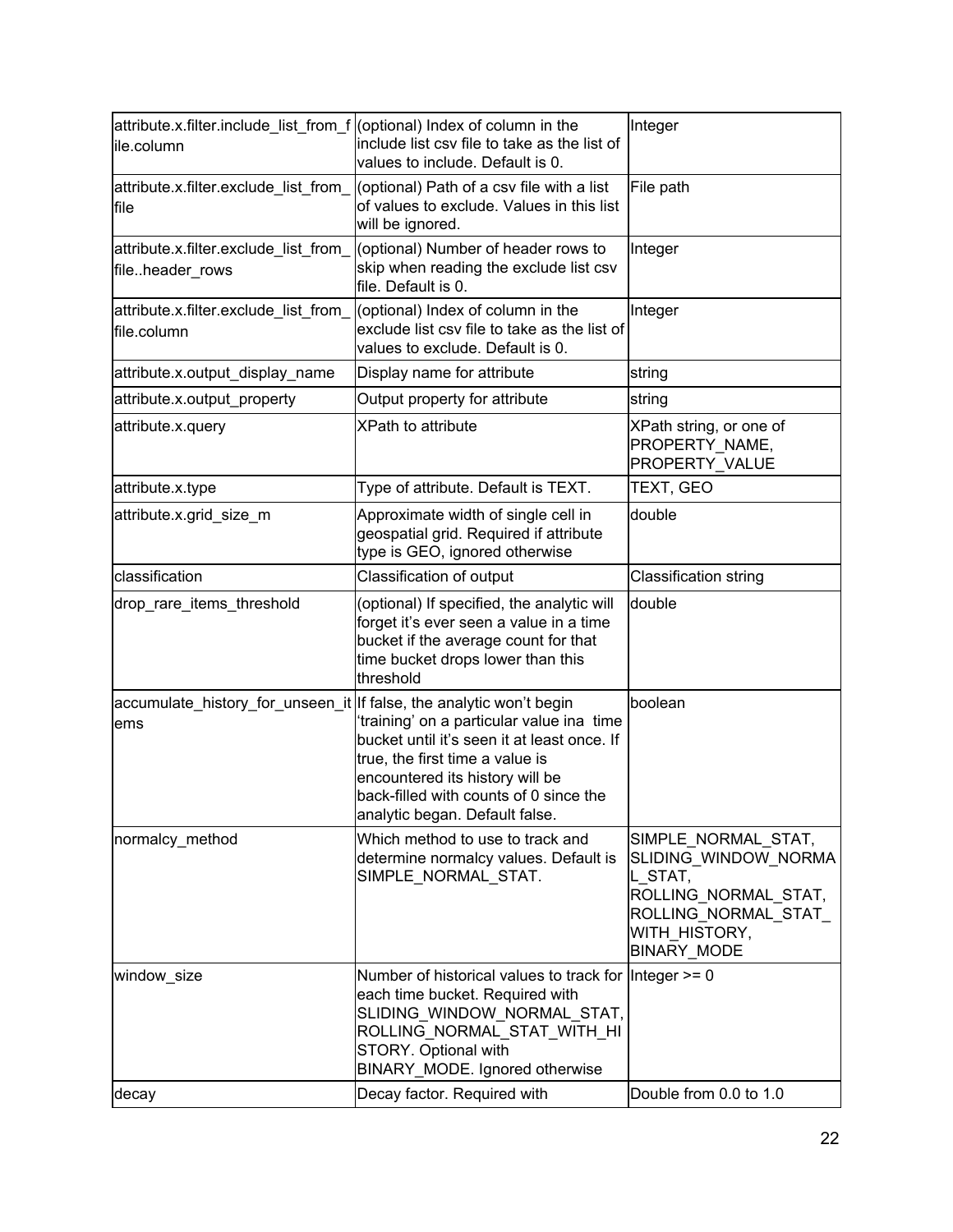| attribute.x.filter.include_list_from_file.column | (optional) Index of column in the include list csv file to take as the list of values to include. Default is 0. | Integer |
|---|---|---|
| attribute.x.filter.exclude_list_from_file | (optional) Path of a csv file with a list of values to exclude. Values in this list will be ignored. | File path |
| attribute.x.filter.exclude_list_from_file..header_rows | (optional) Number of header rows to skip when reading the exclude list csv file. Default is 0. | Integer |
| attribute.x.filter.exclude_list_from_file.column | (optional) Index of column in the exclude list csv file to take as the list of values to exclude. Default is 0. | Integer |
| attribute.x.output_display_name | Display name for attribute | string |
| attribute.x.output_property | Output property for attribute | string |
| attribute.x.query | XPath to attribute | XPath string, or one of PROPERTY_NAME, PROPERTY_VALUE |
| attribute.x.type | Type of attribute. Default is TEXT. | TEXT, GEO |
| attribute.x.grid_size_m | Approximate width of single cell in geospatial grid. Required if attribute type is GEO, ignored otherwise | double |
| classification | Classification of output | Classification string |
| drop_rare_items_threshold | (optional) If specified, the analytic will forget it's ever seen a value in a time bucket if the average count for that time bucket drops lower than this threshold | double |
| accumulate_history_for_unseen_items | If false, the analytic won't begin 'training' on a particular value ina time bucket until it's seen it at least once. If true, the first time a value is encountered its history will be back-filled with counts of 0 since the analytic began. Default false. | boolean |
| normalcy_method | Which method to use to track and determine normalcy values. Default is SIMPLE_NORMAL_STAT. | SIMPLE_NORMAL_STAT, SLIDING_WINDOW_NORMAL_STAT, ROLLING_NORMAL_STAT, ROLLING_NORMAL_STAT_WITH_HISTORY, BINARY_MODE |
| window_size | Number of historical values to track for each time bucket. Required with SLIDING_WINDOW_NORMAL_STAT, ROLLING_NORMAL_STAT_WITH_HISTORY. Optional with BINARY_MODE. Ignored otherwise | Integer >= 0 |
| decay | Decay factor. Required with | Double from 0.0 to 1.0 |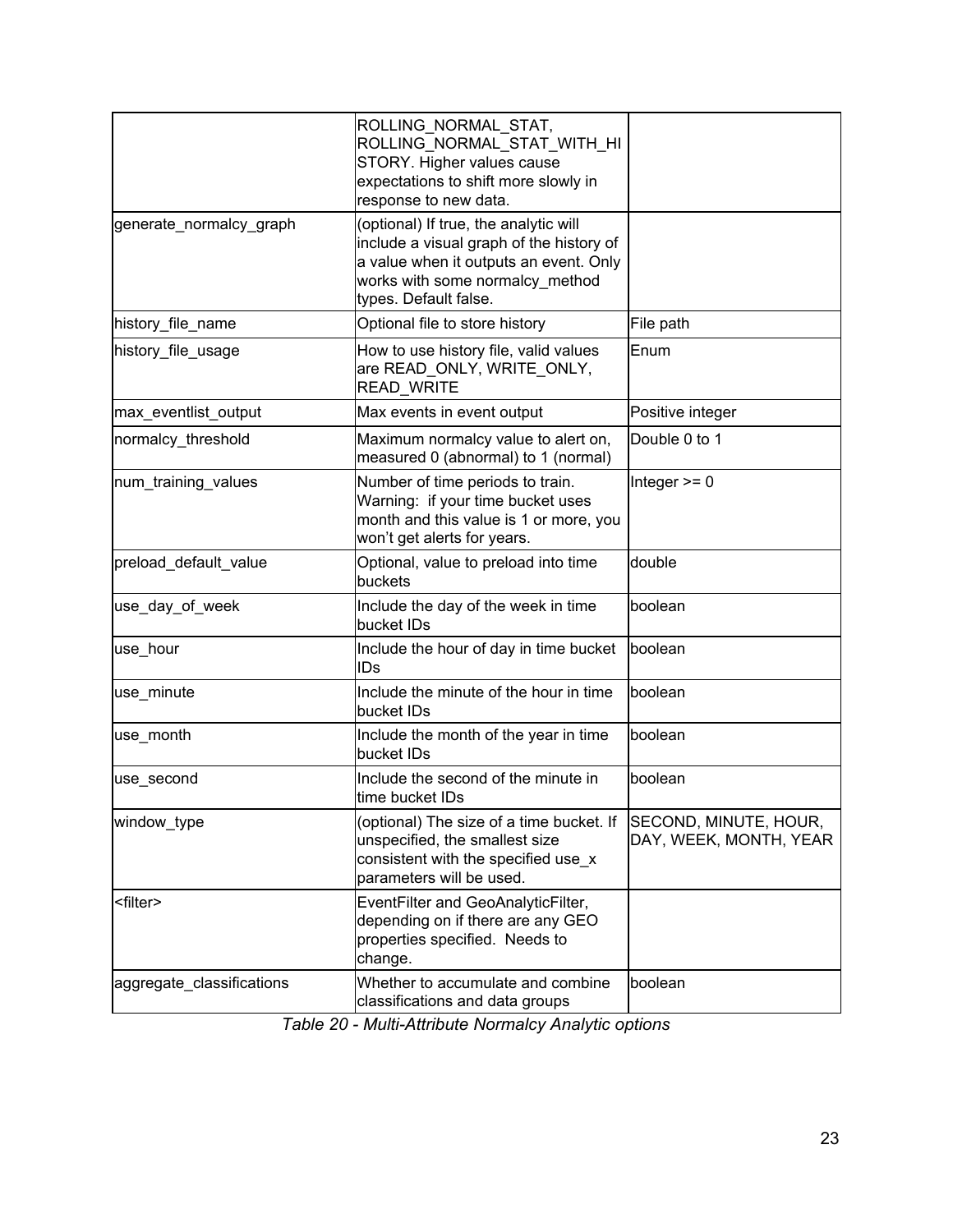| | | |
|---|---|---|
| | ROLLING_NORMAL_STAT, ROLLING_NORMAL_STAT_WITH_HISTORY. Higher values cause expectations to shift more slowly in response to new data. | |
| generate_normalcy_graph | (optional) If true, the analytic will include a visual graph of the history of a value when it outputs an event. Only works with some normalcy_method types. Default false. | |
| history_file_name | Optional file to store history | File path |
| history_file_usage | How to use history file, valid values are READ_ONLY, WRITE_ONLY, READ_WRITE | Enum |
| max_eventlist_output | Max events in event output | Positive integer |
| normalcy_threshold | Maximum normalcy value to alert on, measured 0 (abnormal) to 1 (normal) | Double 0 to 1 |
| num_training_values | Number of time periods to train. Warning: if your time bucket uses month and this value is 1 or more, you won't get alerts for years. | Integer >= 0 |
| preload_default_value | Optional, value to preload into time buckets | double |
| use_day_of_week | Include the day of the week in time bucket IDs | boolean |
| use_hour | Include the hour of day in time bucket IDs | boolean |
| use_minute | Include the minute of the hour in time bucket IDs | boolean |
| use_month | Include the month of the year in time bucket IDs | boolean |
| use_second | Include the second of the minute in time bucket IDs | boolean |
| window_type | (optional) The size of a time bucket. If unspecified, the smallest size consistent with the specified use_x parameters will be used. | SECOND, MINUTE, HOUR, DAY, WEEK, MONTH, YEAR |
| <filter> | EventFilter and GeoAnalyticFilter, depending on if there are any GEO properties specified. Needs to change. | |
| aggregate_classifications | Whether to accumulate and combine classifications and data groups | boolean |

*Table 20 - Multi-Attribute Normalcy Analytic options*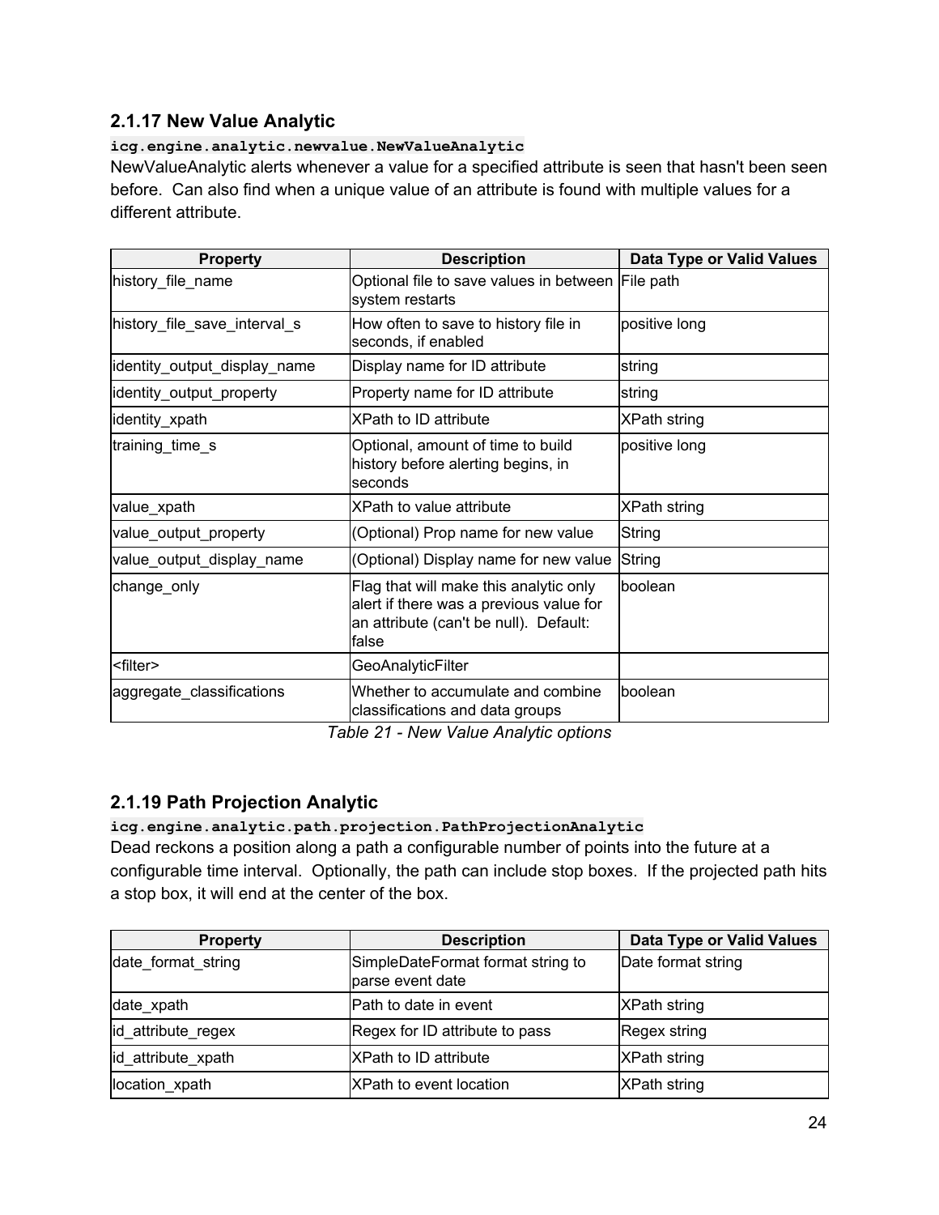### 2.1.17 New Value Analytic

`icg.engine.analytic.newvalue.NewValueAnalytic`

NewValueAnalytic alerts whenever a value for a specified attribute is seen that hasn't been seen before. Can also find when a unique value of an attribute is found with multiple values for a different attribute.

| Property | Description | Data Type or Valid Values |
|---|---|---|
| history_file_name | Optional file to save values in between system restarts | File path |
| history_file_save_interval_s | How often to save to history file in seconds, if enabled | positive long |
| identity_output_display_name | Display name for ID attribute | string |
| identity_output_property | Property name for ID attribute | string |
| identity_xpath | XPath to ID attribute | XPath string |
| training_time_s | Optional, amount of time to build history before alerting begins, in seconds | positive long |
| value_xpath | XPath to value attribute | XPath string |
| value_output_property | (Optional) Prop name for new value | String |
| value_output_display_name | (Optional) Display name for new value | String |
| change_only | Flag that will make this analytic only alert if there was a previous value for an attribute (can't be null). Default: false | boolean |
| <filter> | GeoAnalyticFilter | |
| aggregate_classifications | Whether to accumulate and combine classifications and data groups | boolean |

*Table 21 - New Value Analytic options*

### 2.1.19 Path Projection Analytic

`icg.engine.analytic.path.projection.PathProjectionAnalytic`

Dead reckons a position along a path a configurable number of points into the future at a configurable time interval. Optionally, the path can include stop boxes. If the projected path hits a stop box, it will end at the center of the box.

| Property | Description | Data Type or Valid Values |
|---|---|---|
| date_format_string | SimpleDateFormat format string to parse event date | Date format string |
| date_xpath | Path to date in event | XPath string |
| id_attribute_regex | Regex for ID attribute to pass | Regex string |
| id_attribute_xpath | XPath to ID attribute | XPath string |
| location_xpath | XPath to event location | XPath string |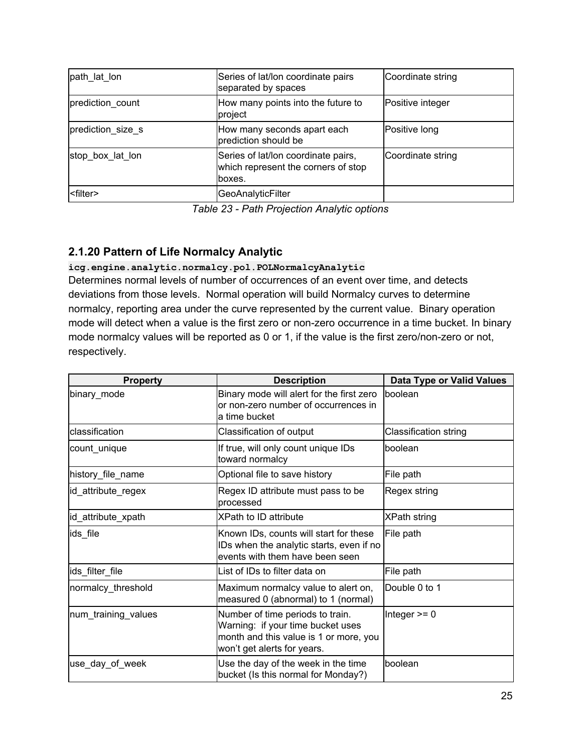| path_lat_lon | Series of lat/lon coordinate pairs separated by spaces | Coordinate string |
|---|---|---|
| prediction_count | How many points into the future to project | Positive integer |
| prediction_size_s | How many seconds apart each prediction should be | Positive long |
| stop_box_lat_lon | Series of lat/lon coordinate pairs, which represent the corners of stop boxes. | Coordinate string |
| <filter> | GeoAnalyticFilter | |

*Table 23 - Path Projection Analytic options*

### 2.1.20 Pattern of Life Normalcy Analytic

**`icg.engine.analytic.normalcy.pol.POLNormalcyAnalytic`**

Determines normal levels of number of occurrences of an event over time, and detects deviations from those levels. Normal operation will build Normalcy curves to determine normalcy, reporting area under the curve represented by the current value. Binary operation mode will detect when a value is the first zero or non-zero occurrence in a time bucket. In binary mode normalcy values will be reported as 0 or 1, if the value is the first zero/non-zero or not, respectively.

| Property | Description | Data Type or Valid Values |
|---|---|---|
| binary_mode | Binary mode will alert for the first zero or non-zero number of occurrences in a time bucket | boolean |
| classification | Classification of output | Classification string |
| count_unique | If true, will only count unique IDs toward normalcy | boolean |
| history_file_name | Optional file to save history | File path |
| id_attribute_regex | Regex ID attribute must pass to be processed | Regex string |
| id_attribute_xpath | XPath to ID attribute | XPath string |
| ids_file | Known IDs, counts will start for these IDs when the analytic starts, even if no events with them have been seen | File path |
| ids_filter_file | List of IDs to filter data on | File path |
| normalcy_threshold | Maximum normalcy value to alert on, measured 0 (abnormal) to 1 (normal) | Double 0 to 1 |
| num_training_values | Number of time periods to train. Warning: if your time bucket uses month and this value is 1 or more, you won't get alerts for years. | Integer >= 0 |
| use_day_of_week | Use the day of the week in the time bucket (Is this normal for Monday?) | boolean |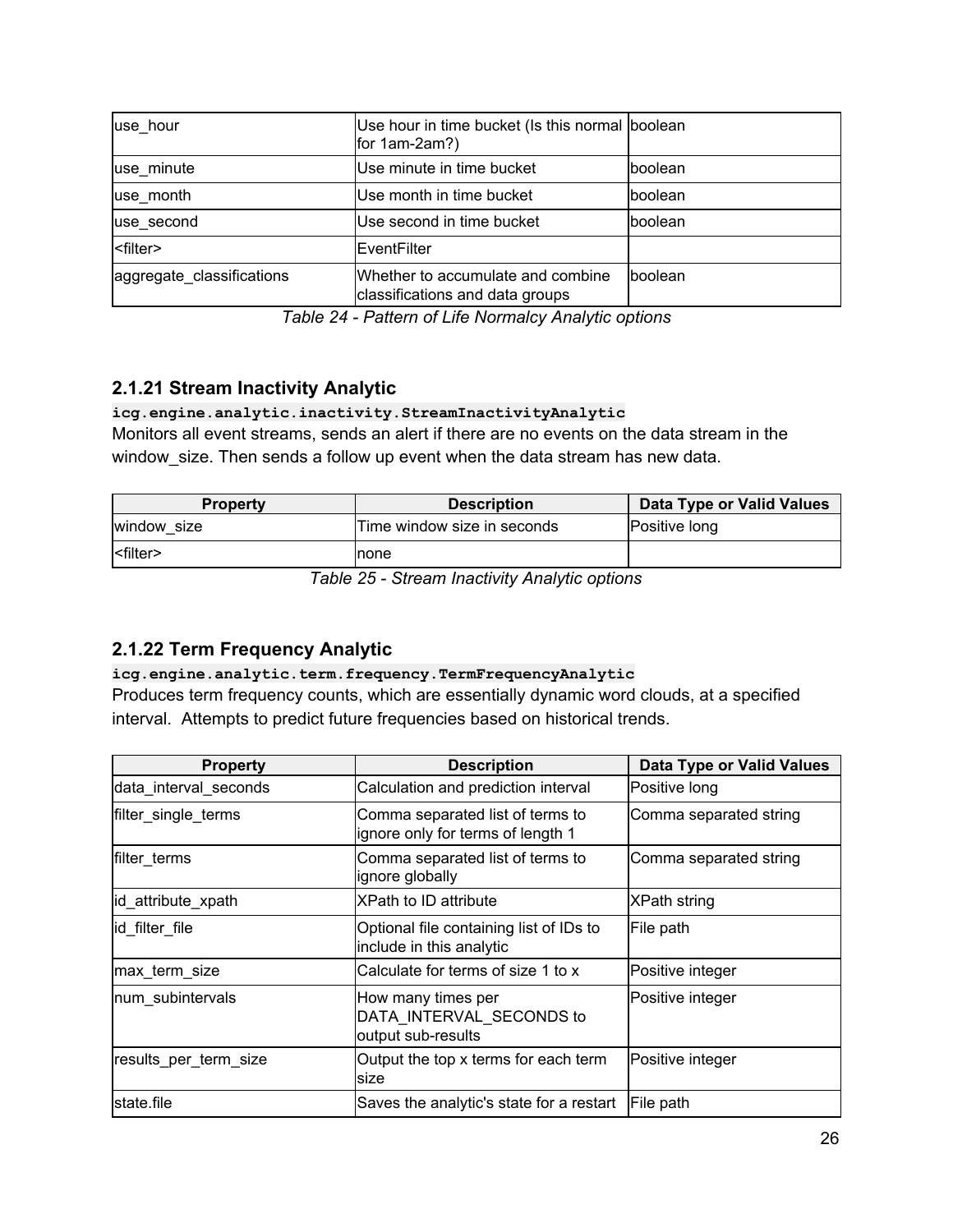| | | |
|---|---|---|
| use_hour | Use hour in time bucket (Is this normal for 1am-2am?) | boolean |
| use_minute | Use minute in time bucket | boolean |
| use_month | Use month in time bucket | boolean |
| use_second | Use second in time bucket | boolean |
| <filter> | EventFilter | |
| aggregate_classifications | Whether to accumulate and combine classifications and data groups | boolean |

*Table 24 - Pattern of Life Normalcy Analytic options*

### 2.1.21 Stream Inactivity Analytic

**`icg.engine.analytic.inactivity.StreamInactivityAnalytic`**

Monitors all event streams, sends an alert if there are no events on the data stream in the window_size. Then sends a follow up event when the data stream has new data.

| Property | Description | Data Type or Valid Values |
|---|---|---|
| window_size | Time window size in seconds | Positive long |
| <filter> | none | |

*Table 25 - Stream Inactivity Analytic options*

### 2.1.22 Term Frequency Analytic

**`icg.engine.analytic.term.frequency.TermFrequencyAnalytic`**

Produces term frequency counts, which are essentially dynamic word clouds, at a specified interval. Attempts to predict future frequencies based on historical trends.

| Property | Description | Data Type or Valid Values |
|---|---|---|
| data_interval_seconds | Calculation and prediction interval | Positive long |
| filter_single_terms | Comma separated list of terms to ignore only for terms of length 1 | Comma separated string |
| filter_terms | Comma separated list of terms to ignore globally | Comma separated string |
| id_attribute_xpath | XPath to ID attribute | XPath string |
| id_filter_file | Optional file containing list of IDs to include in this analytic | File path |
| max_term_size | Calculate for terms of size 1 to x | Positive integer |
| num_subintervals | How many times per DATA_INTERVAL_SECONDS to output sub-results | Positive integer |
| results_per_term_size | Output the top x terms for each term size | Positive integer |
| state.file | Saves the analytic's state for a restart | File path |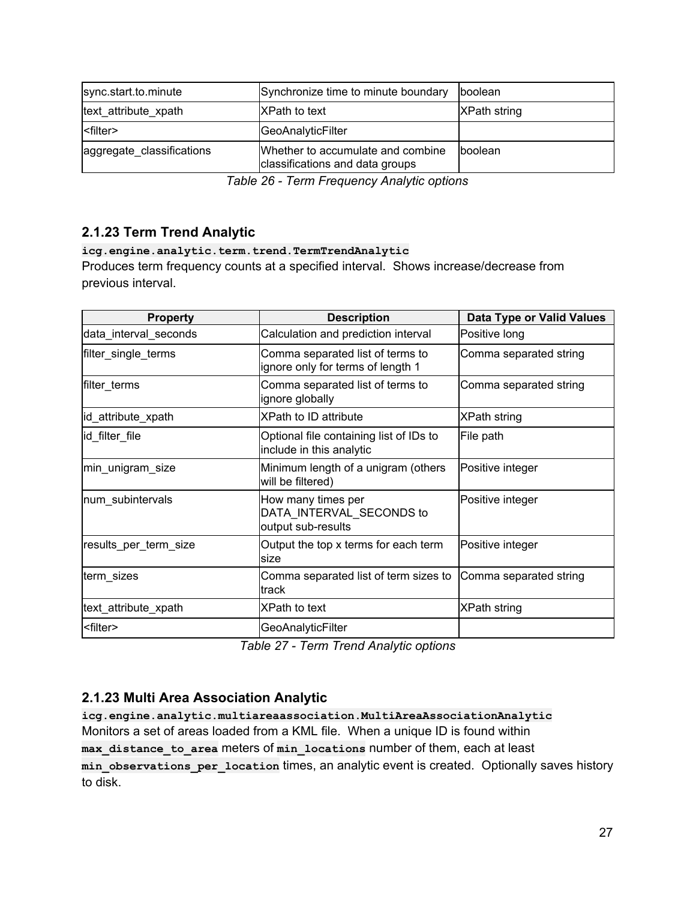| sync.start.to.minute | Synchronize time to minute boundary | boolean |
|---|---|---|
| text_attribute_xpath | XPath to text | XPath string |
| <filter> | GeoAnalyticFilter | |
| aggregate_classifications | Whether to accumulate and combine classifications and data groups | boolean |

*Table 26 - Term Frequency Analytic options*

### 2.1.23 Term Trend Analytic

**`icg.engine.analytic.term.trend.TermTrendAnalytic`**

Produces term frequency counts at a specified interval.  Shows increase/decrease from previous interval.

| Property | Description | Data Type or Valid Values |
|---|---|---|
| data_interval_seconds | Calculation and prediction interval | Positive long |
| filter_single_terms | Comma separated list of terms to ignore only for terms of length 1 | Comma separated string |
| filter_terms | Comma separated list of terms to ignore globally | Comma separated string |
| id_attribute_xpath | XPath to ID attribute | XPath string |
| id_filter_file | Optional file containing list of IDs to include in this analytic | File path |
| min_unigram_size | Minimum length of a unigram (others will be filtered) | Positive integer |
| num_subintervals | How many times per DATA_INTERVAL_SECONDS to output sub-results | Positive integer |
| results_per_term_size | Output the top x terms for each term size | Positive integer |
| term_sizes | Comma separated list of term sizes to track | Comma separated string |
| text_attribute_xpath | XPath to text | XPath string |
| <filter> | GeoAnalyticFilter | |

*Table 27 - Term Trend Analytic options*

### 2.1.23 Multi Area Association Analytic

**`icg.engine.analytic.multiareaassociation.MultiAreaAssociationAnalytic`**

Monitors a set of areas loaded from a KML file.  When a unique ID is found within **`max_distance_to_area`** meters of **`min_locations`** number of them, each at least **`min_observations_per_location`** times, an analytic event is created.  Optionally saves history to disk.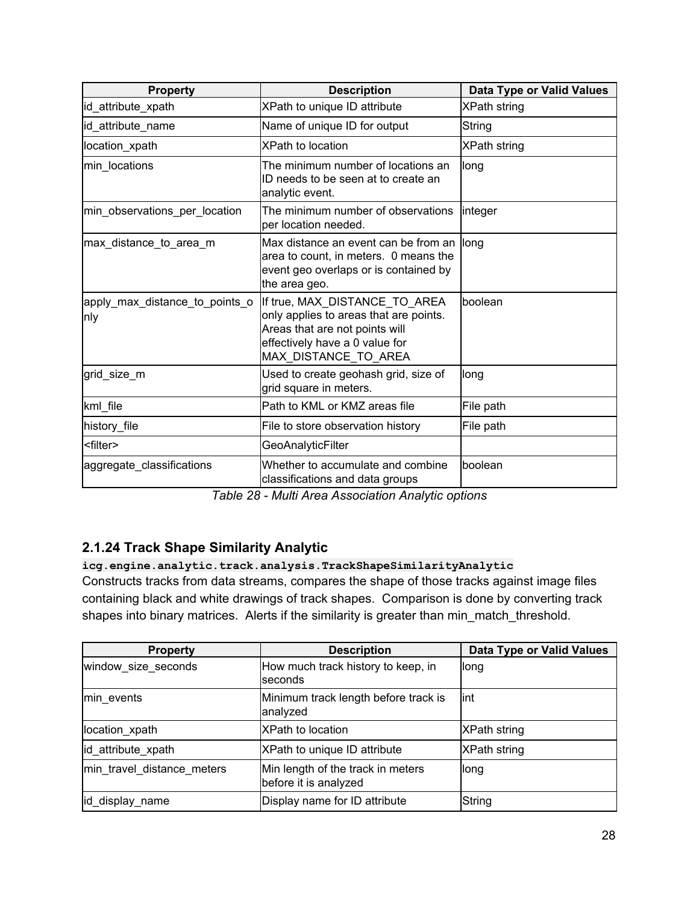| Property | Description | Data Type or Valid Values |
| --- | --- | --- |
| id_attribute_xpath | XPath to unique ID attribute | XPath string |
| id_attribute_name | Name of unique ID for output | String |
| location_xpath | XPath to location | XPath string |
| min_locations | The minimum number of locations an ID needs to be seen at to create an analytic event. | long |
| min_observations_per_location | The minimum number of observations per location needed. | integer |
| max_distance_to_area_m | Max distance an event can be from an area to count, in meters. 0 means the event geo overlaps or is contained by the area geo. | long |
| apply_max_distance_to_points_only | If true, MAX_DISTANCE_TO_AREA only applies to areas that are points. Areas that are not points will effectively have a 0 value for MAX_DISTANCE_TO_AREA | boolean |
| grid_size_m | Used to create geohash grid, size of grid square in meters. | long |
| kml_file | Path to KML or KMZ areas file | File path |
| history_file | File to store observation history | File path |
| <filter> | GeoAnalyticFilter | |
| aggregate_classifications | Whether to accumulate and combine classifications and data groups | boolean |

*Table 28 - Multi Area Association Analytic options*

### 2.1.24 Track Shape Similarity Analytic

**`icg.engine.analytic.track.analysis.TrackShapeSimilarityAnalytic`**

Constructs tracks from data streams, compares the shape of those tracks against image files containing black and white drawings of track shapes. Comparison is done by converting track shapes into binary matrices. Alerts if the similarity is greater than min_match_threshold.

| Property | Description | Data Type or Valid Values |
| --- | --- | --- |
| window_size_seconds | How much track history to keep, in seconds | long |
| min_events | Minimum track length before track is analyzed | int |
| location_xpath | XPath to location | XPath string |
| id_attribute_xpath | XPath to unique ID attribute | XPath string |
| min_travel_distance_meters | Min length of the track in meters before it is analyzed | long |
| id_display_name | Display name for ID attribute | String |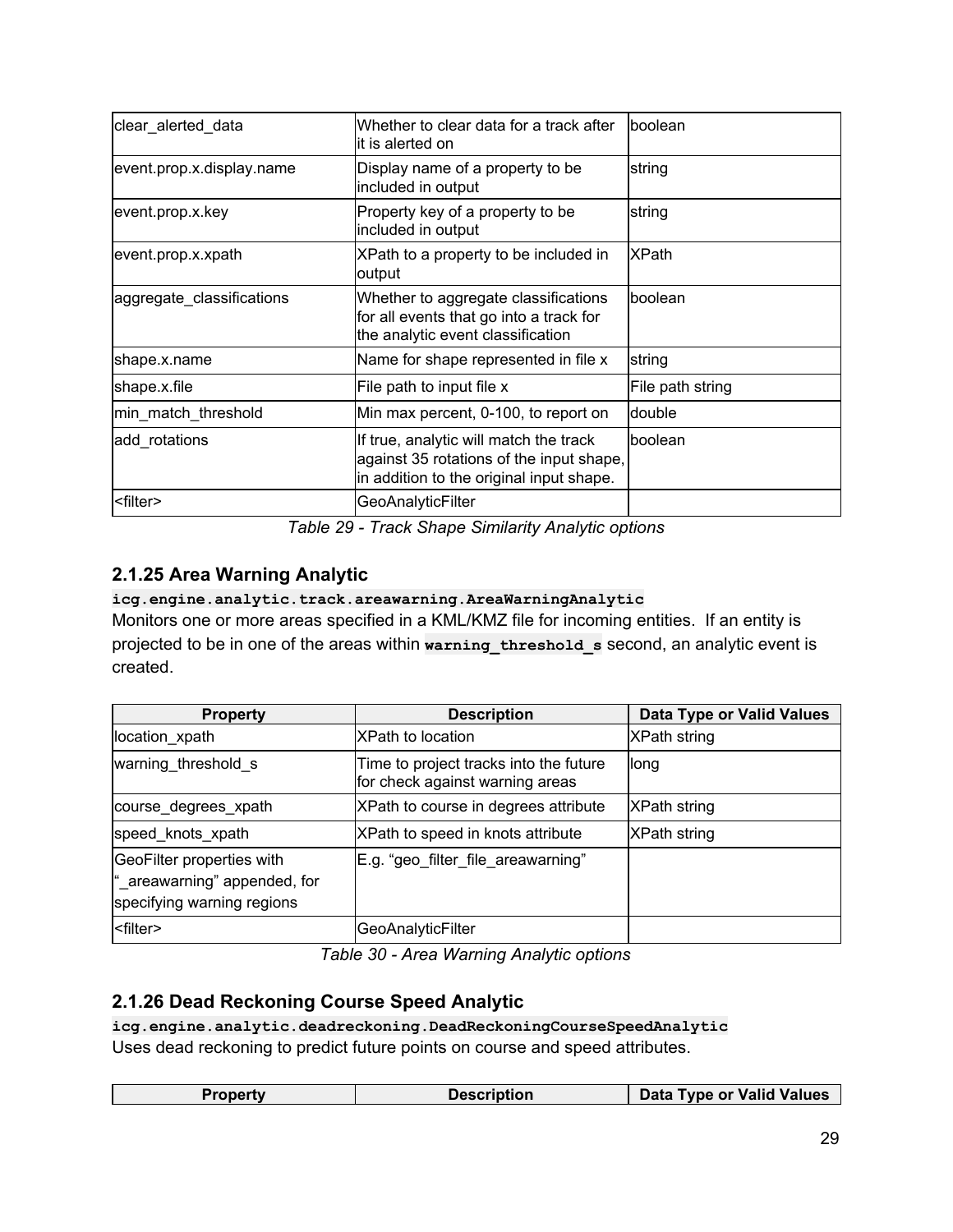| clear_alerted_data | Whether to clear data for a track after it is alerted on | boolean |
|---|---|---|
| event.prop.x.display.name | Display name of a property to be included in output | string |
| event.prop.x.key | Property key of a property to be included in output | string |
| event.prop.x.xpath | XPath to a property to be included in output | XPath |
| aggregate_classifications | Whether to aggregate classifications for all events that go into a track for the analytic event classification | boolean |
| shape.x.name | Name for shape represented in file x | string |
| shape.x.file | File path to input file x | File path string |
| min_match_threshold | Min max percent, 0-100, to report on | double |
| add_rotations | If true, analytic will match the track against 35 rotations of the input shape, in addition to the original input shape. | boolean |
| <filter> | GeoAnalyticFilter | |

*Table 29 - Track Shape Similarity Analytic options*

### 2.1.25 Area Warning Analytic

**`icg.engine.analytic.track.areawarning.AreaWarningAnalytic`**

Monitors one or more areas specified in a KML/KMZ file for incoming entities. If an entity is projected to be in one of the areas within **`warning_threshold_s`** second, an analytic event is created.

| Property | Description | Data Type or Valid Values |
|---|---|---|
| location_xpath | XPath to location | XPath string |
| warning_threshold_s | Time to project tracks into the future for check against warning areas | long |
| course_degrees_xpath | XPath to course in degrees attribute | XPath string |
| speed_knots_xpath | XPath to speed in knots attribute | XPath string |
| GeoFilter properties with "_areawarning" appended, for specifying warning regions | E.g. "geo_filter_file_areawarning" | |
| <filter> | GeoAnalyticFilter | |

*Table 30 - Area Warning Analytic options*

### 2.1.26 Dead Reckoning Course Speed Analytic

**`icg.engine.analytic.deadreckoning.DeadReckoningCourseSpeedAnalytic`**

Uses dead reckoning to predict future points on course and speed attributes.

| Property | Description | Data Type or Valid Values |
|---|---|---|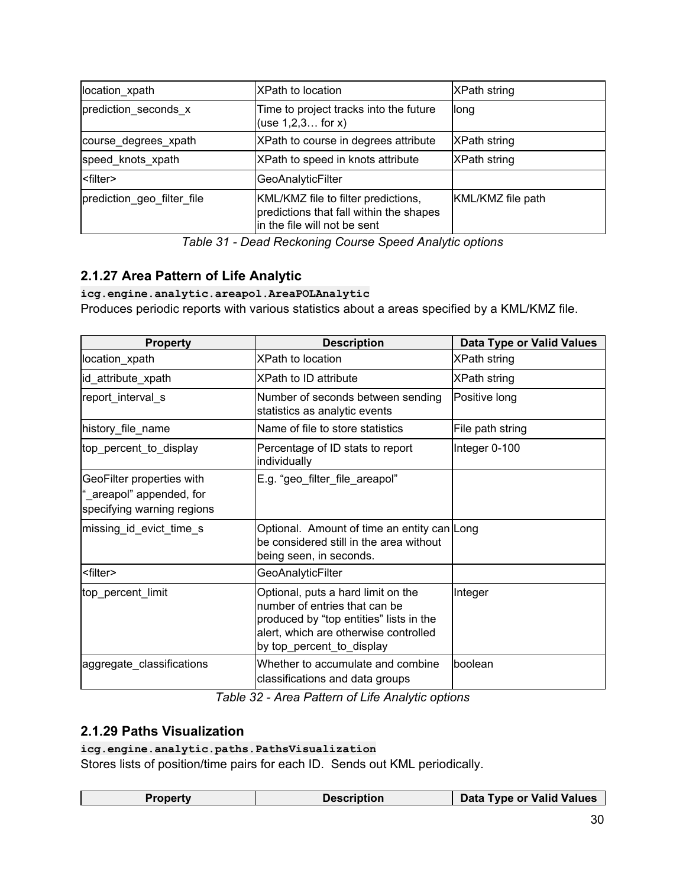| location_xpath | XPath to location | XPath string |
|---|---|---|
| prediction_seconds_x | Time to project tracks into the future (use 1,2,3… for x) | long |
| course_degrees_xpath | XPath to course in degrees attribute | XPath string |
| speed_knots_xpath | XPath to speed in knots attribute | XPath string |
| <filter> | GeoAnalyticFilter | |
| prediction_geo_filter_file | KML/KMZ file to filter predictions, predictions that fall within the shapes in the file will not be sent | KML/KMZ file path |

*Table 31 - Dead Reckoning Course Speed Analytic options*

### 2.1.27 Area Pattern of Life Analytic

`icg.engine.analytic.areapol.AreaPOLAnalytic`

Produces periodic reports with various statistics about a areas specified by a KML/KMZ file.

| Property | Description | Data Type or Valid Values |
|---|---|---|
| location_xpath | XPath to location | XPath string |
| id_attribute_xpath | XPath to ID attribute | XPath string |
| report_interval_s | Number of seconds between sending statistics as analytic events | Positive long |
| history_file_name | Name of file to store statistics | File path string |
| top_percent_to_display | Percentage of ID stats to report individually | Integer 0-100 |
| GeoFilter properties with "_areapol" appended, for specifying warning regions | E.g. "geo_filter_file_areapol" | |
| missing_id_evict_time_s | Optional. Amount of time an entity can be considered still in the area without being seen, in seconds. | Long |
| <filter> | GeoAnalyticFilter | |
| top_percent_limit | Optional, puts a hard limit on the number of entries that can be produced by "top entities" lists in the alert, which are otherwise controlled by top_percent_to_display | Integer |
| aggregate_classifications | Whether to accumulate and combine classifications and data groups | boolean |

*Table 32 - Area Pattern of Life Analytic options*

### 2.1.29 Paths Visualization

`icg.engine.analytic.paths.PathsVisualization`

Stores lists of position/time pairs for each ID. Sends out KML periodically.

| Property | Description | Data Type or Valid Values |
|---|---|---|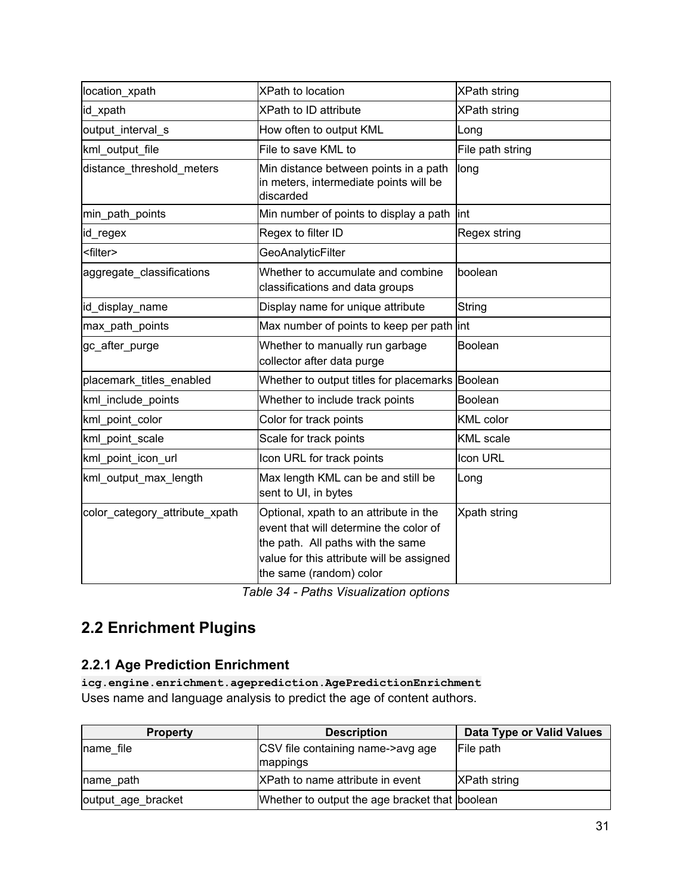| | | |
|---|---|---|
| location_xpath | XPath to location | XPath string |
| id_xpath | XPath to ID attribute | XPath string |
| output_interval_s | How often to output KML | Long |
| kml_output_file | File to save KML to | File path string |
| distance_threshold_meters | Min distance between points in a path in meters, intermediate points will be discarded | long |
| min_path_points | Min number of points to display a path | int |
| id_regex | Regex to filter ID | Regex string |
| <filter> | GeoAnalyticFilter | |
| aggregate_classifications | Whether to accumulate and combine classifications and data groups | boolean |
| id_display_name | Display name for unique attribute | String |
| max_path_points | Max number of points to keep per path | int |
| gc_after_purge | Whether to manually run garbage collector after data purge | Boolean |
| placemark_titles_enabled | Whether to output titles for placemarks | Boolean |
| kml_include_points | Whether to include track points | Boolean |
| kml_point_color | Color for track points | KML color |
| kml_point_scale | Scale for track points | KML scale |
| kml_point_icon_url | Icon URL for track points | Icon URL |
| kml_output_max_length | Max length KML can be and still be sent to UI, in bytes | Long |
| color_category_attribute_xpath | Optional, xpath to an attribute in the event that will determine the color of the path. All paths with the same value for this attribute will be assigned the same (random) color | Xpath string |

*Table 34 - Paths Visualization options*

## 2.2 Enrichment Plugins

### 2.2.1 Age Prediction Enrichment

**`icg.engine.enrichment.ageprediction.AgePredictionEnrichment`**

Uses name and language analysis to predict the age of content authors.

| Property | Description | Data Type or Valid Values |
|---|---|---|
| name_file | CSV file containing name->avg age mappings | File path |
| name_path | XPath to name attribute in event | XPath string |
| output_age_bracket | Whether to output the age bracket that | boolean |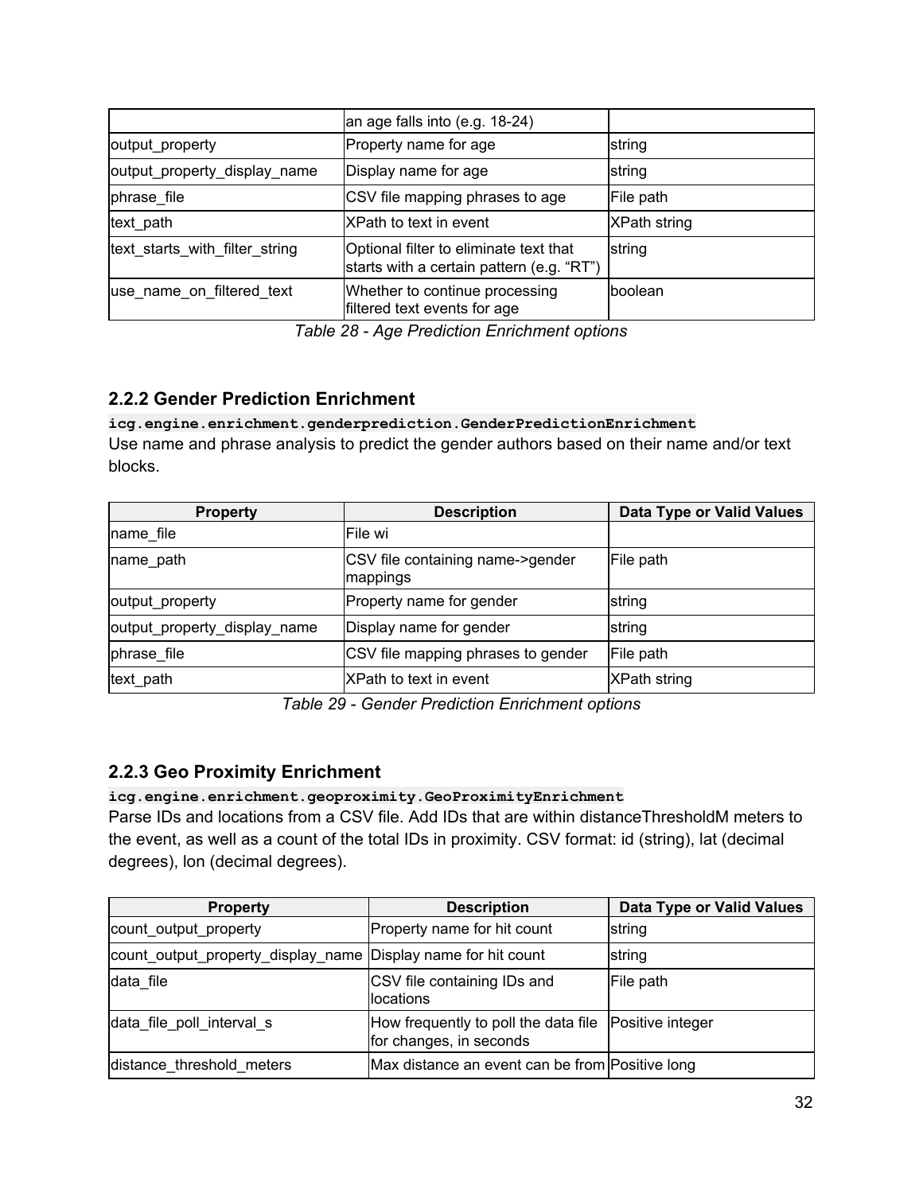| | an age falls into (e.g. 18-24) | |
|---|---|---|
| output_property | Property name for age | string |
| output_property_display_name | Display name for age | string |
| phrase_file | CSV file mapping phrases to age | File path |
| text_path | XPath to text in event | XPath string |
| text_starts_with_filter_string | Optional filter to eliminate text that starts with a certain pattern (e.g. “RT”) | string |
| use_name_on_filtered_text | Whether to continue processing filtered text events for age | boolean |

*Table 28 - Age Prediction Enrichment options*

### 2.2.2 Gender Prediction Enrichment

**`icg.engine.enrichment.genderprediction.GenderPredictionEnrichment`**

Use name and phrase analysis to predict the gender authors based on their name and/or text blocks.

| Property | Description | Data Type or Valid Values |
|---|---|---|
| name_file | File wi | |
| name_path | CSV file containing name->gender mappings | File path |
| output_property | Property name for gender | string |
| output_property_display_name | Display name for gender | string |
| phrase_file | CSV file mapping phrases to gender | File path |
| text_path | XPath to text in event | XPath string |

*Table 29 - Gender Prediction Enrichment options*

### 2.2.3 Geo Proximity Enrichment

**`icg.engine.enrichment.geoproximity.GeoProximityEnrichment`**

Parse IDs and locations from a CSV file. Add IDs that are within distanceThresholdM meters to the event, as well as a count of the total IDs in proximity. CSV format: id (string), lat (decimal degrees), lon (decimal degrees).

| Property | Description | Data Type or Valid Values |
|---|---|---|
| count_output_property | Property name for hit count | string |
| count_output_property_display_name | Display name for hit count | string |
| data_file | CSV file containing IDs and locations | File path |
| data_file_poll_interval_s | How frequently to poll the data file for changes, in seconds | Positive integer |
| distance_threshold_meters | Max distance an event can be from | Positive long |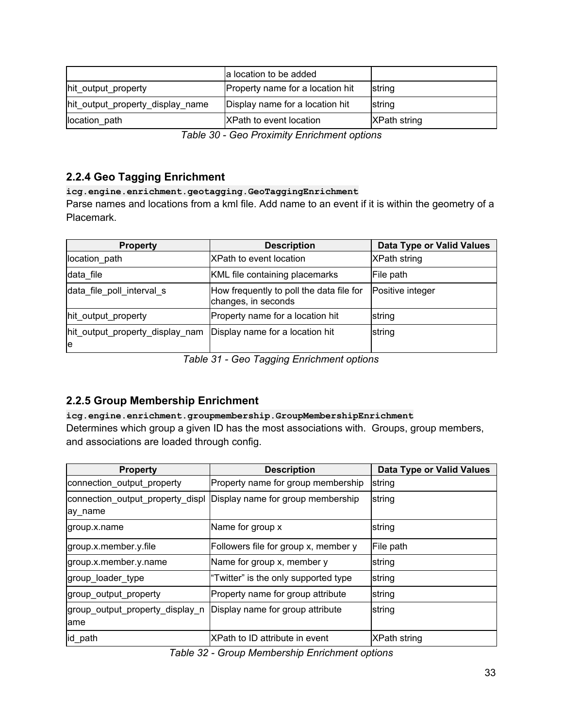| | | |
|---|---|---|
| | a location to be added | |
| hit_output_property | Property name for a location hit | string |
| hit_output_property_display_name | Display name for a location hit | string |
| location_path | XPath to event location | XPath string |

*Table 30 - Geo Proximity Enrichment options*

### 2.2.4 Geo Tagging Enrichment

**`icg.engine.enrichment.geotagging.GeoTaggingEnrichment`**

Parse names and locations from a kml file. Add name to an event if it is within the geometry of a Placemark.

| Property | Description | Data Type or Valid Values |
|---|---|---|
| location_path | XPath to event location | XPath string |
| data_file | KML file containing placemarks | File path |
| data_file_poll_interval_s | How frequently to poll the data file for changes, in seconds | Positive integer |
| hit_output_property | Property name for a location hit | string |
| hit_output_property_display_name | Display name for a location hit | string |

*Table 31 - Geo Tagging Enrichment options*

### 2.2.5 Group Membership Enrichment

**`icg.engine.enrichment.groupmembership.GroupMembershipEnrichment`**

Determines which group a given ID has the most associations with. Groups, group members, and associations are loaded through config.

| Property | Description | Data Type or Valid Values |
|---|---|---|
| connection_output_property | Property name for group membership | string |
| connection_output_property_display_name | Display name for group membership | string |
| group.x.name | Name for group x | string |
| group.x.member.y.file | Followers file for group x, member y | File path |
| group.x.member.y.name | Name for group x, member y | string |
| group_loader_type | "Twitter" is the only supported type | string |
| group_output_property | Property name for group attribute | string |
| group_output_property_display_name | Display name for group attribute | string |
| id_path | XPath to ID attribute in event | XPath string |

*Table 32 - Group Membership Enrichment options*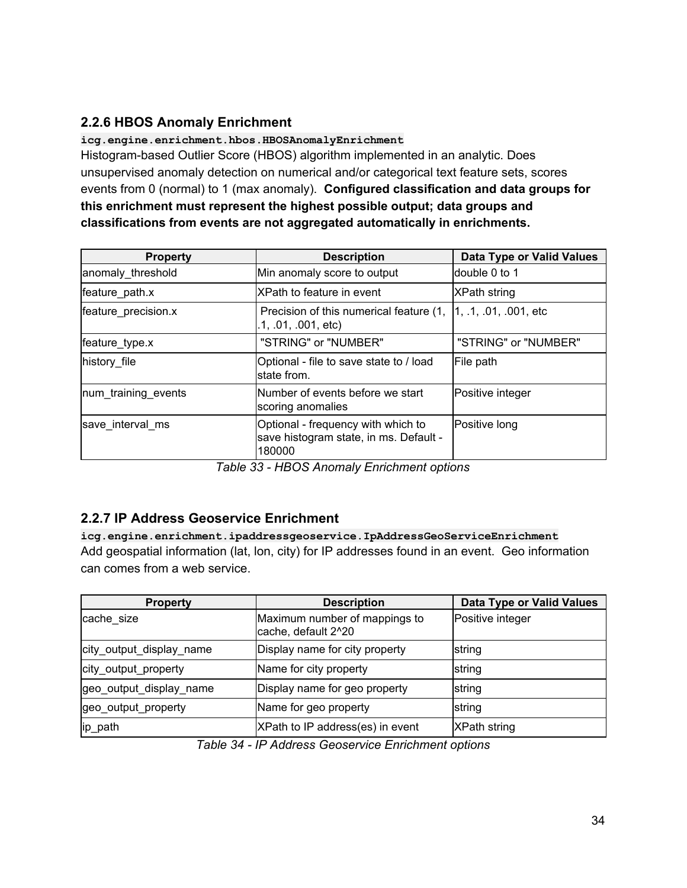### 2.2.6 HBOS Anomaly Enrichment

`icg.engine.enrichment.hbos.HBOSAnomalyEnrichment`

Histogram-based Outlier Score (HBOS) algorithm implemented in an analytic. Does unsupervised anomaly detection on numerical and/or categorical text feature sets, scores events from 0 (normal) to 1 (max anomaly). **Configured classification and data groups for this enrichment must represent the highest possible output; data groups and classifications from events are not aggregated automatically in enrichments.**

| Property | Description | Data Type or Valid Values |
|---|---|---|
| anomaly_threshold | Min anomaly score to output | double 0 to 1 |
| feature_path.x | XPath to feature in event | XPath string |
| feature_precision.x | Precision of this numerical feature (1, .1, .01, .001, etc) | 1, .1, .01, .001, etc |
| feature_type.x | "STRING" or "NUMBER" | "STRING" or "NUMBER" |
| history_file | Optional - file to save state to / load state from. | File path |
| num_training_events | Number of events before we start scoring anomalies | Positive integer |
| save_interval_ms | Optional - frequency with which to save histogram state, in ms. Default - 180000 | Positive long |

*Table 33 - HBOS Anomaly Enrichment options*

### 2.2.7 IP Address Geoservice Enrichment

`icg.engine.enrichment.ipaddressgeoservice.IpAddressGeoServiceEnrichment`

Add geospatial information (lat, lon, city) for IP addresses found in an event. Geo information can comes from a web service.

| Property | Description | Data Type or Valid Values |
|---|---|---|
| cache_size | Maximum number of mappings to cache, default 2^20 | Positive integer |
| city_output_display_name | Display name for city property | string |
| city_output_property | Name for city property | string |
| geo_output_display_name | Display name for geo property | string |
| geo_output_property | Name for geo property | string |
| ip_path | XPath to IP address(es) in event | XPath string |

*Table 34 - IP Address Geoservice Enrichment options*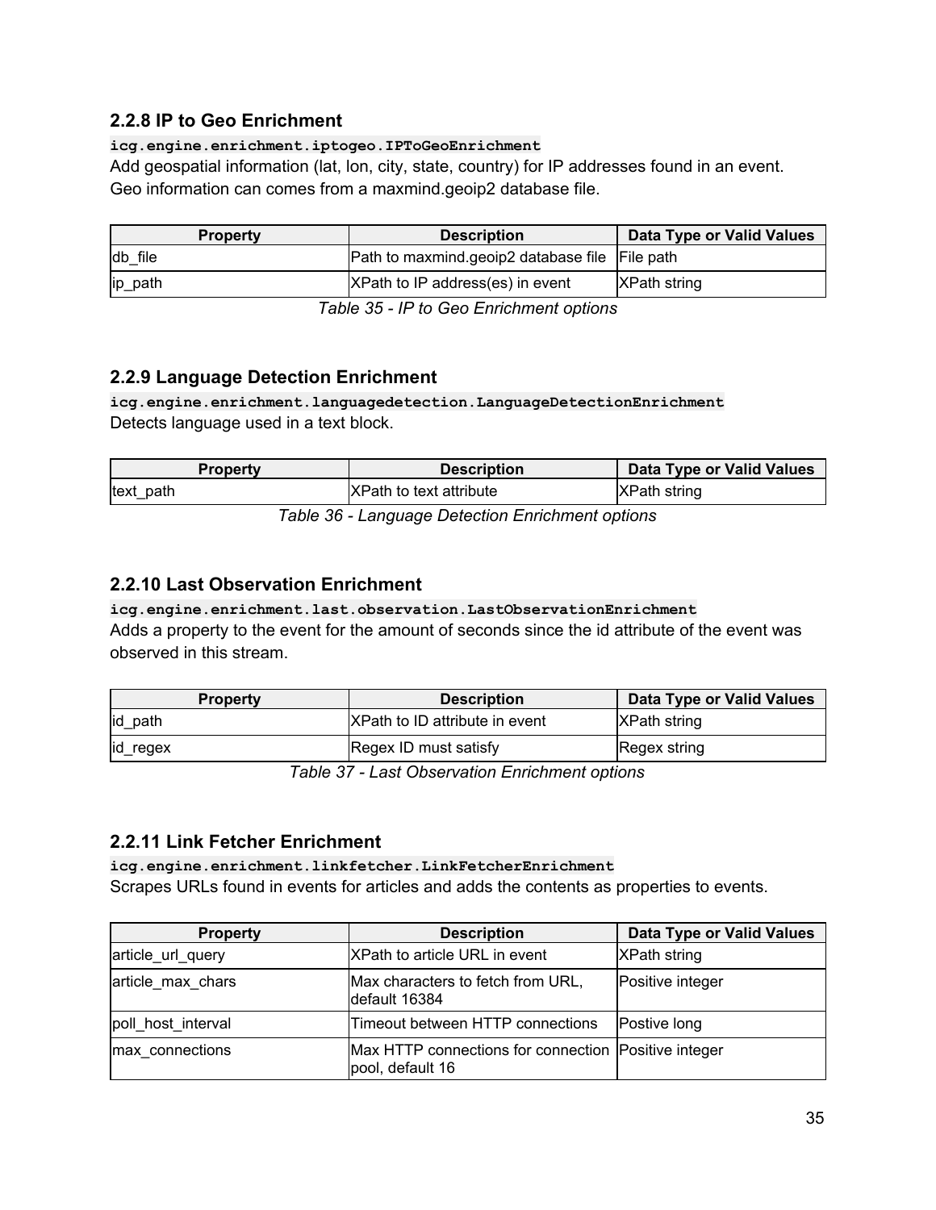### 2.2.8 IP to Geo Enrichment

**`icg.engine.enrichment.iptogeo.IPToGeoEnrichment`**

Add geospatial information (lat, lon, city, state, country) for IP addresses found in an event. Geo information can comes from a maxmind.geoip2 database file.

| Property | Description | Data Type or Valid Values |
|---|---|---|
| db_file | Path to maxmind.geoip2 database file | File path |
| ip_path | XPath to IP address(es) in event | XPath string |

*Table 35 - IP to Geo Enrichment options*

### 2.2.9 Language Detection Enrichment

**`icg.engine.enrichment.languagedetection.LanguageDetectionEnrichment`**

Detects language used in a text block.

| Property | Description | Data Type or Valid Values |
|---|---|---|
| text_path | XPath to text attribute | XPath string |

*Table 36 - Language Detection Enrichment options*

### 2.2.10 Last Observation Enrichment

**`icg.engine.enrichment.last.observation.LastObservationEnrichment`**

Adds a property to the event for the amount of seconds since the id attribute of the event was observed in this stream.

| Property | Description | Data Type or Valid Values |
|---|---|---|
| id_path | XPath to ID attribute in event | XPath string |
| id_regex | Regex ID must satisfy | Regex string |

*Table 37 - Last Observation Enrichment options*

### 2.2.11 Link Fetcher Enrichment

**`icg.engine.enrichment.linkfetcher.LinkFetcherEnrichment`**

Scrapes URLs found in events for articles and adds the contents as properties to events.

| Property | Description | Data Type or Valid Values |
|---|---|---|
| article_url_query | XPath to article URL in event | XPath string |
| article_max_chars | Max characters to fetch from URL, default 16384 | Positive integer |
| poll_host_interval | Timeout between HTTP connections | Postive long |
| max_connections | Max HTTP connections for connection pool, default 16 | Positive integer |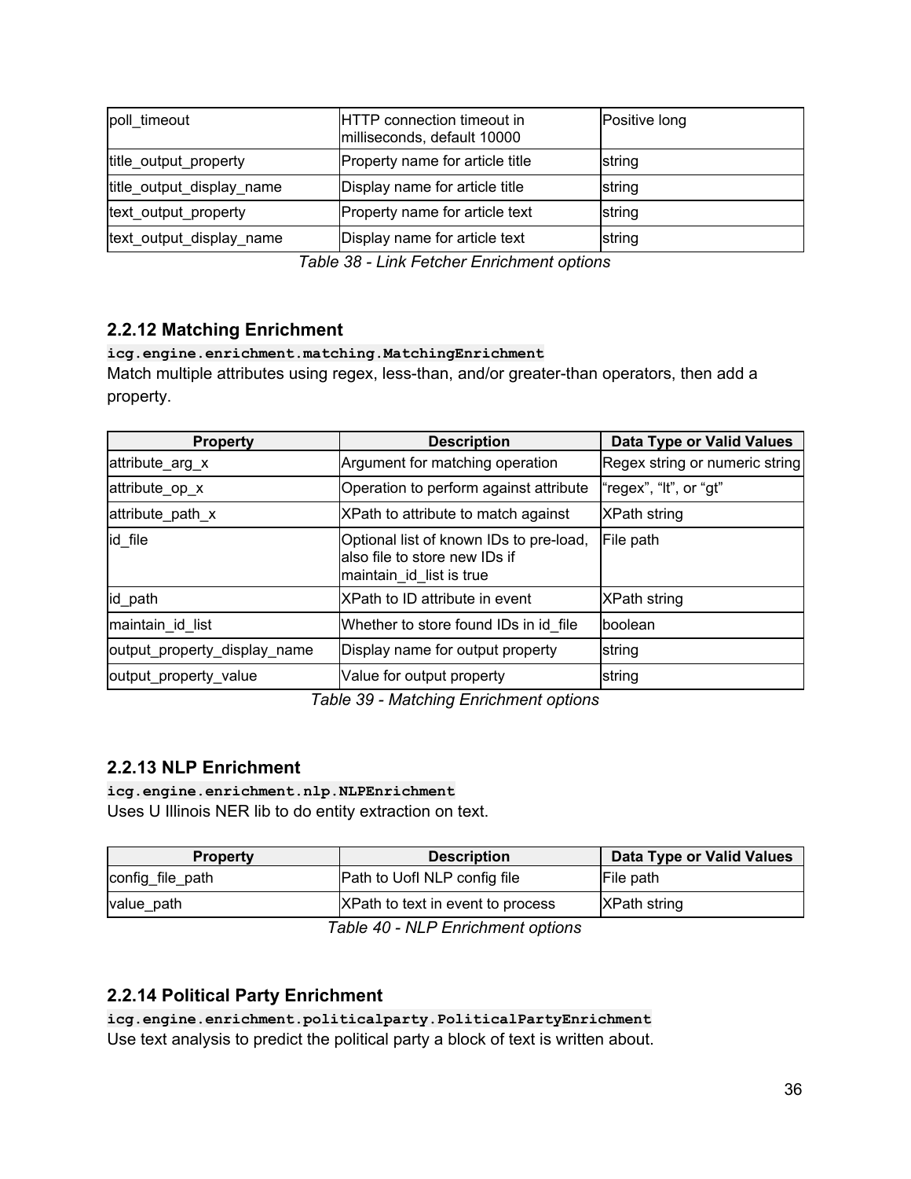| poll_timeout | HTTP connection timeout in milliseconds, default 10000 | Positive long |
|---|---|---|
| title_output_property | Property name for article title | string |
| title_output_display_name | Display name for article title | string |
| text_output_property | Property name for article text | string |
| text_output_display_name | Display name for article text | string |

*Table 38 - Link Fetcher Enrichment options*

### 2.2.12 Matching Enrichment

**`icg.engine.enrichment.matching.MatchingEnrichment`**

Match multiple attributes using regex, less-than, and/or greater-than operators, then add a property.

| Property | Description | Data Type or Valid Values |
|---|---|---|
| attribute_arg_x | Argument for matching operation | Regex string or numeric string |
| attribute_op_x | Operation to perform against attribute | "regex", "lt", or "gt" |
| attribute_path_x | XPath to attribute to match against | XPath string |
| id_file | Optional list of known IDs to pre-load, also file to store new IDs if maintain_id_list is true | File path |
| id_path | XPath to ID attribute in event | XPath string |
| maintain_id_list | Whether to store found IDs in id_file | boolean |
| output_property_display_name | Display name for output property | string |
| output_property_value | Value for output property | string |

*Table 39 - Matching Enrichment options*

### 2.2.13 NLP Enrichment

**`icg.engine.enrichment.nlp.NLPEnrichment`**

Uses U Illinois NER lib to do entity extraction on text.

| Property | Description | Data Type or Valid Values |
|---|---|---|
| config_file_path | Path to UofI NLP config file | File path |
| value_path | XPath to text in event to process | XPath string |

*Table 40 - NLP Enrichment options*

### 2.2.14 Political Party Enrichment

**`icg.engine.enrichment.politicalparty.PoliticalPartyEnrichment`**

Use text analysis to predict the political party a block of text is written about.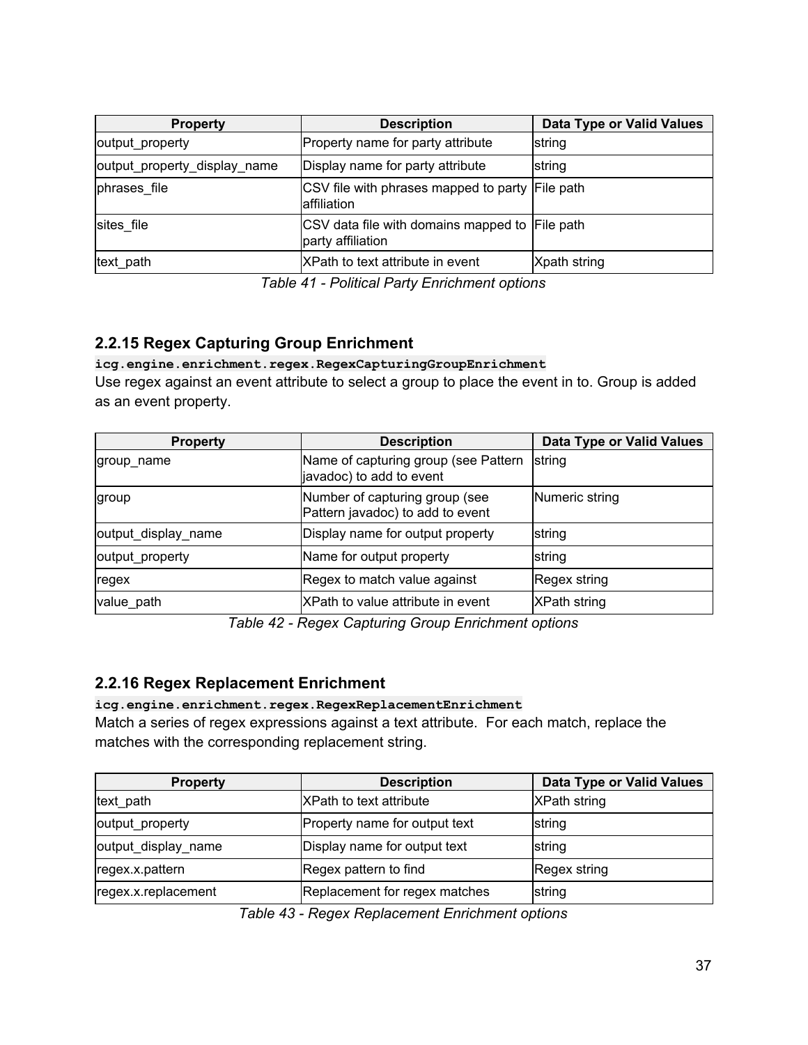| Property | Description | Data Type or Valid Values |
|---|---|---|
| output_property | Property name for party attribute | string |
| output_property_display_name | Display name for party attribute | string |
| phrases_file | CSV file with phrases mapped to party affiliation | File path |
| sites_file | CSV data file with domains mapped to party affiliation | File path |
| text_path | XPath to text attribute in event | Xpath string |

*Table 41 - Political Party Enrichment options*

### 2.2.15 Regex Capturing Group Enrichment

**`icg.engine.enrichment.regex.RegexCapturingGroupEnrichment`**

Use regex against an event attribute to select a group to place the event in to. Group is added as an event property.

| Property | Description | Data Type or Valid Values |
|---|---|---|
| group_name | Name of capturing group (see Pattern javadoc) to add to event | string |
| group | Number of capturing group (see Pattern javadoc) to add to event | Numeric string |
| output_display_name | Display name for output property | string |
| output_property | Name for output property | string |
| regex | Regex to match value against | Regex string |
| value_path | XPath to value attribute in event | XPath string |

*Table 42 - Regex Capturing Group Enrichment options*

### 2.2.16 Regex Replacement Enrichment

**`icg.engine.enrichment.regex.RegexReplacementEnrichment`**

Match a series of regex expressions against a text attribute. For each match, replace the matches with the corresponding replacement string.

| Property | Description | Data Type or Valid Values |
|---|---|---|
| text_path | XPath to text attribute | XPath string |
| output_property | Property name for output text | string |
| output_display_name | Display name for output text | string |
| regex.x.pattern | Regex pattern to find | Regex string |
| regex.x.replacement | Replacement for regex matches | string |

*Table 43 - Regex Replacement Enrichment options*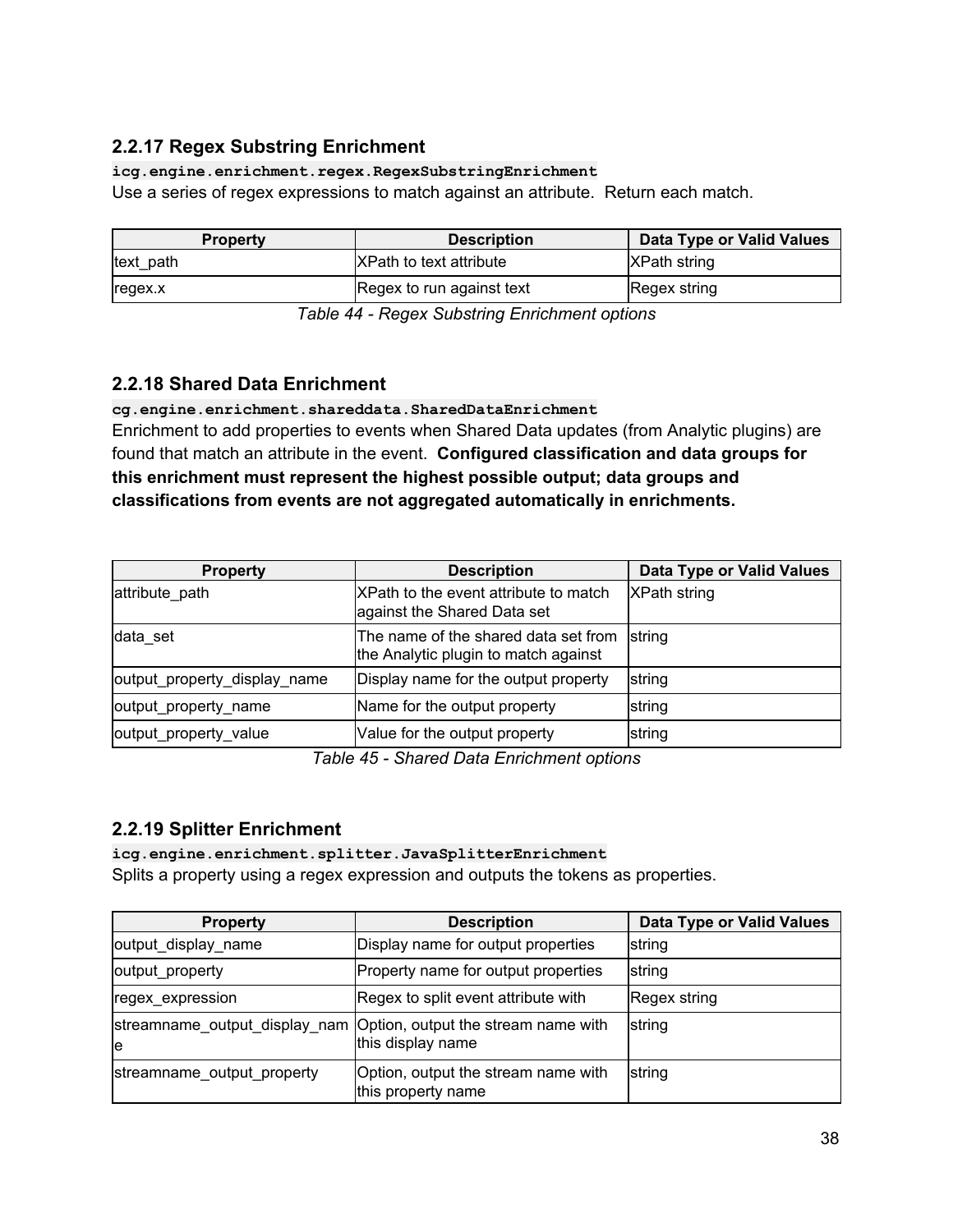### 2.2.17 Regex Substring Enrichment

**`icg.engine.enrichment.regex.RegexSubstringEnrichment`**

Use a series of regex expressions to match against an attribute. Return each match.

| Property | Description | Data Type or Valid Values |
|---|---|---|
| text_path | XPath to text attribute | XPath string |
| regex.x | Regex to run against text | Regex string |

*Table 44 - Regex Substring Enrichment options*

### 2.2.18 Shared Data Enrichment

**`cg.engine.enrichment.shareddata.SharedDataEnrichment`**

Enrichment to add properties to events when Shared Data updates (from Analytic plugins) are found that match an attribute in the event. **Configured classification and data groups for this enrichment must represent the highest possible output; data groups and classifications from events are not aggregated automatically in enrichments.**

| Property | Description | Data Type or Valid Values |
|---|---|---|
| attribute_path | XPath to the event attribute to match against the Shared Data set | XPath string |
| data_set | The name of the shared data set from the Analytic plugin to match against | string |
| output_property_display_name | Display name for the output property | string |
| output_property_name | Name for the output property | string |
| output_property_value | Value for the output property | string |

*Table 45 - Shared Data Enrichment options*

### 2.2.19 Splitter Enrichment

**`icg.engine.enrichment.splitter.JavaSplitterEnrichment`**

Splits a property using a regex expression and outputs the tokens as properties.

| Property | Description | Data Type or Valid Values |
|---|---|---|
| output_display_name | Display name for output properties | string |
| output_property | Property name for output properties | string |
| regex_expression | Regex to split event attribute with | Regex string |
| streamname_output_display_name | Option, output the stream name with this display name | string |
| streamname_output_property | Option, output the stream name with this property name | string |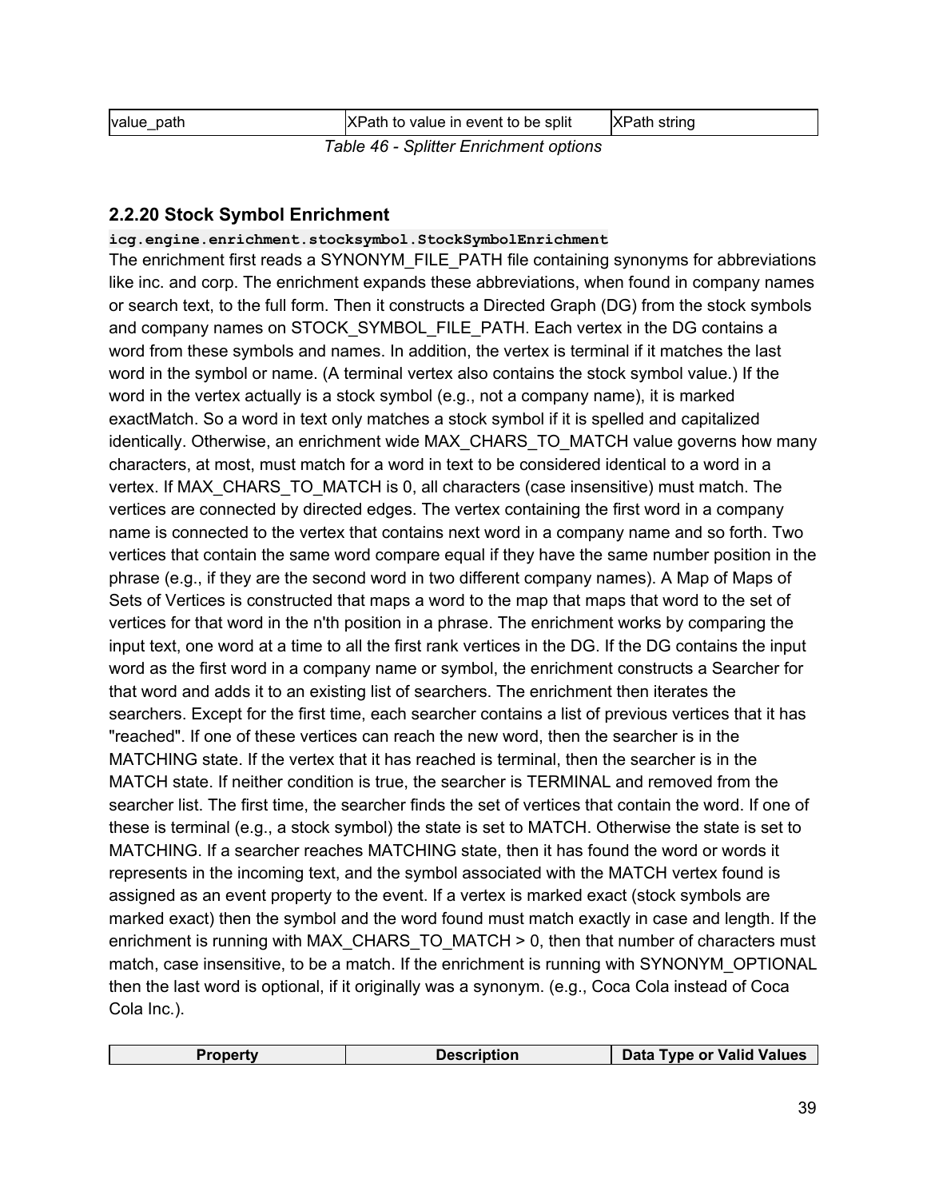| value_path | XPath to value in event to be split | XPath string |
|---|---|---|

*Table 46 - Splitter Enrichment options*

### 2.2.20 Stock Symbol Enrichment

`icg.engine.enrichment.stocksymbol.StockSymbolEnrichment`

The enrichment first reads a SYNONYM_FILE_PATH file containing synonyms for abbreviations like inc. and corp. The enrichment expands these abbreviations, when found in company names or search text, to the full form. Then it constructs a Directed Graph (DG) from the stock symbols and company names on STOCK_SYMBOL_FILE_PATH. Each vertex in the DG contains a word from these symbols and names. In addition, the vertex is terminal if it matches the last word in the symbol or name. (A terminal vertex also contains the stock symbol value.) If the word in the vertex actually is a stock symbol (e.g., not a company name), it is marked exactMatch. So a word in text only matches a stock symbol if it is spelled and capitalized identically. Otherwise, an enrichment wide MAX_CHARS_TO_MATCH value governs how many characters, at most, must match for a word in text to be considered identical to a word in a vertex. If MAX_CHARS_TO_MATCH is 0, all characters (case insensitive) must match. The vertices are connected by directed edges. The vertex containing the first word in a company name is connected to the vertex that contains next word in a company name and so forth. Two vertices that contain the same word compare equal if they have the same number position in the phrase (e.g., if they are the second word in two different company names). A Map of Maps of Sets of Vertices is constructed that maps a word to the map that maps that word to the set of vertices for that word in the n'th position in a phrase. The enrichment works by comparing the input text, one word at a time to all the first rank vertices in the DG. If the DG contains the input word as the first word in a company name or symbol, the enrichment constructs a Searcher for that word and adds it to an existing list of searchers. The enrichment then iterates the searchers. Except for the first time, each searcher contains a list of previous vertices that it has "reached". If one of these vertices can reach the new word, then the searcher is in the MATCHING state. If the vertex that it has reached is terminal, then the searcher is in the MATCH state. If neither condition is true, the searcher is TERMINAL and removed from the searcher list. The first time, the searcher finds the set of vertices that contain the word. If one of these is terminal (e.g., a stock symbol) the state is set to MATCH. Otherwise the state is set to MATCHING. If a searcher reaches MATCHING state, then it has found the word or words it represents in the incoming text, and the symbol associated with the MATCH vertex found is assigned as an event property to the event. If a vertex is marked exact (stock symbols are marked exact) then the symbol and the word found must match exactly in case and length. If the enrichment is running with MAX_CHARS_TO_MATCH > 0, then that number of characters must match, case insensitive, to be a match. If the enrichment is running with SYNONYM_OPTIONAL then the last word is optional, if it originally was a synonym. (e.g., Coca Cola instead of Coca Cola Inc.).

| Property | Description | Data Type or Valid Values |
|---|---|---|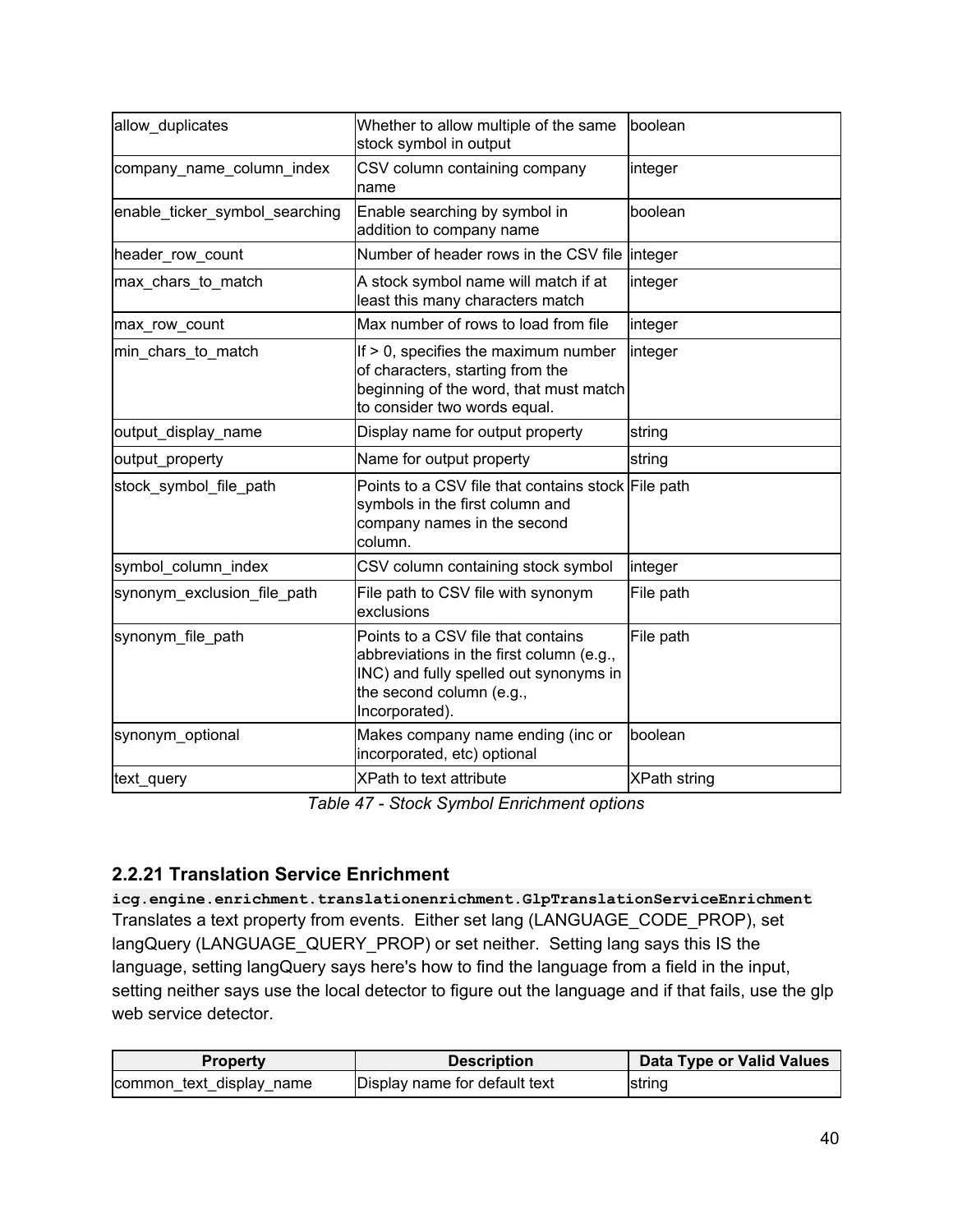| | | |
|---|---|---|
| allow_duplicates | Whether to allow multiple of the same stock symbol in output | boolean |
| company_name_column_index | CSV column containing company name | integer |
| enable_ticker_symbol_searching | Enable searching by symbol in addition to company name | boolean |
| header_row_count | Number of header rows in the CSV file | integer |
| max_chars_to_match | A stock symbol name will match if at least this many characters match | integer |
| max_row_count | Max number of rows to load from file | integer |
| min_chars_to_match | If > 0, specifies the maximum number of characters, starting from the beginning of the word, that must match to consider two words equal. | integer |
| output_display_name | Display name for output property | string |
| output_property | Name for output property | string |
| stock_symbol_file_path | Points to a CSV file that contains stock symbols in the first column and company names in the second column. | File path |
| symbol_column_index | CSV column containing stock symbol | integer |
| synonym_exclusion_file_path | File path to CSV file with synonym exclusions | File path |
| synonym_file_path | Points to a CSV file that contains abbreviations in the first column (e.g., INC) and fully spelled out synonyms in the second column (e.g., Incorporated). | File path |
| synonym_optional | Makes company name ending (inc or incorporated, etc) optional | boolean |
| text_query | XPath to text attribute | XPath string |

*Table 47 - Stock Symbol Enrichment options*

### 2.2.21 Translation Service Enrichment

**`icg.engine.enrichment.translationenrichment.GlpTranslationServiceEnrichment`**

Translates a text property from events. Either set lang (LANGUAGE_CODE_PROP), set langQuery (LANGUAGE_QUERY_PROP) or set neither. Setting lang says this IS the language, setting langQuery says here's how to find the language from a field in the input, setting neither says use the local detector to figure out the language and if that fails, use the glp web service detector.

| Property | Description | Data Type or Valid Values |
|---|---|---|
| common_text_display_name | Display name for default text | string |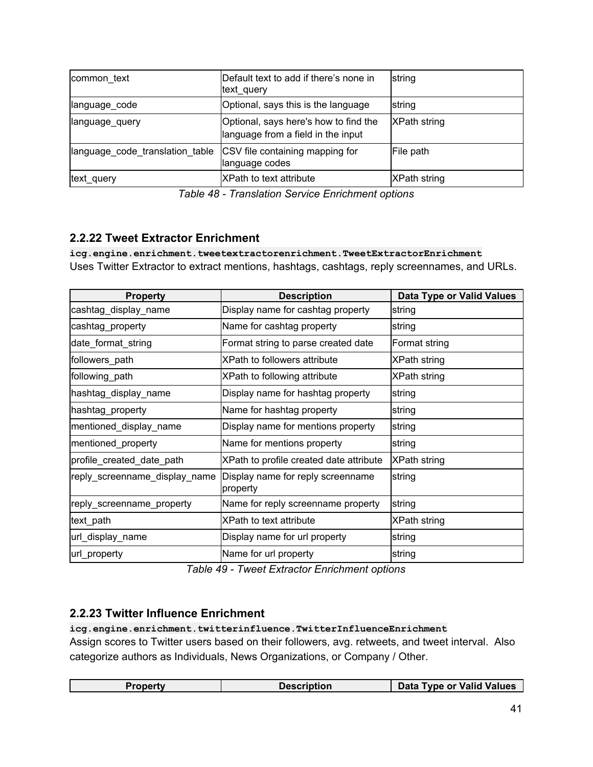| common_text | Default text to add if there's none in text_query | string |
|---|---|---|
| language_code | Optional, says this is the language | string |
| language_query | Optional, says here's how to find the language from a field in the input | XPath string |
| language_code_translation_table | CSV file containing mapping for language codes | File path |
| text_query | XPath to text attribute | XPath string |

*Table 48 - Translation Service Enrichment options*

### 2.2.22 Tweet Extractor Enrichment

`icg.engine.enrichment.tweetextractorenrichment.TweetExtractorEnrichment`

Uses Twitter Extractor to extract mentions, hashtags, cashtags, reply screennames, and URLs.

| Property | Description | Data Type or Valid Values |
|---|---|---|
| cashtag_display_name | Display name for cashtag property | string |
| cashtag_property | Name for cashtag property | string |
| date_format_string | Format string to parse created date | Format string |
| followers_path | XPath to followers attribute | XPath string |
| following_path | XPath to following attribute | XPath string |
| hashtag_display_name | Display name for hashtag property | string |
| hashtag_property | Name for hashtag property | string |
| mentioned_display_name | Display name for mentions property | string |
| mentioned_property | Name for mentions property | string |
| profile_created_date_path | XPath to profile created date attribute | XPath string |
| reply_screenname_display_name | Display name for reply screenname property | string |
| reply_screenname_property | Name for reply screenname property | string |
| text_path | XPath to text attribute | XPath string |
| url_display_name | Display name for url property | string |
| url_property | Name for url property | string |

*Table 49 - Tweet Extractor Enrichment options*

### 2.2.23 Twitter Influence Enrichment

`icg.engine.enrichment.twitterinfluence.TwitterInfluenceEnrichment`

Assign scores to Twitter users based on their followers, avg. retweets, and tweet interval. Also categorize authors as Individuals, News Organizations, or Company / Other.

| Property | Description | Data Type or Valid Values |
|---|---|---|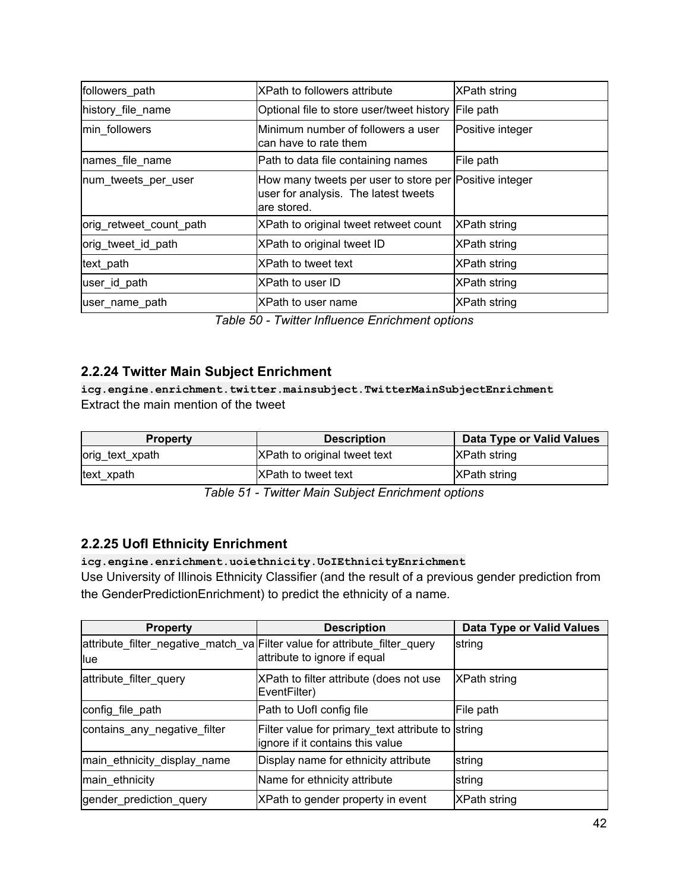| | | |
|---|---|---|
| followers_path | XPath to followers attribute | XPath string |
| history_file_name | Optional file to store user/tweet history | File path |
| min_followers | Minimum number of followers a user can have to rate them | Positive integer |
| names_file_name | Path to data file containing names | File path |
| num_tweets_per_user | How many tweets per user to store per user for analysis. The latest tweets are stored. | Positive integer |
| orig_retweet_count_path | XPath to original tweet retweet count | XPath string |
| orig_tweet_id_path | XPath to original tweet ID | XPath string |
| text_path | XPath to tweet text | XPath string |
| user_id_path | XPath to user ID | XPath string |
| user_name_path | XPath to user name | XPath string |

*Table 50 - Twitter Influence Enrichment options*

### 2.2.24 Twitter Main Subject Enrichment

**`icg.engine.enrichment.twitter.mainsubject.TwitterMainSubjectEnrichment`**

Extract the main mention of the tweet

| Property | Description | Data Type or Valid Values |
|---|---|---|
| orig_text_xpath | XPath to original tweet text | XPath string |
| text_xpath | XPath to tweet text | XPath string |

*Table 51 - Twitter Main Subject Enrichment options*

### 2.2.25 UofI Ethnicity Enrichment

**`icg.engine.enrichment.uoiethnicity.UoIEthnicityEnrichment`**

Use University of Illinois Ethnicity Classifier (and the result of a previous gender prediction from the GenderPredictionEnrichment) to predict the ethnicity of a name.

| Property | Description | Data Type or Valid Values |
|---|---|---|
| attribute_filter_negative_match_value | Filter value for attribute_filter_query attribute to ignore if equal | string |
| attribute_filter_query | XPath to filter attribute (does not use EventFilter) | XPath string |
| config_file_path | Path to UofI config file | File path |
| contains_any_negative_filter | Filter value for primary_text attribute to ignore if it contains this value | string |
| main_ethnicity_display_name | Display name for ethnicity attribute | string |
| main_ethnicity | Name for ethnicity attribute | string |
| gender_prediction_query | XPath to gender property in event | XPath string |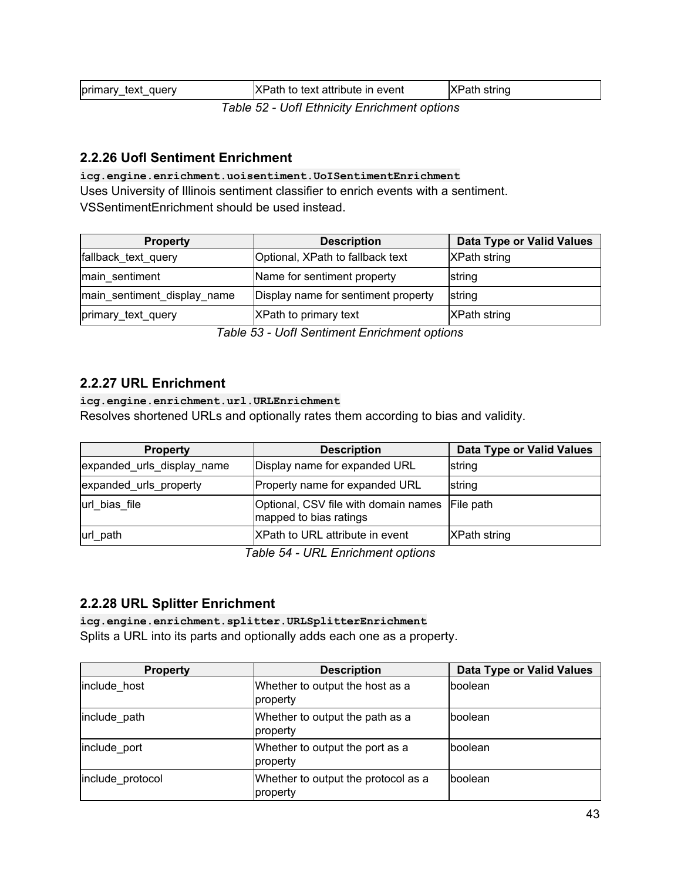| primary_text_query | XPath to text attribute in event | XPath string |
|---|---|---|

*Table 52 - UofI Ethnicity Enrichment options*

### 2.2.26 UofI Sentiment Enrichment

**`icg.engine.enrichment.uoisentiment.UoISentimentEnrichment`**

Uses University of Illinois sentiment classifier to enrich events with a sentiment. VSSentimentEnrichment should be used instead.

| Property | Description | Data Type or Valid Values |
|---|---|---|
| fallback_text_query | Optional, XPath to fallback text | XPath string |
| main_sentiment | Name for sentiment property | string |
| main_sentiment_display_name | Display name for sentiment property | string |
| primary_text_query | XPath to primary text | XPath string |

*Table 53 - UofI Sentiment Enrichment options*

### 2.2.27 URL Enrichment

**`icg.engine.enrichment.url.URLEnrichment`**

Resolves shortened URLs and optionally rates them according to bias and validity.

| Property | Description | Data Type or Valid Values |
|---|---|---|
| expanded_urls_display_name | Display name for expanded URL | string |
| expanded_urls_property | Property name for expanded URL | string |
| url_bias_file | Optional, CSV file with domain names mapped to bias ratings | File path |
| url_path | XPath to URL attribute in event | XPath string |

*Table 54 - URL Enrichment options*

### 2.2.28 URL Splitter Enrichment

**`icg.engine.enrichment.splitter.URLSplitterEnrichment`**

Splits a URL into its parts and optionally adds each one as a property.

| Property | Description | Data Type or Valid Values |
|---|---|---|
| include_host | Whether to output the host as a property | boolean |
| include_path | Whether to output the path as a property | boolean |
| include_port | Whether to output the port as a property | boolean |
| include_protocol | Whether to output the protocol as a property | boolean |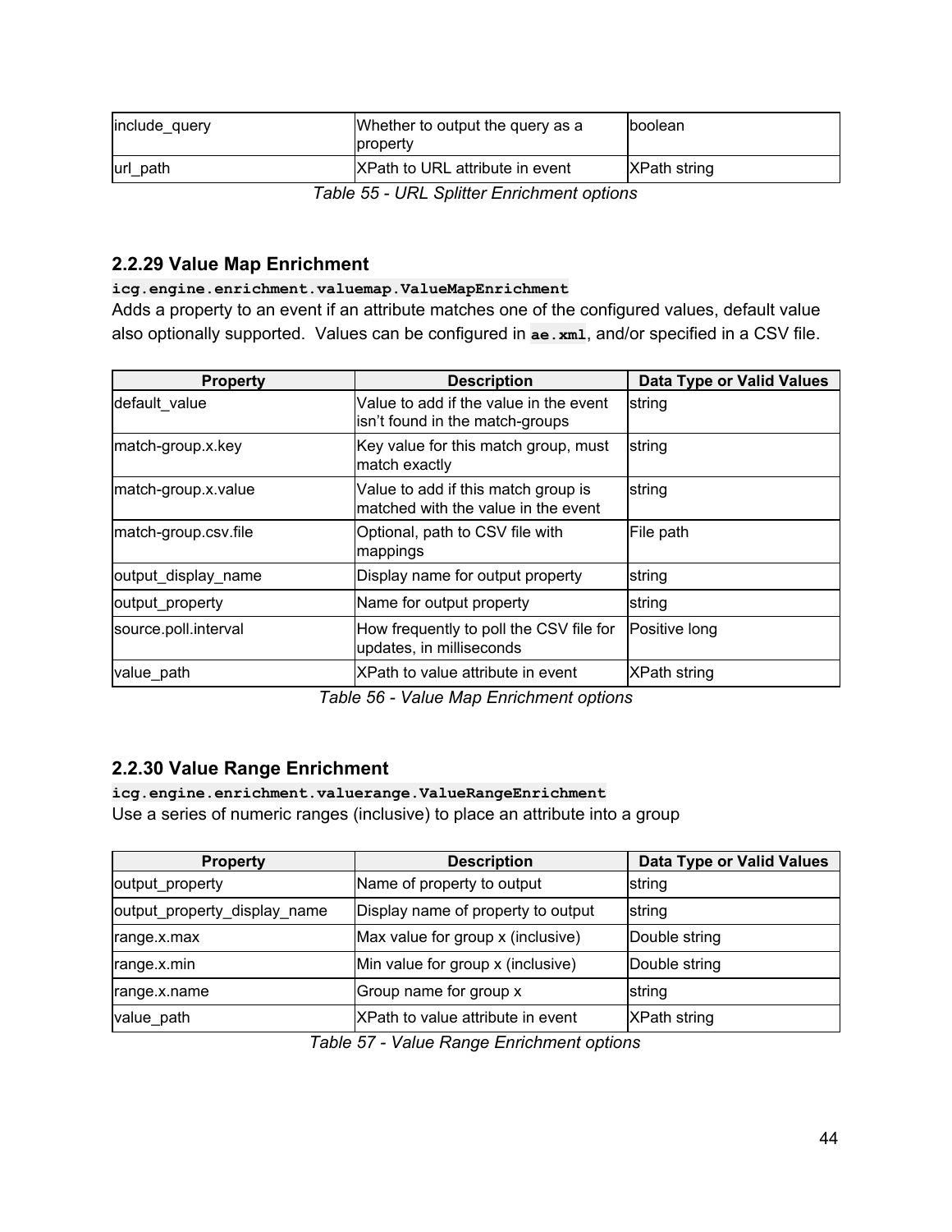| include_query | Whether to output the query as a property | boolean |
|---|---|---|
| url_path | XPath to URL attribute in event | XPath string |

*Table 55 - URL Splitter Enrichment options*

### 2.2.29 Value Map Enrichment

**`icg.engine.enrichment.valuemap.ValueMapEnrichment`**

Adds a property to an event if an attribute matches one of the configured values, default value also optionally supported. Values can be configured in **`ae.xml`**, and/or specified in a CSV file.

| Property | Description | Data Type or Valid Values |
|---|---|---|
| default_value | Value to add if the value in the event isn't found in the match-groups | string |
| match-group.x.key | Key value for this match group, must match exactly | string |
| match-group.x.value | Value to add if this match group is matched with the value in the event | string |
| match-group.csv.file | Optional, path to CSV file with mappings | File path |
| output_display_name | Display name for output property | string |
| output_property | Name for output property | string |
| source.poll.interval | How frequently to poll the CSV file for updates, in milliseconds | Positive long |
| value_path | XPath to value attribute in event | XPath string |

*Table 56 - Value Map Enrichment options*

### 2.2.30 Value Range Enrichment

**`icg.engine.enrichment.valuerange.ValueRangeEnrichment`**

Use a series of numeric ranges (inclusive) to place an attribute into a group

| Property | Description | Data Type or Valid Values |
|---|---|---|
| output_property | Name of property to output | string |
| output_property_display_name | Display name of property to output | string |
| range.x.max | Max value for group x (inclusive) | Double string |
| range.x.min | Min value for group x (inclusive) | Double string |
| range.x.name | Group name for group x | string |
| value_path | XPath to value attribute in event | XPath string |

*Table 57 - Value Range Enrichment options*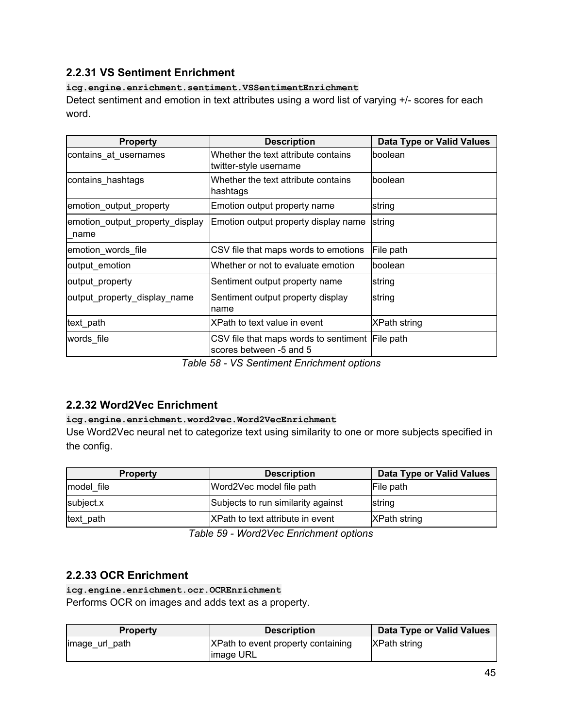### 2.2.31 VS Sentiment Enrichment

**`icg.engine.enrichment.sentiment.VSSentimentEnrichment`**

Detect sentiment and emotion in text attributes using a word list of varying +/- scores for each word.

| Property | Description | Data Type or Valid Values |
|---|---|---|
| contains_at_usernames | Whether the text attribute contains twitter-style username | boolean |
| contains_hashtags | Whether the text attribute contains hashtags | boolean |
| emotion_output_property | Emotion output property name | string |
| emotion_output_property_display_name | Emotion output property display name | string |
| emotion_words_file | CSV file that maps words to emotions | File path |
| output_emotion | Whether or not to evaluate emotion | boolean |
| output_property | Sentiment output property name | string |
| output_property_display_name | Sentiment output property display name | string |
| text_path | XPath to text value in event | XPath string |
| words_file | CSV file that maps words to sentiment scores between -5 and 5 | File path |

*Table 58 - VS Sentiment Enrichment options*

### 2.2.32 Word2Vec Enrichment

**`icg.engine.enrichment.word2vec.Word2VecEnrichment`**

Use Word2Vec neural net to categorize text using similarity to one or more subjects specified in the config.

| Property | Description | Data Type or Valid Values |
|---|---|---|
| model_file | Word2Vec model file path | File path |
| subject.x | Subjects to run similarity against | string |
| text_path | XPath to text attribute in event | XPath string |

*Table 59 - Word2Vec Enrichment options*

### 2.2.33 OCR Enrichment

**`icg.engine.enrichment.ocr.OCREnrichment`**

Performs OCR on images and adds text as a property.

| Property | Description | Data Type or Valid Values |
|---|---|---|
| image_url_path | XPath to event property containing image URL | XPath string |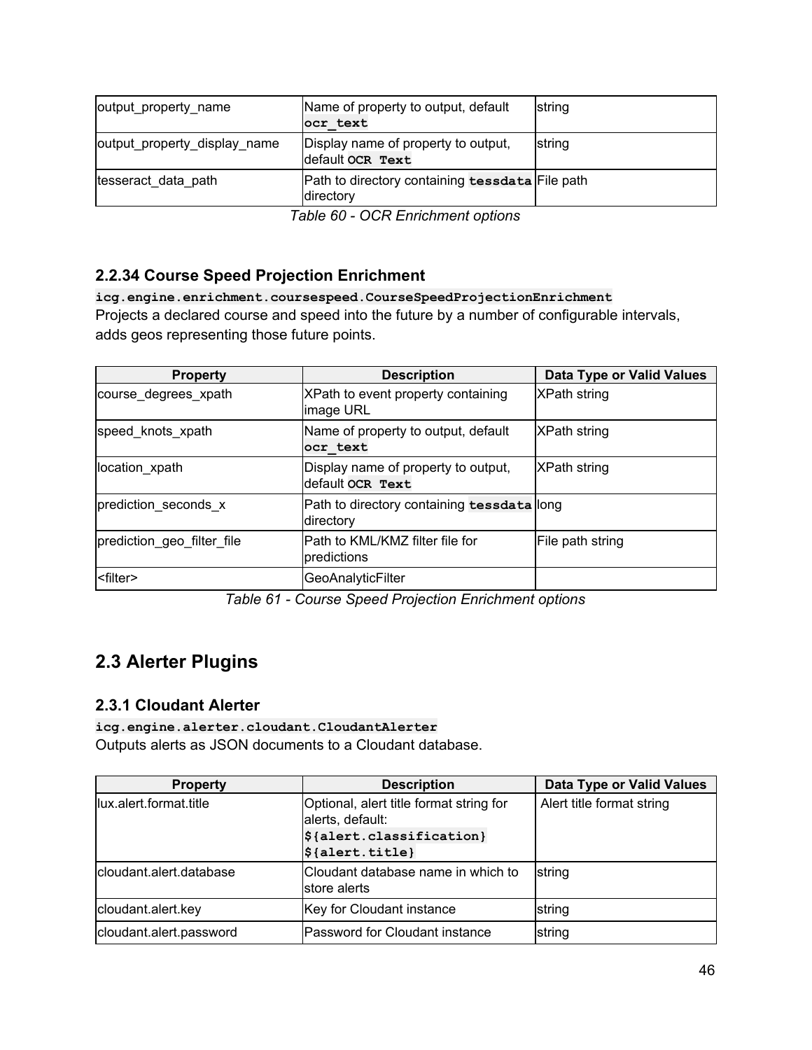| output_property_name | Name of property to output, default `ocr_text` | string |
|---|---|---|
| output_property_display_name | Display name of property to output, default `OCR Text` | string |
| tesseract_data_path | Path to directory containing `tessdata` directory | File path |

*Table 60 - OCR Enrichment options*

### 2.2.34 Course Speed Projection Enrichment

`icg.engine.enrichment.coursespeed.CourseSpeedProjectionEnrichment`
Projects a declared course and speed into the future by a number of configurable intervals, adds geos representing those future points.

| Property | Description | Data Type or Valid Values |
|---|---|---|
| course_degrees_xpath | XPath to event property containing image URL | XPath string |
| speed_knots_xpath | Name of property to output, default `ocr_text` | XPath string |
| location_xpath | Display name of property to output, default `OCR Text` | XPath string |
| prediction_seconds_x | Path to directory containing `tessdata` directory | long |
| prediction_geo_filter_file | Path to KML/KMZ filter file for predictions | File path string |
| <filter> | GeoAnalyticFilter | |

*Table 61 - Course Speed Projection Enrichment options*

## 2.3 Alerter Plugins

### 2.3.1 Cloudant Alerter

`icg.engine.alerter.cloudant.CloudantAlerter`
Outputs alerts as JSON documents to a Cloudant database.

| Property | Description | Data Type or Valid Values |
|---|---|---|
| lux.alert.format.title | Optional, alert title format string for alerts, default: `${alert.classification} ${alert.title}` | Alert title format string |
| cloudant.alert.database | Cloudant database name in which to store alerts | string |
| cloudant.alert.key | Key for Cloudant instance | string |
| cloudant.alert.password | Password for Cloudant instance | string |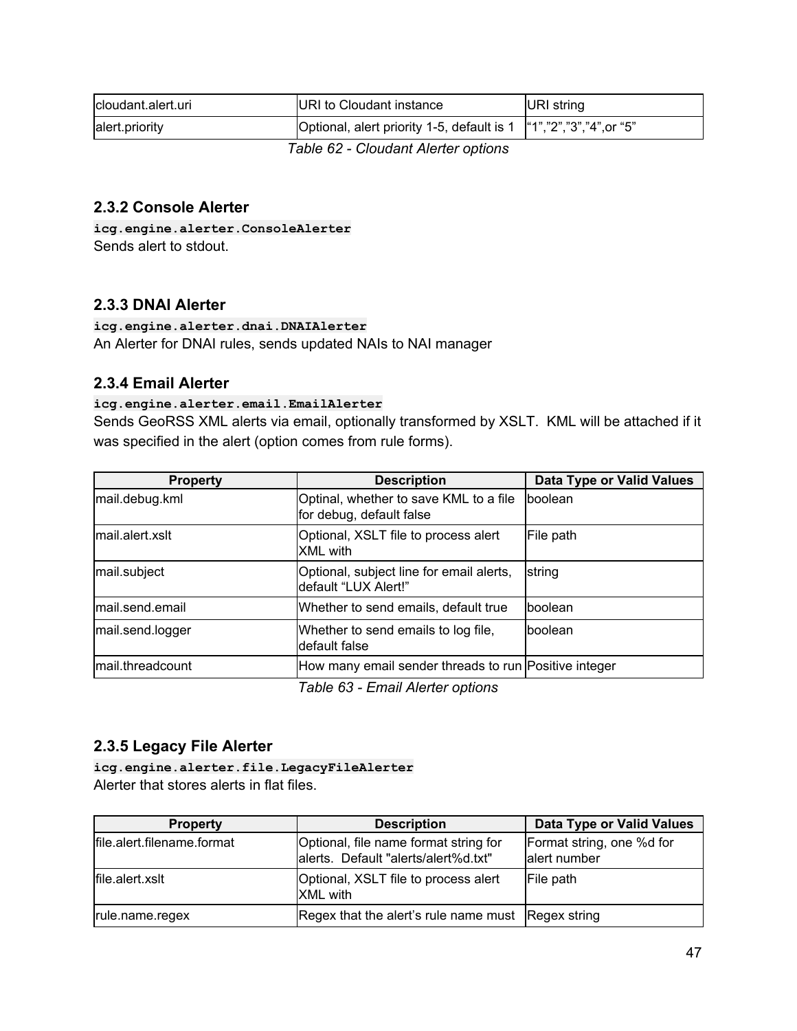| | | |
|---|---|---|
| cloudant.alert.uri | URI to Cloudant instance | URI string |
| alert.priority | Optional, alert priority 1-5, default is 1 | "1","2","3","4",or "5" |

*Table 62 - Cloudant Alerter options*

### 2.3.2 Console Alerter

**`icg.engine.alerter.ConsoleAlerter`**
Sends alert to stdout.

### 2.3.3 DNAI Alerter

**`icg.engine.alerter.dnai.DNAIAlerter`**
An Alerter for DNAI rules, sends updated NAIs to NAI manager

### 2.3.4 Email Alerter

**`icg.engine.alerter.email.EmailAlerter`**
Sends GeoRSS XML alerts via email, optionally transformed by XSLT. KML will be attached if it was specified in the alert (option comes from rule forms).

| Property | Description | Data Type or Valid Values |
|---|---|---|
| mail.debug.kml | Optinal, whether to save KML to a file for debug, default false | boolean |
| mail.alert.xslt | Optional, XSLT file to process alert XML with | File path |
| mail.subject | Optional, subject line for email alerts, default "LUX Alert!" | string |
| mail.send.email | Whether to send emails, default true | boolean |
| mail.send.logger | Whether to send emails to log file, default false | boolean |
| mail.threadcount | How many email sender threads to run | Positive integer |

*Table 63 - Email Alerter options*

### 2.3.5 Legacy File Alerter

**`icg.engine.alerter.file.LegacyFileAlerter`**
Alerter that stores alerts in flat files.

| Property | Description | Data Type or Valid Values |
|---|---|---|
| file.alert.filename.format | Optional, file name format string for alerts. Default "alerts/alert%d.txt" | Format string, one %d for alert number |
| file.alert.xslt | Optional, XSLT file to process alert XML with | File path |
| rule.name.regex | Regex that the alert's rule name must | Regex string |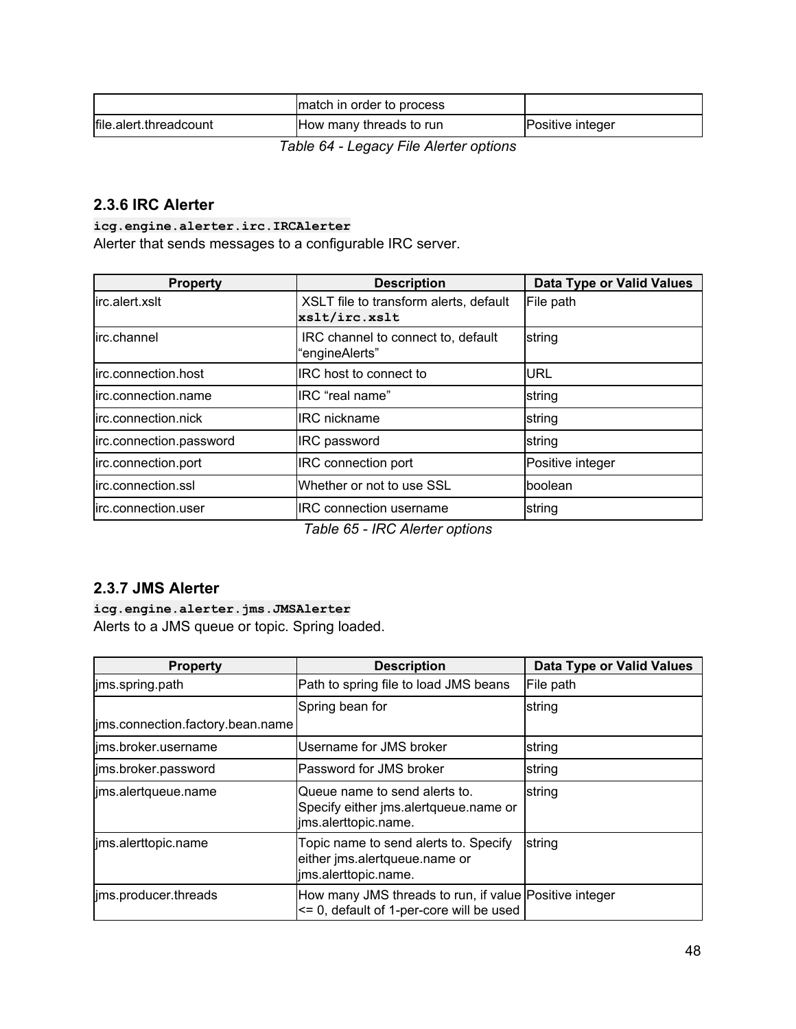| | match in order to process | |
|---|---|---|
| file.alert.threadcount | How many threads to run | Positive integer |

*Table 64 - Legacy File Alerter options*

### 2.3.6 IRC Alerter

**`icg.engine.alerter.irc.IRCAlerter`**

Alerter that sends messages to a configurable IRC server.

| Property | Description | Data Type or Valid Values |
|---|---|---|
| irc.alert.xslt | XSLT file to transform alerts, default **`xslt/irc.xslt`** | File path |
| irc.channel | IRC channel to connect to, default "engineAlerts" | string |
| irc.connection.host | IRC host to connect to | URL |
| irc.connection.name | IRC "real name" | string |
| irc.connection.nick | IRC nickname | string |
| irc.connection.password | IRC password | string |
| irc.connection.port | IRC connection port | Positive integer |
| irc.connection.ssl | Whether or not to use SSL | boolean |
| irc.connection.user | IRC connection username | string |

*Table 65 - IRC Alerter options*

### 2.3.7 JMS Alerter

**`icg.engine.alerter.jms.JMSAlerter`**

Alerts to a JMS queue or topic. Spring loaded.

| Property | Description | Data Type or Valid Values |
|---|---|---|
| jms.spring.path | Path to spring file to load JMS beans | File path |
| jms.connection.factory.bean.name | Spring bean for | string |
| jms.broker.username | Username for JMS broker | string |
| jms.broker.password | Password for JMS broker | string |
| jms.alertqueue.name | Queue name to send alerts to. Specify either jms.alertqueue.name or jms.alerttopic.name. | string |
| jms.alerttopic.name | Topic name to send alerts to. Specify either jms.alertqueue.name or jms.alerttopic.name. | string |
| jms.producer.threads | How many JMS threads to run, if value <= 0, default of 1-per-core will be used | Positive integer |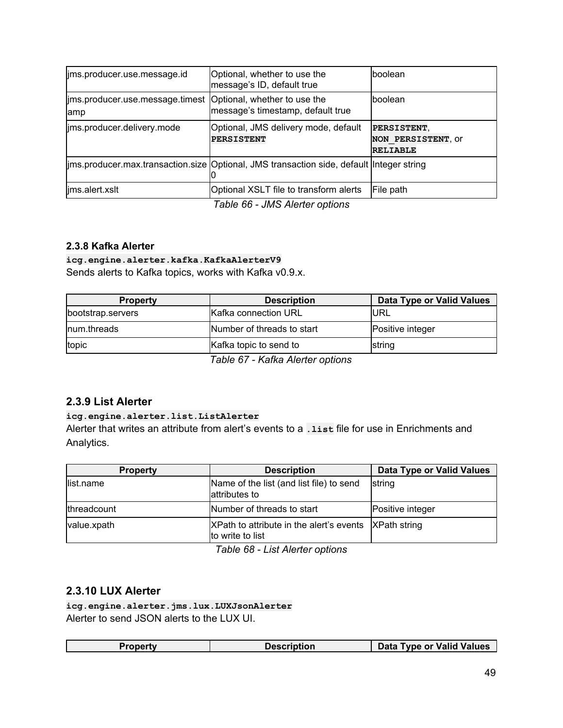| | | |
|---|---|---|
| jms.producer.use.message.id | Optional, whether to use the message's ID, default true | boolean |
| jms.producer.use.message.timestamp | Optional, whether to use the message's timestamp, default true | boolean |
| jms.producer.delivery.mode | Optional, JMS delivery mode, default **`PERSISTENT`** | **`PERSISTENT`**, **`NON_PERSISTENT`**, or **`RELIABLE`** |
| jms.producer.max.transaction.size | Optional, JMS transaction side, default 0 | Integer string |
| jms.alert.xslt | Optional XSLT file to transform alerts | File path |

*Table 66 - JMS Alerter options*

#### 2.3.8 Kafka Alerter

**`icg.engine.alerter.kafka.KafkaAlerterV9`**
Sends alerts to Kafka topics, works with Kafka v0.9.x.

| Property | Description | Data Type or Valid Values |
|---|---|---|
| bootstrap.servers | Kafka connection URL | URL |
| num.threads | Number of threads to start | Positive integer |
| topic | Kafka topic to send to | string |

*Table 67 - Kafka Alerter options*

### 2.3.9 List Alerter

**`icg.engine.alerter.list.ListAlerter`**
Alerter that writes an attribute from alert's events to a **`.list`** file for use in Enrichments and Analytics.

| Property | Description | Data Type or Valid Values |
|---|---|---|
| list.name | Name of the list (and list file) to send attributes to | string |
| threadcount | Number of threads to start | Positive integer |
| value.xpath | XPath to attribute in the alert's events to write to list | XPath string |

*Table 68 - List Alerter options*

### 2.3.10 LUX Alerter

**`icg.engine.alerter.jms.lux.LUXJsonAlerter`**
Alerter to send JSON alerts to the LUX UI.

| Property | Description | Data Type or Valid Values |
|---|---|---|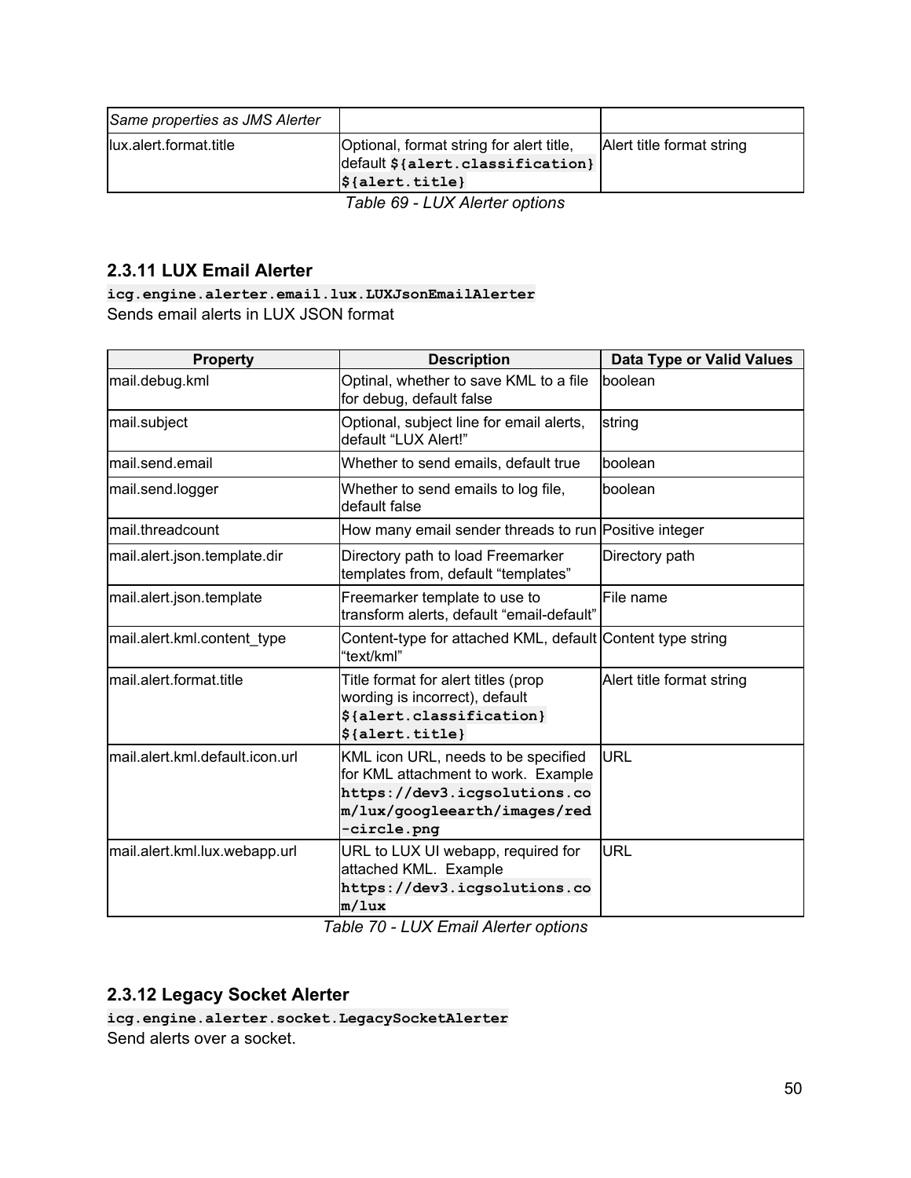| | | |
|---|---|---|
| *Same properties as JMS Alerter* | | |
| lux.alert.format.title | Optional, format string for alert title, default **`${alert.classification} ${alert.title}`** | Alert title format string |

*Table 69 - LUX Alerter options*

### 2.3.11 LUX Email Alerter

**`icg.engine.alerter.email.lux.LUXJsonEmailAlerter`**
Sends email alerts in LUX JSON format

| Property | Description | Data Type or Valid Values |
|---|---|---|
| mail.debug.kml | Optinal, whether to save KML to a file for debug, default false | boolean |
| mail.subject | Optional, subject line for email alerts, default "LUX Alert!" | string |
| mail.send.email | Whether to send emails, default true | boolean |
| mail.send.logger | Whether to send emails to log file, default false | boolean |
| mail.threadcount | How many email sender threads to run | Positive integer |
| mail.alert.json.template.dir | Directory path to load Freemarker templates from, default "templates" | Directory path |
| mail.alert.json.template | Freemarker template to use to transform alerts, default "email-default" | File name |
| mail.alert.kml.content_type | Content-type for attached KML, default "text/kml" | Content type string |
| mail.alert.format.title | Title format for alert titles (prop wording is incorrect), default **`${alert.classification} ${alert.title}`** | Alert title format string |
| mail.alert.kml.default.icon.url | KML icon URL, needs to be specified for KML attachment to work. Example **`https://dev3.icgsolutions.com/lux/googleearth/images/red-circle.png`** | URL |
| mail.alert.kml.lux.webapp.url | URL to LUX UI webapp, required for attached KML. Example **`https://dev3.icgsolutions.com/lux`** | URL |

*Table 70 - LUX Email Alerter options*

### 2.3.12 Legacy Socket Alerter

**`icg.engine.alerter.socket.LegacySocketAlerter`**
Send alerts over a socket.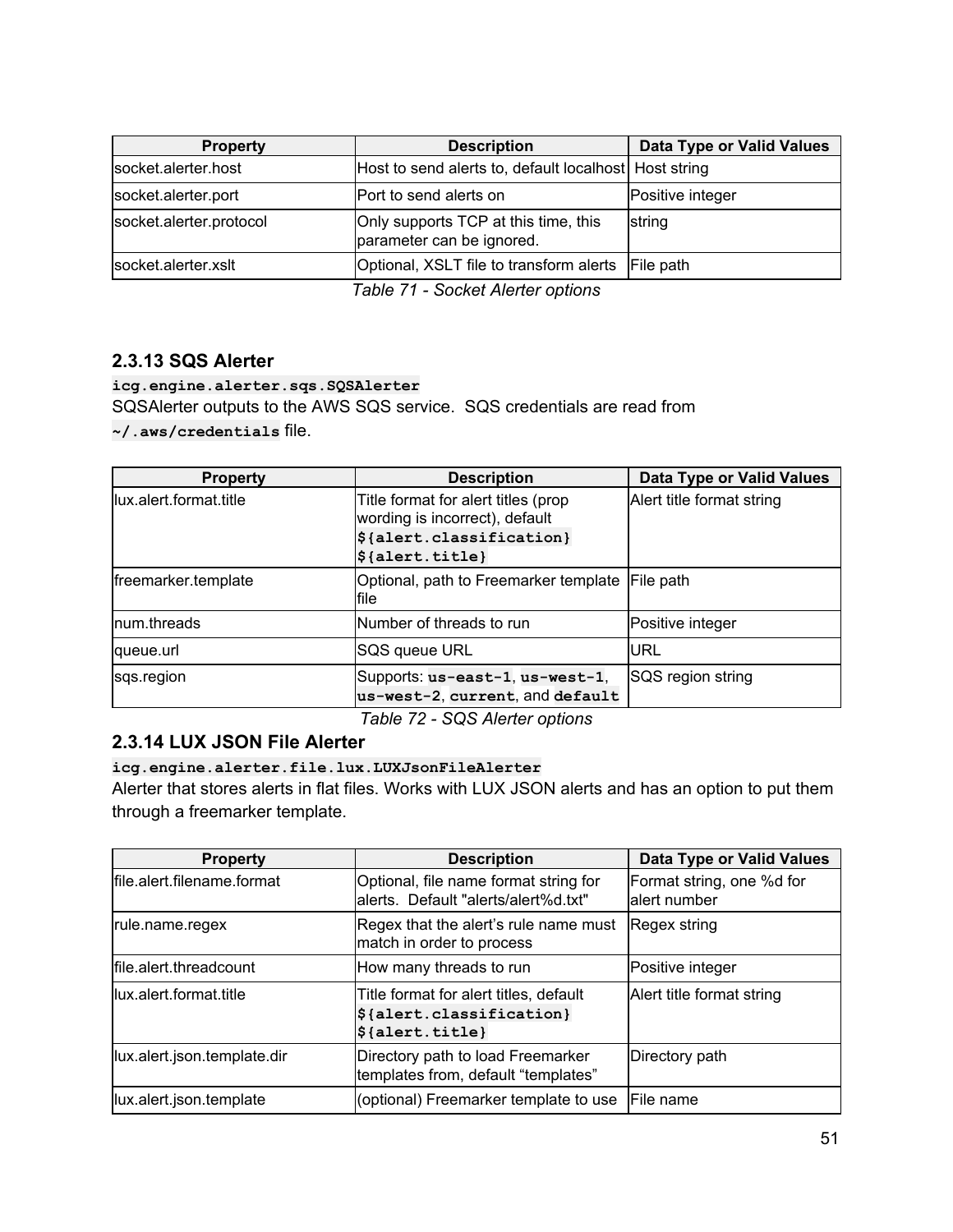| Property | Description | Data Type or Valid Values |
| --- | --- | --- |
| socket.alerter.host | Host to send alerts to, default localhost | Host string |
| socket.alerter.port | Port to send alerts on | Positive integer |
| socket.alerter.protocol | Only supports TCP at this time, this parameter can be ignored. | string |
| socket.alerter.xslt | Optional, XSLT file to transform alerts | File path |

*Table 71 - Socket Alerter options*

### 2.3.13 SQS Alerter

`icg.engine.alerter.sqs.SQSAlerter`

SQSAlerter outputs to the AWS SQS service. SQS credentials are read from `~/.aws/credentials` file.

| Property | Description | Data Type or Valid Values |
| --- | --- | --- |
| lux.alert.format.title | Title format for alert titles (prop wording is incorrect), default `${alert.classification} ${alert.title}` | Alert title format string |
| freemarker.template | Optional, path to Freemarker template file | File path |
| num.threads | Number of threads to run | Positive integer |
| queue.url | SQS queue URL | URL |
| sqs.region | Supports: `us-east-1`, `us-west-1`, `us-west-2`, `current`, and `default` | SQS region string |

*Table 72 - SQS Alerter options*

### 2.3.14 LUX JSON File Alerter

`icg.engine.alerter.file.lux.LUXJsonFileAlerter`

Alerter that stores alerts in flat files. Works with LUX JSON alerts and has an option to put them through a freemarker template.

| Property | Description | Data Type or Valid Values |
| --- | --- | --- |
| file.alert.filename.format | Optional, file name format string for alerts. Default "alerts/alert%d.txt" | Format string, one %d for alert number |
| rule.name.regex | Regex that the alert's rule name must match in order to process | Regex string |
| file.alert.threadcount | How many threads to run | Positive integer |
| lux.alert.format.title | Title format for alert titles, default `${alert.classification} ${alert.title}` | Alert title format string |
| lux.alert.json.template.dir | Directory path to load Freemarker templates from, default "templates" | Directory path |
| lux.alert.json.template | (optional) Freemarker template to use | File name |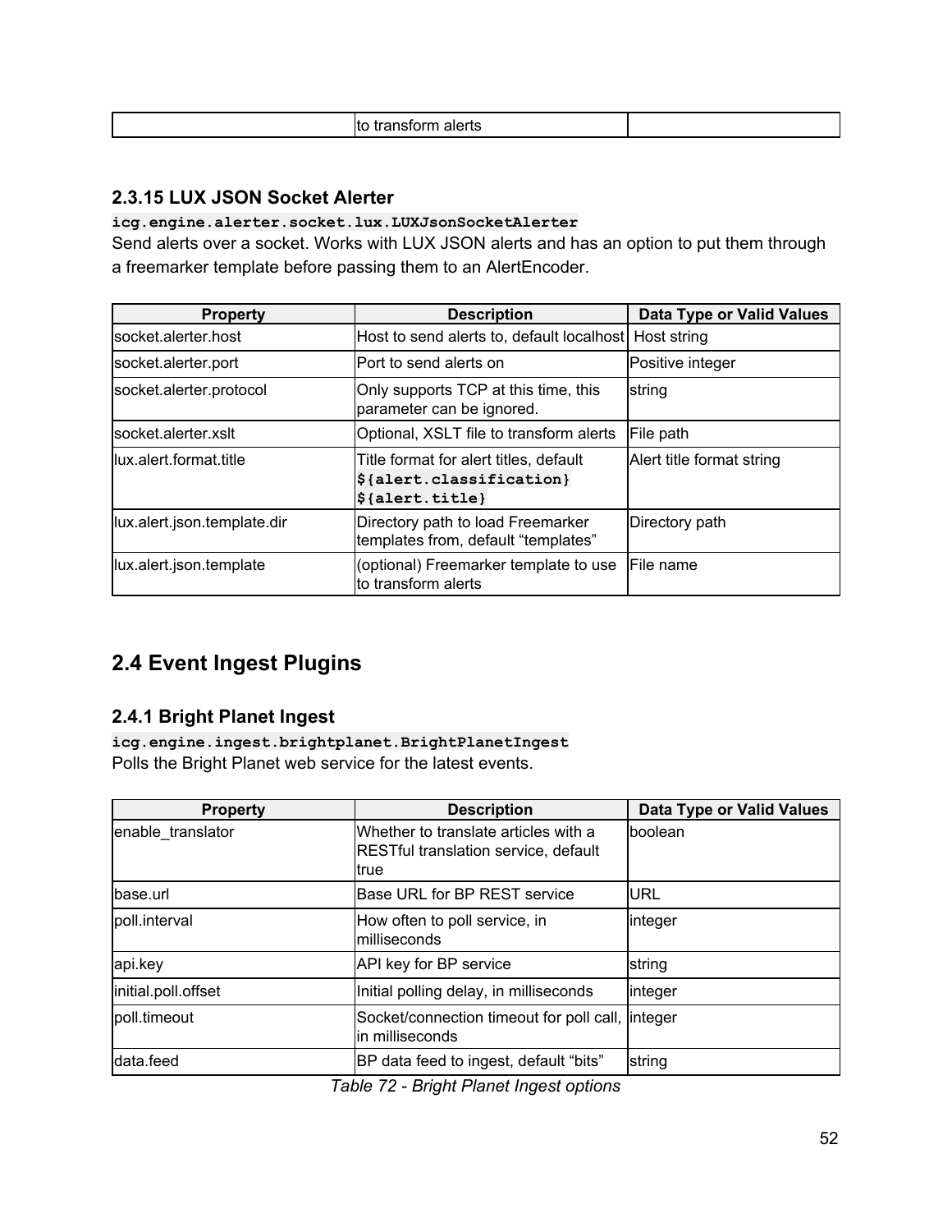| | to transform alerts | |
|---|---|---|

### 2.3.15 LUX JSON Socket Alerter

`icg.engine.alerter.socket.lux.LUXJsonSocketAlerter`

Send alerts over a socket. Works with LUX JSON alerts and has an option to put them through a freemarker template before passing them to an AlertEncoder.

| Property | Description | Data Type or Valid Values |
|---|---|---|
| socket.alerter.host | Host to send alerts to, default localhost | Host string |
| socket.alerter.port | Port to send alerts on | Positive integer |
| socket.alerter.protocol | Only supports TCP at this time, this parameter can be ignored. | string |
| socket.alerter.xslt | Optional, XSLT file to transform alerts | File path |
| lux.alert.format.title | Title format for alert titles, default `${alert.classification} ${alert.title}` | Alert title format string |
| lux.alert.json.template.dir | Directory path to load Freemarker templates from, default "templates" | Directory path |
| lux.alert.json.template | (optional) Freemarker template to use to transform alerts | File name |

## 2.4 Event Ingest Plugins

### 2.4.1 Bright Planet Ingest

`icg.engine.ingest.brightplanet.BrightPlanetIngest`

Polls the Bright Planet web service for the latest events.

| Property | Description | Data Type or Valid Values |
|---|---|---|
| enable_translator | Whether to translate articles with a RESTful translation service, default true | boolean |
| base.url | Base URL for BP REST service | URL |
| poll.interval | How often to poll service, in milliseconds | integer |
| api.key | API key for BP service | string |
| initial.poll.offset | Initial polling delay, in milliseconds | integer |
| poll.timeout | Socket/connection timeout for poll call, in milliseconds | integer |
| data.feed | BP data feed to ingest, default "bits" | string |

*Table 72 - Bright Planet Ingest options*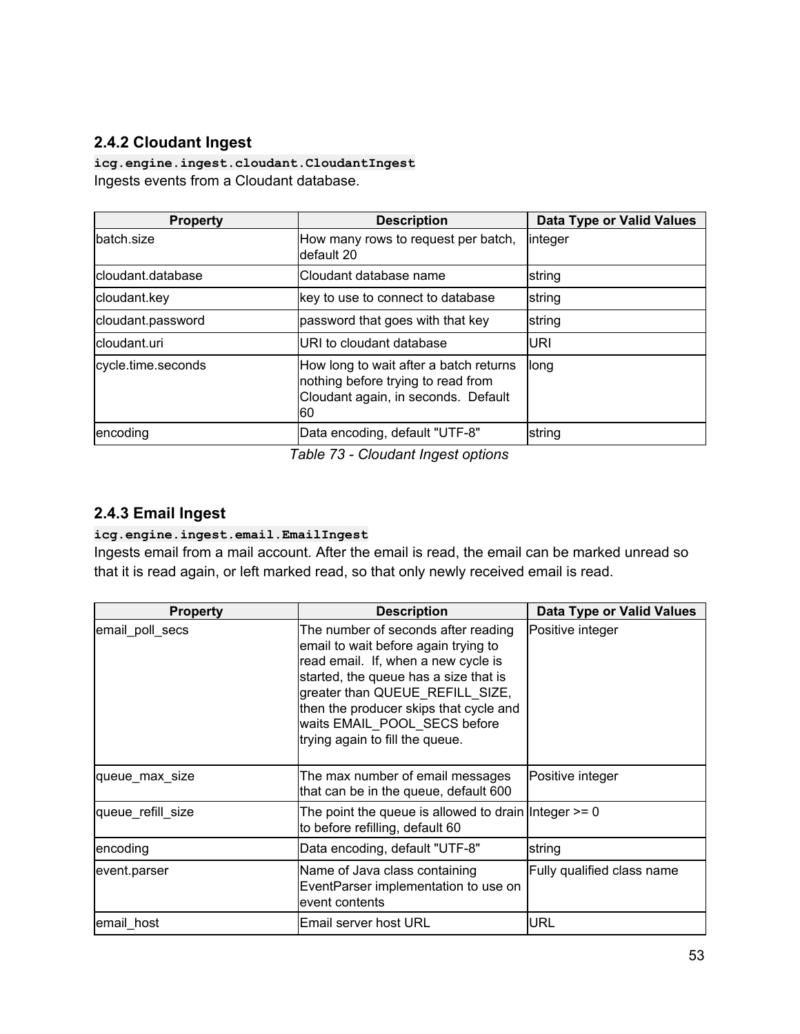### 2.4.2 Cloudant Ingest

**`icg.engine.ingest.cloudant.CloudantIngest`**

Ingests events from a Cloudant database.

| Property | Description | Data Type or Valid Values |
| --- | --- | --- |
| batch.size | How many rows to request per batch, default 20 | integer |
| cloudant.database | Cloudant database name | string |
| cloudant.key | key to use to connect to database | string |
| cloudant.password | password that goes with that key | string |
| cloudant.uri | URI to cloudant database | URI |
| cycle.time.seconds | How long to wait after a batch returns nothing before trying to read from Cloudant again, in seconds. Default 60 | long |
| encoding | Data encoding, default "UTF-8" | string |

*Table 73 - Cloudant Ingest options*

### 2.4.3 Email Ingest

**`icg.engine.ingest.email.EmailIngest`**

Ingests email from a mail account. After the email is read, the email can be marked unread so that it is read again, or left marked read, so that only newly received email is read.

| Property | Description | Data Type or Valid Values |
| --- | --- | --- |
| email_poll_secs | The number of seconds after reading email to wait before again trying to read email. If, when a new cycle is started, the queue has a size that is greater than QUEUE_REFILL_SIZE, then the producer skips that cycle and waits EMAIL_POOL_SECS before trying again to fill the queue. | Positive integer |
| queue_max_size | The max number of email messages that can be in the queue, default 600 | Positive integer |
| queue_refill_size | The point the queue is allowed to drain to before refilling, default 60 | Integer >= 0 |
| encoding | Data encoding, default "UTF-8" | string |
| event.parser | Name of Java class containing EventParser implementation to use on event contents | Fully qualified class name |
| email_host | Email server host URL | URL |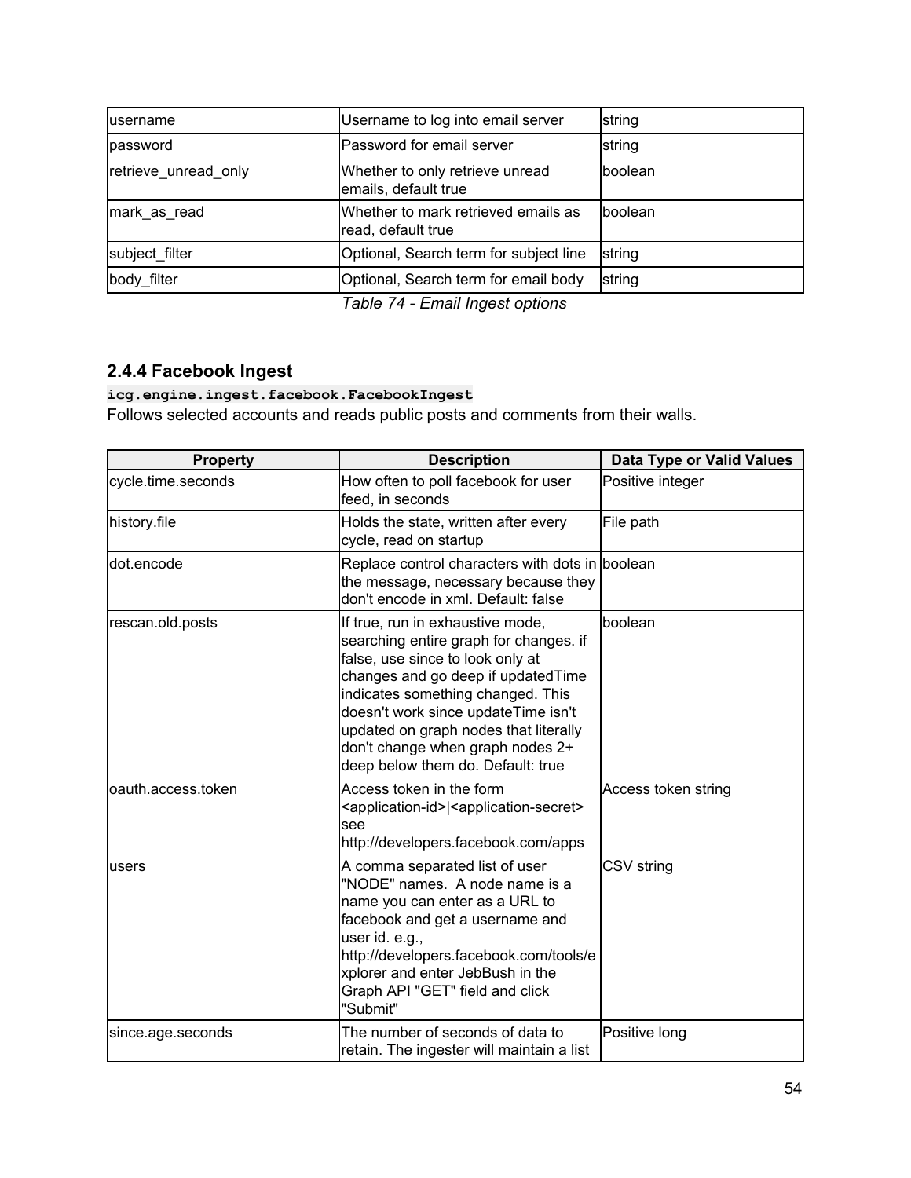| username | Username to log into email server | string |
| --- | --- | --- |
| password | Password for email server | string |
| retrieve_unread_only | Whether to only retrieve unread emails, default true | boolean |
| mark_as_read | Whether to mark retrieved emails as read, default true | boolean |
| subject_filter | Optional, Search term for subject line | string |
| body_filter | Optional, Search term for email body | string |

*Table 74 - Email Ingest options*

### 2.4.4 Facebook Ingest

**`icg.engine.ingest.facebook.FacebookIngest`**

Follows selected accounts and reads public posts and comments from their walls.

| Property | Description | Data Type or Valid Values |
| --- | --- | --- |
| cycle.time.seconds | How often to poll facebook for user feed, in seconds | Positive integer |
| history.file | Holds the state, written after every cycle, read on startup | File path |
| dot.encode | Replace control characters with dots in the message, necessary because they don't encode in xml. Default: false | boolean |
| rescan.old.posts | If true, run in exhaustive mode, searching entire graph for changes. if false, use since to look only at changes and go deep if updatedTime indicates something changed. This doesn't work since updateTime isn't updated on graph nodes that literally don't change when graph nodes 2+ deep below them do. Default: true | boolean |
| oauth.access.token | Access token in the form <application-id>\|<application-secret> see http://developers.facebook.com/apps | Access token string |
| users | A comma separated list of user "NODE" names. A node name is a name you can enter as a URL to facebook and get a username and user id. e.g., http://developers.facebook.com/tools/explorer and enter JebBush in the Graph API "GET" field and click "Submit" | CSV string |
| since.age.seconds | The number of seconds of data to retain. The ingester will maintain a list | Positive long |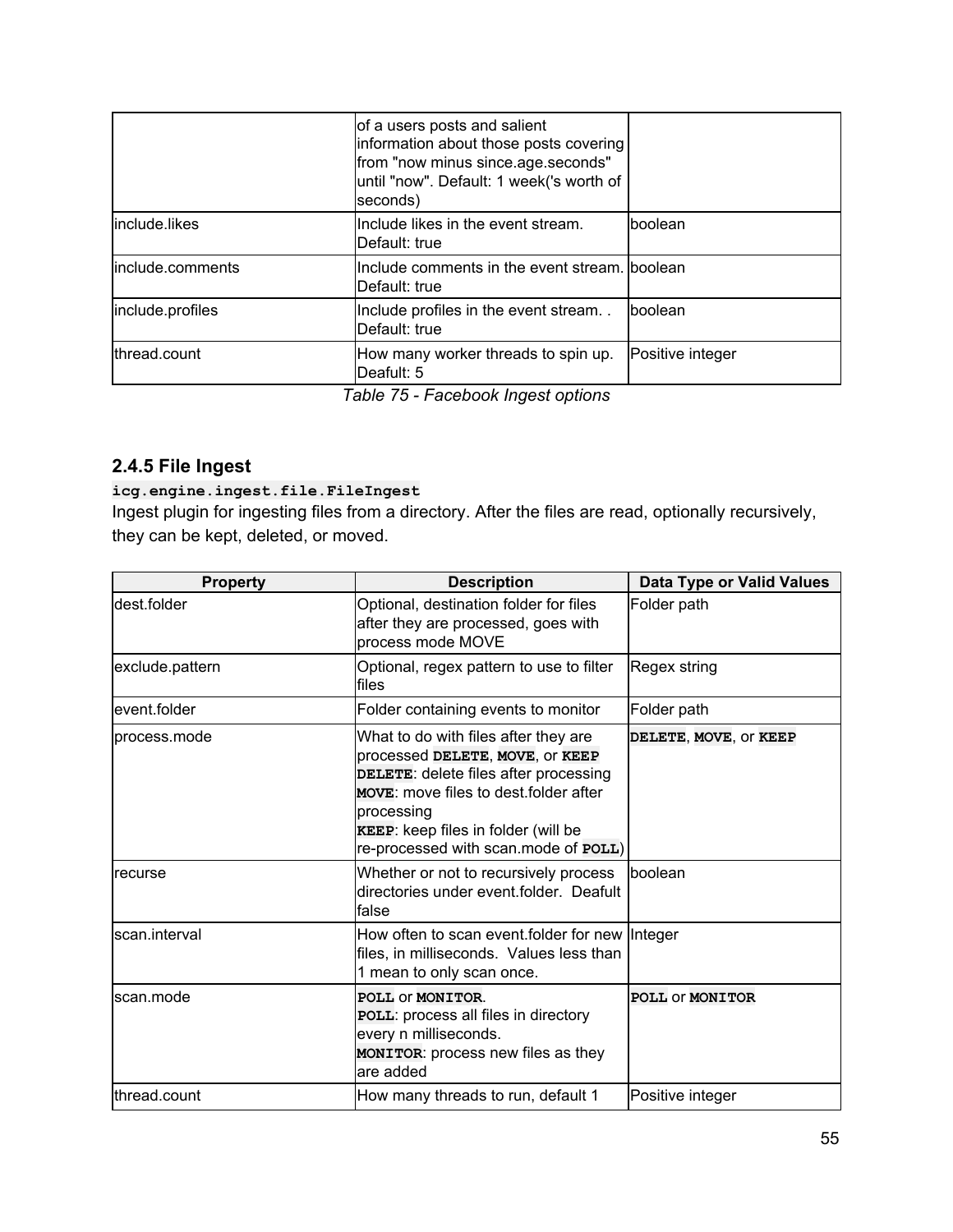| | | |
|---|---|---|
| | of a users posts and salient information about those posts covering from "now minus since.age.seconds" until "now". Default: 1 week('s worth of seconds) | |
| include.likes | Include likes in the event stream. Default: true | boolean |
| include.comments | Include comments in the event stream. Default: true | boolean |
| include.profiles | Include profiles in the event stream. . Default: true | boolean |
| thread.count | How many worker threads to spin up. Deafult: 5 | Positive integer |

*Table 75 - Facebook Ingest options*

### 2.4.5 File Ingest

**`icg.engine.ingest.file.FileIngest`**

Ingest plugin for ingesting files from a directory. After the files are read, optionally recursively, they can be kept, deleted, or moved.

| Property | Description | Data Type or Valid Values |
|---|---|---|
| dest.folder | Optional, destination folder for files after they are processed, goes with process mode MOVE | Folder path |
| exclude.pattern | Optional, regex pattern to use to filter files | Regex string |
| event.folder | Folder containing events to monitor | Folder path |
| process.mode | What to do with files after they are processed **`DELETE`**, **`MOVE`**, or **`KEEP`**<br>**`DELETE`**: delete files after processing<br>**`MOVE`**: move files to dest.folder after processing<br>**`KEEP`**: keep files in folder (will be re-processed with scan.mode of **`POLL`**) | **`DELETE`**, **`MOVE`**, or **`KEEP`** |
| recurse | Whether or not to recursively process directories under event.folder. Deafult false | boolean |
| scan.interval | How often to scan event.folder for new files, in milliseconds. Values less than 1 mean to only scan once. | Integer |
| scan.mode | **`POLL`** or **`MONITOR`**.<br>**`POLL`**: process all files in directory every n milliseconds.<br>**`MONITOR`**: process new files as they are added | **`POLL`** or **`MONITOR`** |
| thread.count | How many threads to run, default 1 | Positive integer |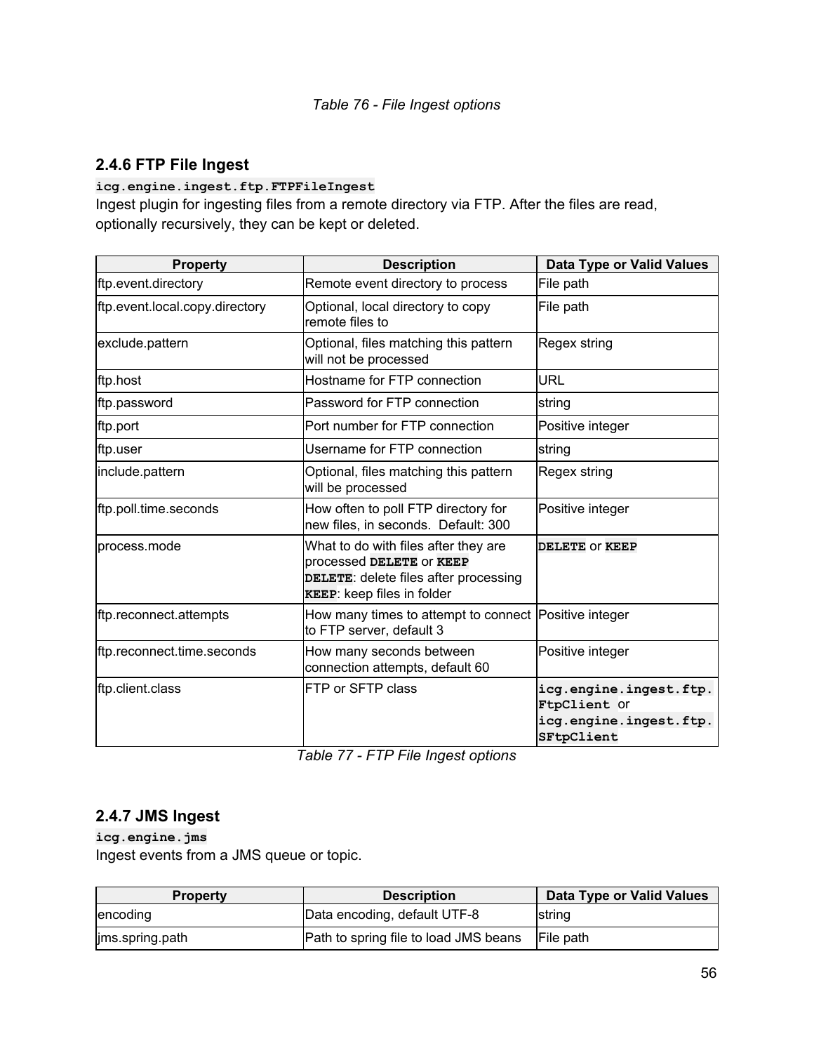*Table 76 - File Ingest options*

### 2.4.6 FTP File Ingest

**`icg.engine.ingest.ftp.FTPFileIngest`**

Ingest plugin for ingesting files from a remote directory via FTP. After the files are read, optionally recursively, they can be kept or deleted.

| Property | Description | Data Type or Valid Values |
|---|---|---|
| ftp.event.directory | Remote event directory to process | File path |
| ftp.event.local.copy.directory | Optional, local directory to copy remote files to | File path |
| exclude.pattern | Optional, files matching this pattern will not be processed | Regex string |
| ftp.host | Hostname for FTP connection | URL |
| ftp.password | Password for FTP connection | string |
| ftp.port | Port number for FTP connection | Positive integer |
| ftp.user | Username for FTP connection | string |
| include.pattern | Optional, files matching this pattern will be processed | Regex string |
| ftp.poll.time.seconds | How often to poll FTP directory for new files, in seconds. Default: 300 | Positive integer |
| process.mode | What to do with files after they are processed **`DELETE`** or **`KEEP`** **`DELETE`**: delete files after processing **`KEEP`**: keep files in folder | **`DELETE`** or **`KEEP`** |
| ftp.reconnect.attempts | How many times to attempt to connect to FTP server, default 3 | Positive integer |
| ftp.reconnect.time.seconds | How many seconds between connection attempts, default 60 | Positive integer |
| ftp.client.class | FTP or SFTP class | **`icg.engine.ingest.ftp.FtpClient`** or **`icg.engine.ingest.ftp.SFtpClient`** |

*Table 77 - FTP File Ingest options*

### 2.4.7 JMS Ingest

**`icg.engine.jms`**

Ingest events from a JMS queue or topic.

| Property | Description | Data Type or Valid Values |
|---|---|---|
| encoding | Data encoding, default UTF-8 | string |
| jms.spring.path | Path to spring file to load JMS beans | File path |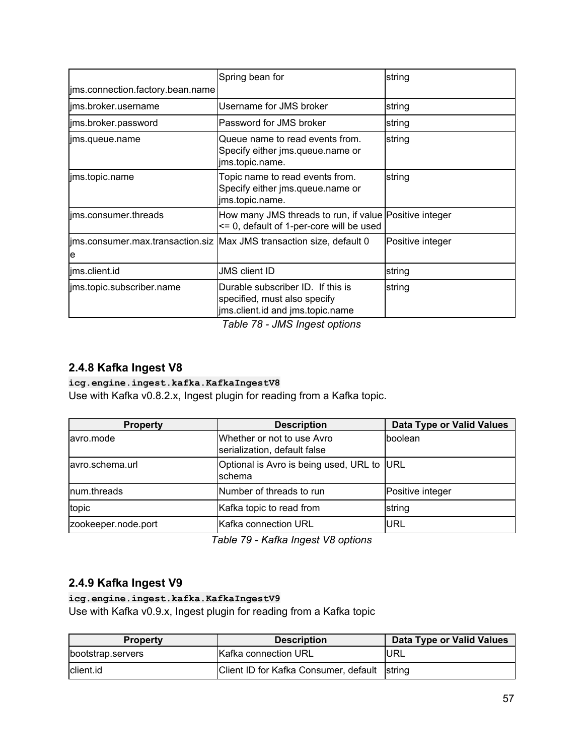| | | |
|---|---|---|
| jms.connection.factory.bean.name | Spring bean for | string |
| jms.broker.username | Username for JMS broker | string |
| jms.broker.password | Password for JMS broker | string |
| jms.queue.name | Queue name to read events from. Specify either jms.queue.name or jms.topic.name. | string |
| jms.topic.name | Topic name to read events from. Specify either jms.queue.name or jms.topic.name. | string |
| jms.consumer.threads | How many JMS threads to run, if value <= 0, default of 1-per-core will be used | Positive integer |
| jms.consumer.max.transaction.size | Max JMS transaction size, default 0 | Positive integer |
| jms.client.id | JMS client ID | string |
| jms.topic.subscriber.name | Durable subscriber ID. If this is specified, must also specify jms.client.id and jms.topic.name | string |

*Table 78 - JMS Ingest options*

### 2.4.8 Kafka Ingest V8

**`icg.engine.ingest.kafka.KafkaIngestV8`**

Use with Kafka v0.8.2.x, Ingest plugin for reading from a Kafka topic.

| Property | Description | Data Type or Valid Values |
|---|---|---|
| avro.mode | Whether or not to use Avro serialization, default false | boolean |
| avro.schema.url | Optional is Avro is being used, URL to schema | URL |
| num.threads | Number of threads to run | Positive integer |
| topic | Kafka topic to read from | string |
| zookeeper.node.port | Kafka connection URL | URL |

*Table 79 - Kafka Ingest V8 options*

### 2.4.9 Kafka Ingest V9

**`icg.engine.ingest.kafka.KafkaIngestV9`**

Use with Kafka v0.9.x, Ingest plugin for reading from a Kafka topic

| Property | Description | Data Type or Valid Values |
|---|---|---|
| bootstrap.servers | Kafka connection URL | URL |
| client.id | Client ID for Kafka Consumer, default | string |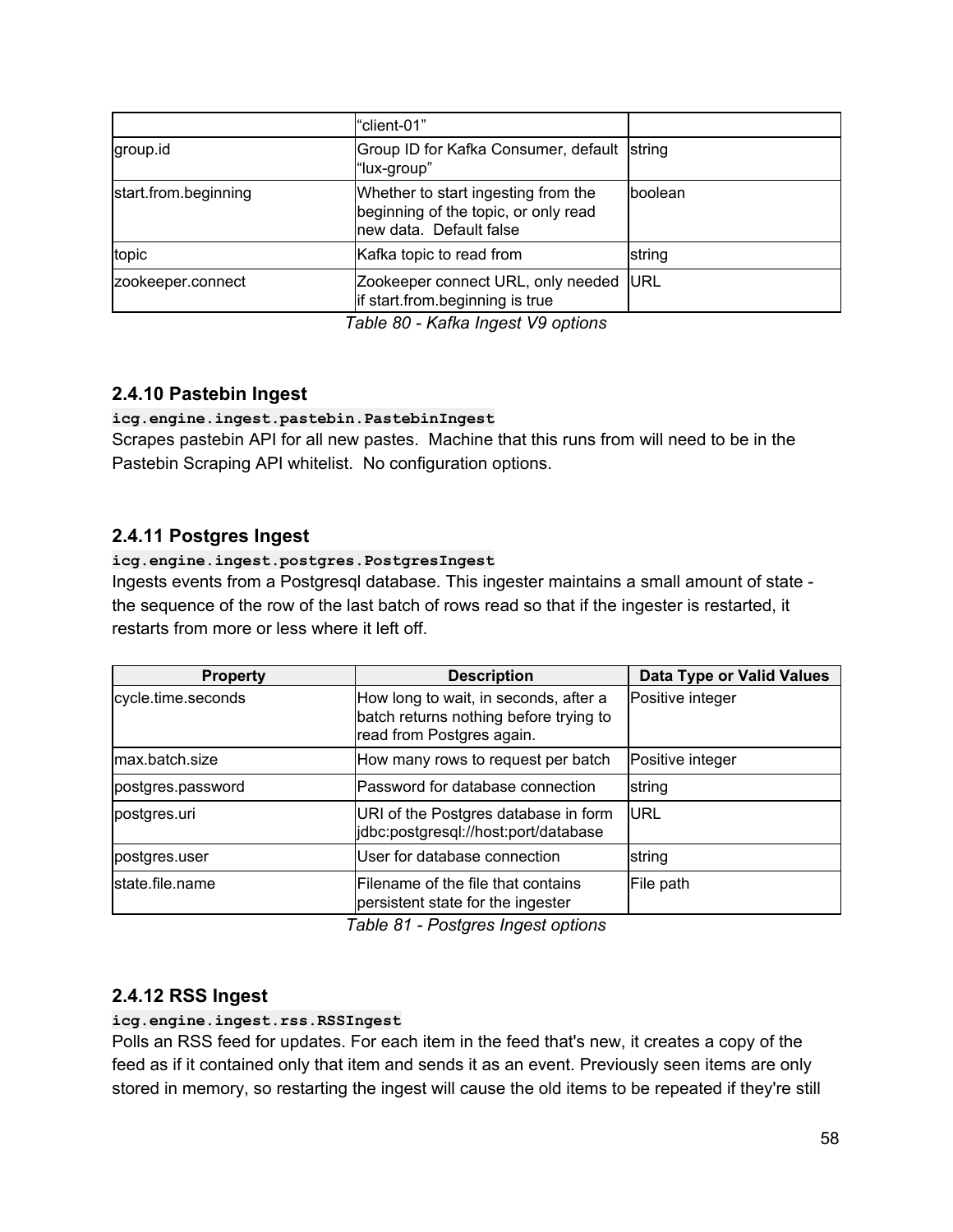|  | “client-01” |  |
| --- | --- | --- |
| group.id | Group ID for Kafka Consumer, default “lux-group” | string |
| start.from.beginning | Whether to start ingesting from the beginning of the topic, or only read new data. Default false | boolean |
| topic | Kafka topic to read from | string |
| zookeeper.connect | Zookeeper connect URL, only needed if start.from.beginning is true | URL |

*Table 80 - Kafka Ingest V9 options*

### 2.4.10 Pastebin Ingest

`icg.engine.ingest.pastebin.PastebinIngest`

Scrapes pastebin API for all new pastes. Machine that this runs from will need to be in the Pastebin Scraping API whitelist. No configuration options.

### 2.4.11 Postgres Ingest

`icg.engine.ingest.postgres.PostgresIngest`

Ingests events from a Postgresql database. This ingester maintains a small amount of state - the sequence of the row of the last batch of rows read so that if the ingester is restarted, it restarts from more or less where it left off.

| Property | Description | Data Type or Valid Values |
| --- | --- | --- |
| cycle.time.seconds | How long to wait, in seconds, after a batch returns nothing before trying to read from Postgres again. | Positive integer |
| max.batch.size | How many rows to request per batch | Positive integer |
| postgres.password | Password for database connection | string |
| postgres.uri | URI of the Postgres database in form jdbc:postgresql://host:port/database | URL |
| postgres.user | User for database connection | string |
| state.file.name | Filename of the file that contains persistent state for the ingester | File path |

*Table 81 - Postgres Ingest options*

### 2.4.12 RSS Ingest

`icg.engine.ingest.rss.RSSIngest`

Polls an RSS feed for updates. For each item in the feed that's new, it creates a copy of the feed as if it contained only that item and sends it as an event. Previously seen items are only stored in memory, so restarting the ingest will cause the old items to be repeated if they're still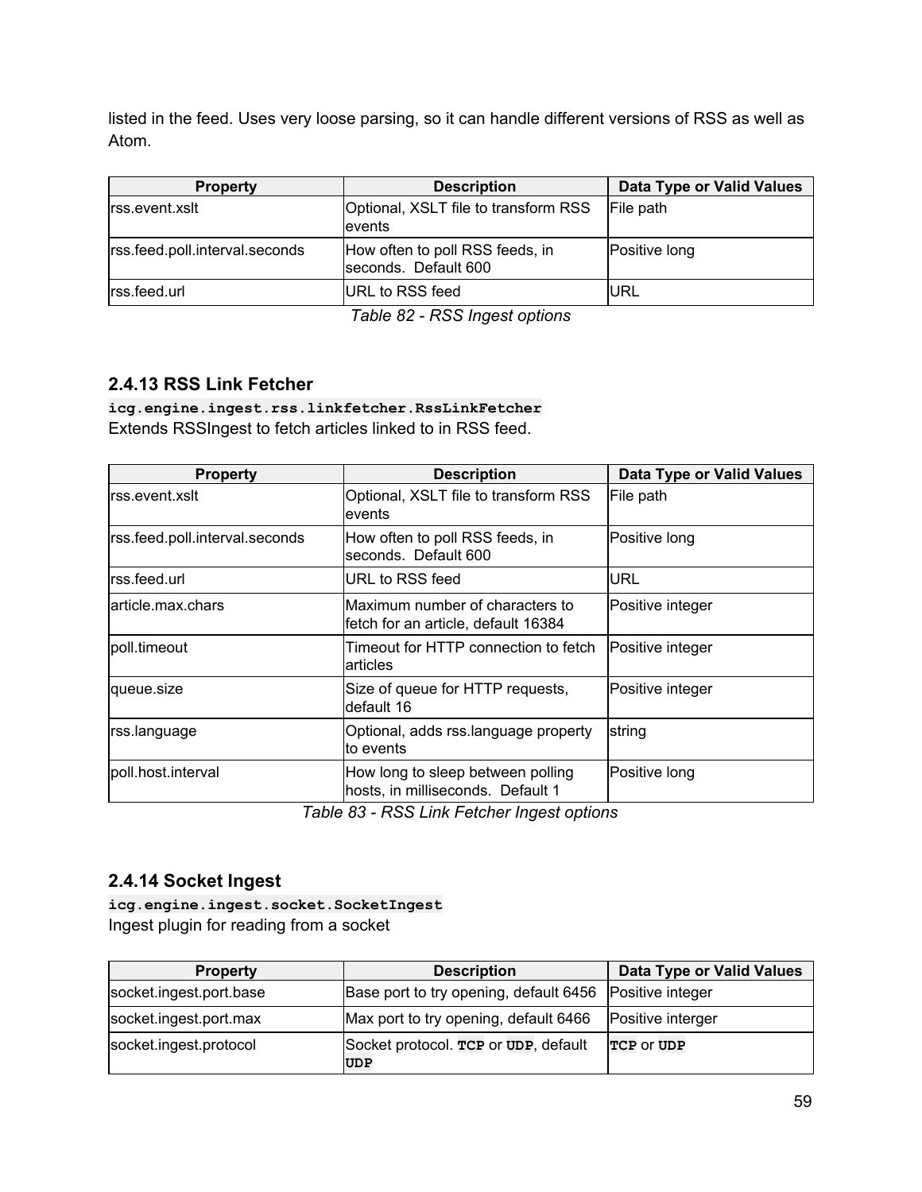listed in the feed. Uses very loose parsing, so it can handle different versions of RSS as well as Atom.

| Property | Description | Data Type or Valid Values |
|---|---|---|
| rss.event.xslt | Optional, XSLT file to transform RSS events | File path |
| rss.feed.poll.interval.seconds | How often to poll RSS feeds, in seconds. Default 600 | Positive long |
| rss.feed.url | URL to RSS feed | URL |

*Table 82 - RSS Ingest options*

### 2.4.13 RSS Link Fetcher

**`icg.engine.ingest.rss.linkfetcher.RssLinkFetcher`**
Extends RSSIngest to fetch articles linked to in RSS feed.

| Property | Description | Data Type or Valid Values |
|---|---|---|
| rss.event.xslt | Optional, XSLT file to transform RSS events | File path |
| rss.feed.poll.interval.seconds | How often to poll RSS feeds, in seconds. Default 600 | Positive long |
| rss.feed.url | URL to RSS feed | URL |
| article.max.chars | Maximum number of characters to fetch for an article, default 16384 | Positive integer |
| poll.timeout | Timeout for HTTP connection to fetch articles | Positive integer |
| queue.size | Size of queue for HTTP requests, default 16 | Positive integer |
| rss.language | Optional, adds rss.language property to events | string |
| poll.host.interval | How long to sleep between polling hosts, in milliseconds. Default 1 | Positive long |

*Table 83 - RSS Link Fetcher Ingest options*

### 2.4.14 Socket Ingest

**`icg.engine.ingest.socket.SocketIngest`**
Ingest plugin for reading from a socket

| Property | Description | Data Type or Valid Values |
|---|---|---|
| socket.ingest.port.base | Base port to try opening, default 6456 | Positive integer |
| socket.ingest.port.max | Max port to try opening, default 6466 | Positive interger |
| socket.ingest.protocol | Socket protocol. **`TCP`** or **`UDP`**, default **`UDP`** | **`TCP`** or **`UDP`** |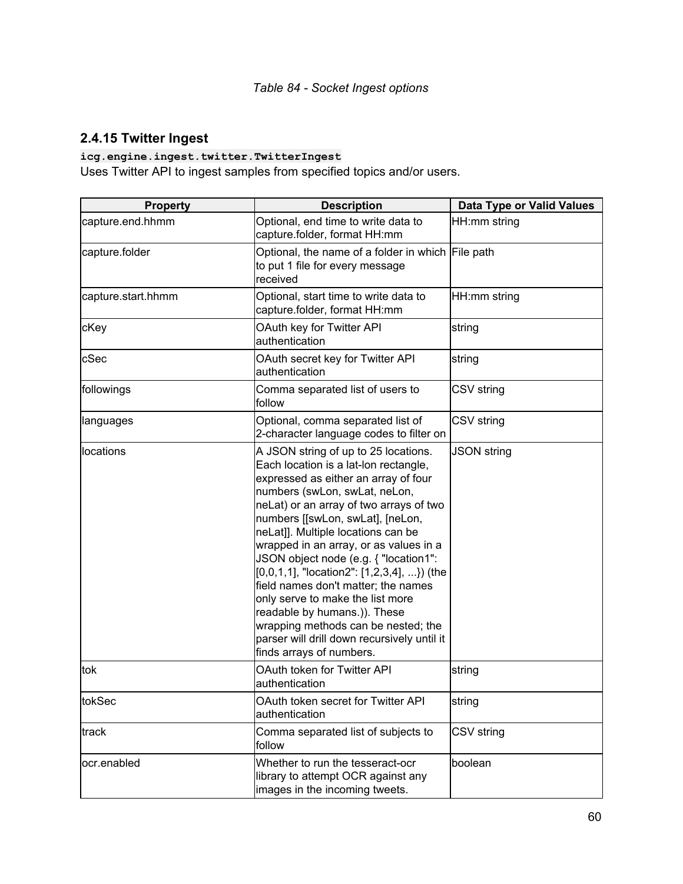*Table 84 - Socket Ingest options*

### 2.4.15 Twitter Ingest

**`icg.engine.ingest.twitter.TwitterIngest`**

Uses Twitter API to ingest samples from specified topics and/or users.

| Property | Description | Data Type or Valid Values |
|---|---|---|
| capture.end.hhmm | Optional, end time to write data to capture.folder, format HH:mm | HH:mm string |
| capture.folder | Optional, the name of a folder in which to put 1 file for every message received | File path |
| capture.start.hhmm | Optional, start time to write data to capture.folder, format HH:mm | HH:mm string |
| cKey | OAuth key for Twitter API authentication | string |
| cSec | OAuth secret key for Twitter API authentication | string |
| followings | Comma separated list of users to follow | CSV string |
| languages | Optional, comma separated list of 2-character language codes to filter on | CSV string |
| locations | A JSON string of up to 25 locations. Each location is a lat-lon rectangle, expressed as either an array of four numbers (swLon, swLat, neLon, neLat) or an array of two arrays of two numbers [[swLon, swLat], [neLon, neLat]]. Multiple locations can be wrapped in an array, or as values in a JSON object node (e.g. { "location1": [0,0,1,1], "location2": [1,2,3,4], ...}) (the field names don't matter; the names only serve to make the list more readable by humans.)). These wrapping methods can be nested; the parser will drill down recursively until it finds arrays of numbers. | JSON string |
| tok | OAuth token for Twitter API authentication | string |
| tokSec | OAuth token secret for Twitter API authentication | string |
| track | Comma separated list of subjects to follow | CSV string |
| ocr.enabled | Whether to run the tesseract-ocr library to attempt OCR against any images in the incoming tweets. | boolean |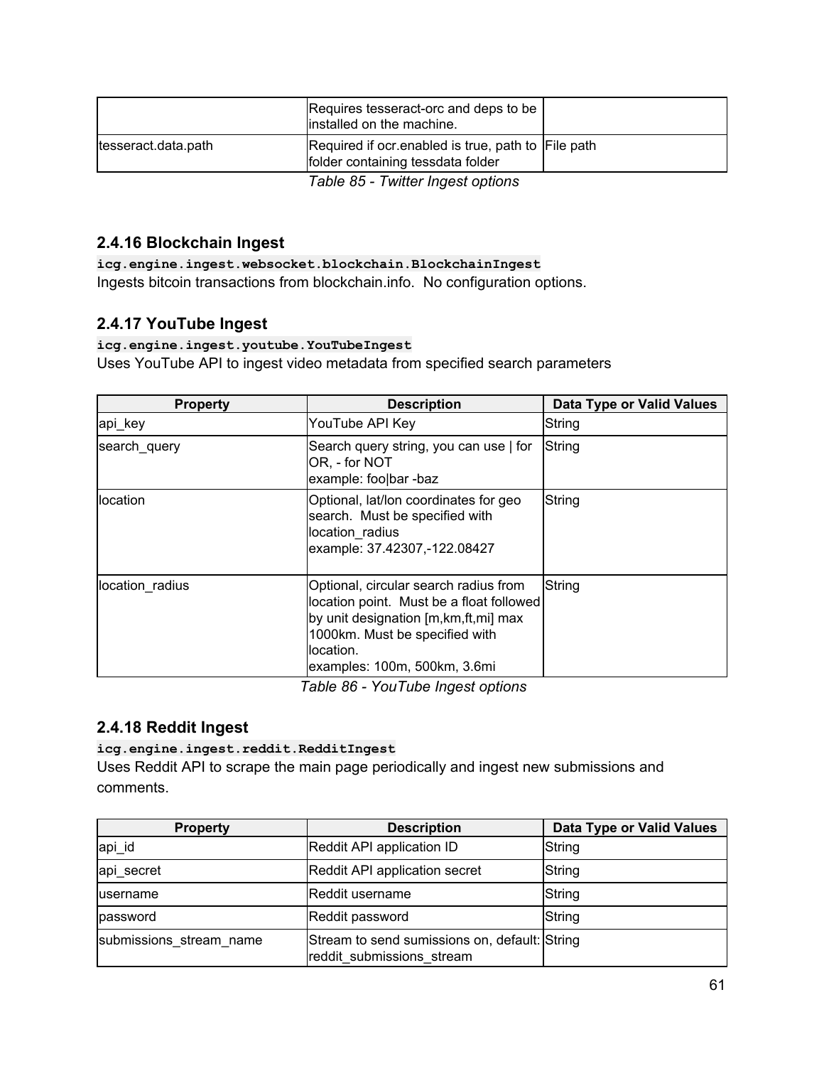|  | Requires tesseract-orc and deps to be installed on the machine. |  |
| --- | --- | --- |
| tesseract.data.path | Required if ocr.enabled is true, path to folder containing tessdata folder | File path |

*Table 85 - Twitter Ingest options*

### 2.4.16 Blockchain Ingest

**`icg.engine.ingest.websocket.blockchain.BlockchainIngest`**

Ingests bitcoin transactions from blockchain.info.  No configuration options.

### 2.4.17 YouTube Ingest

**`icg.engine.ingest.youtube.YouTubeIngest`**

Uses YouTube API to ingest video metadata from specified search parameters

| Property | Description | Data Type or Valid Values |
| --- | --- | --- |
| api_key | YouTube API Key | String |
| search_query | Search query string, you can use \| for OR, - for NOT<br>example: foo\|bar -baz | String |
| location | Optional, lat/lon coordinates for geo search.  Must be specified with location_radius<br>example: 37.42307,-122.08427 | String |
| location_radius | Optional, circular search radius from location point.  Must be a float followed by unit designation [m,km,ft,mi] max 1000km. Must be specified with location.<br>examples: 100m, 500km, 3.6mi | String |

*Table 86 - YouTube Ingest options*

### 2.4.18 Reddit Ingest

**`icg.engine.ingest.reddit.RedditIngest`**

Uses Reddit API to scrape the main page periodically and ingest new submissions and comments.

| Property | Description | Data Type or Valid Values |
| --- | --- | --- |
| api_id | Reddit API application ID | String |
| api_secret | Reddit API application secret | String |
| username | Reddit username | String |
| password | Reddit password | String |
| submissions_stream_name | Stream to send sumissions on, default: reddit_submissions_stream | String |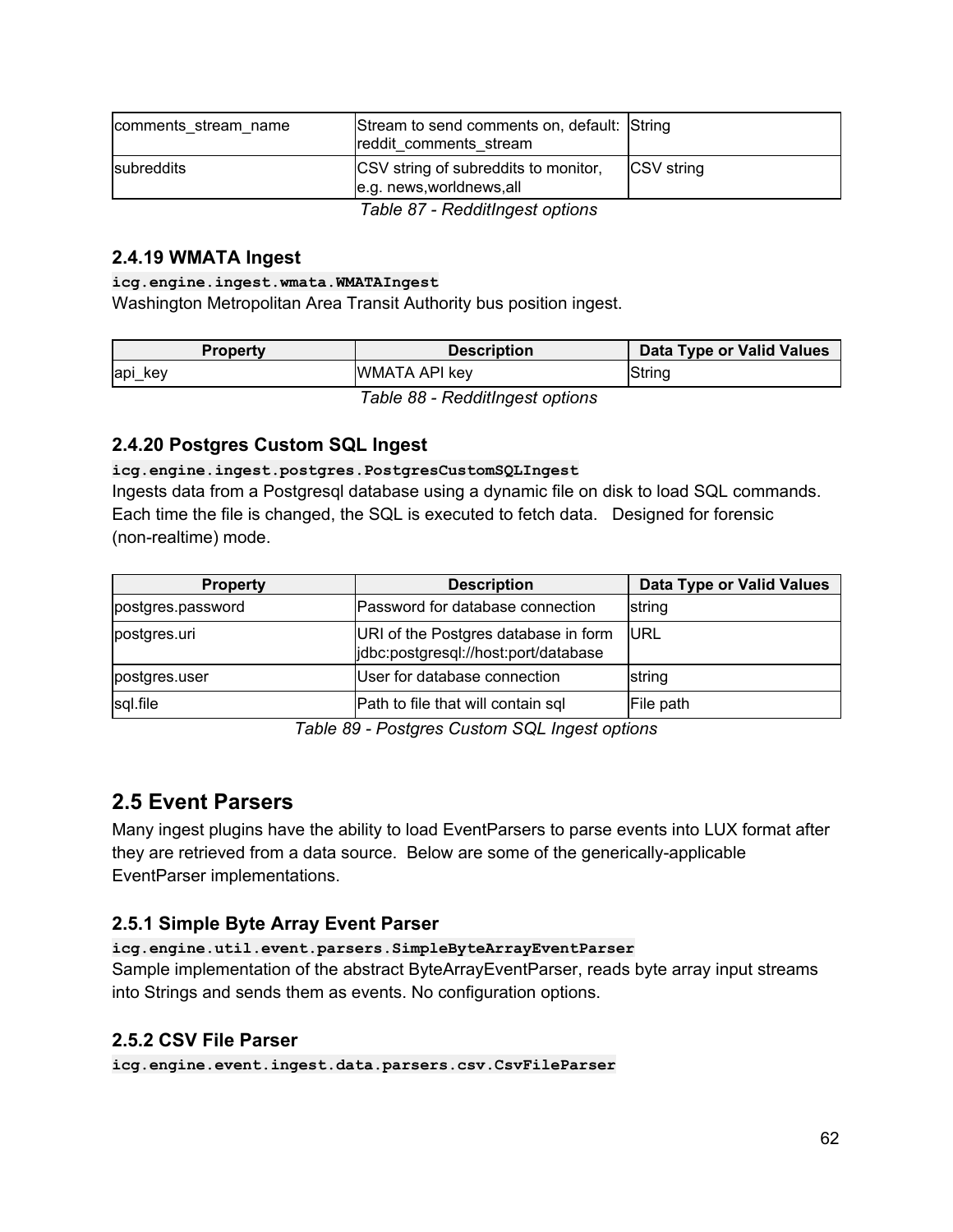| comments_stream_name | Stream to send comments on, default: reddit_comments_stream | String |
|---|---|---|
| subreddits | CSV string of subreddits to monitor, e.g. news,worldnews,all | CSV string |

*Table 87 - RedditIngest options*

### 2.4.19 WMATA Ingest

**`icg.engine.ingest.wmata.WMATAIngest`**

Washington Metropolitan Area Transit Authority bus position ingest.

| Property | Description | Data Type or Valid Values |
|---|---|---|
| api_key | WMATA API key | String |

*Table 88 - RedditIngest options*

### 2.4.20 Postgres Custom SQL Ingest

**`icg.engine.ingest.postgres.PostgresCustomSQLIngest`**

Ingests data from a Postgresql database using a dynamic file on disk to load SQL commands. Each time the file is changed, the SQL is executed to fetch data. Designed for forensic (non-realtime) mode.

| Property | Description | Data Type or Valid Values |
|---|---|---|
| postgres.password | Password for database connection | string |
| postgres.uri | URI of the Postgres database in form jdbc:postgresql://host:port/database | URL |
| postgres.user | User for database connection | string |
| sql.file | Path to file that will contain sql | File path |

*Table 89 - Postgres Custom SQL Ingest options*

## 2.5 Event Parsers

Many ingest plugins have the ability to load EventParsers to parse events into LUX format after they are retrieved from a data source. Below are some of the generically-applicable EventParser implementations.

### 2.5.1 Simple Byte Array Event Parser

**`icg.engine.util.event.parsers.SimpleByteArrayEventParser`**

Sample implementation of the abstract ByteArrayEventParser, reads byte array input streams into Strings and sends them as events. No configuration options.

### 2.5.2 CSV File Parser

**`icg.engine.event.ingest.data.parsers.csv.CsvFileParser`**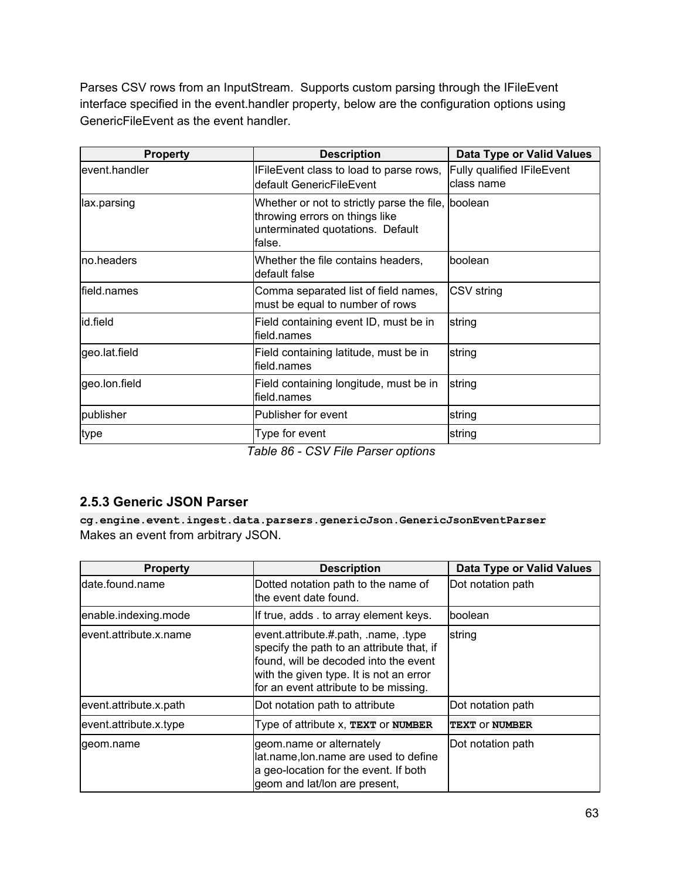Parses CSV rows from an InputStream. Supports custom parsing through the IFileEvent interface specified in the event.handler property, below are the configuration options using GenericFileEvent as the event handler.

| Property | Description | Data Type or Valid Values |
|---|---|---|
| event.handler | IFileEvent class to load to parse rows, default GenericFileEvent | Fully qualified IFileEvent class name |
| lax.parsing | Whether or not to strictly parse the file, throwing errors on things like unterminated quotations. Default false. | boolean |
| no.headers | Whether the file contains headers, default false | boolean |
| field.names | Comma separated list of field names, must be equal to number of rows | CSV string |
| id.field | Field containing event ID, must be in field.names | string |
| geo.lat.field | Field containing latitude, must be in field.names | string |
| geo.lon.field | Field containing longitude, must be in field.names | string |
| publisher | Publisher for event | string |
| type | Type for event | string |

*Table 86 - CSV File Parser options*

### 2.5.3 Generic JSON Parser

**`cg.engine.event.ingest.data.parsers.genericJson.GenericJsonEventParser`**
Makes an event from arbitrary JSON.

| Property | Description | Data Type or Valid Values |
|---|---|---|
| date.found.name | Dotted notation path to the name of the event date found. | Dot notation path |
| enable.indexing.mode | If true, adds . to array element keys. | boolean |
| event.attribute.x.name | event.attribute.#.path, .name, .type specify the path to an attribute that, if found, will be decoded into the event with the given type. It is not an error for an event attribute to be missing. | string |
| event.attribute.x.path | Dot notation path to attribute | Dot notation path |
| event.attribute.x.type | Type of attribute x, **`TEXT`** or **`NUMBER`** | **`TEXT`** or **`NUMBER`** |
| geom.name | geom.name or alternately lat.name,lon.name are used to define a geo-location for the event. If both geom and lat/lon are present, | Dot notation path |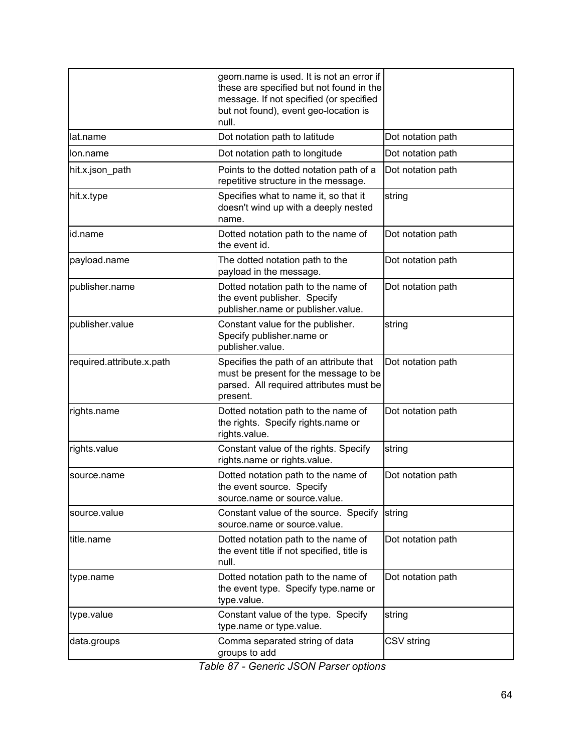| | | |
|---|---|---|
| | geom.name is used. It is not an error if these are specified but not found in the message. If not specified (or specified but not found), event geo-location is null. | |
| lat.name | Dot notation path to latitude | Dot notation path |
| lon.name | Dot notation path to longitude | Dot notation path |
| hit.x.json_path | Points to the dotted notation path of a repetitive structure in the message. | Dot notation path |
| hit.x.type | Specifies what to name it, so that it doesn't wind up with a deeply nested name. | string |
| id.name | Dotted notation path to the name of the event id. | Dot notation path |
| payload.name | The dotted notation path to the payload in the message. | Dot notation path |
| publisher.name | Dotted notation path to the name of the event publisher. Specify publisher.name or publisher.value. | Dot notation path |
| publisher.value | Constant value for the publisher. Specify publisher.name or publisher.value. | string |
| required.attribute.x.path | Specifies the path of an attribute that must be present for the message to be parsed. All required attributes must be present. | Dot notation path |
| rights.name | Dotted notation path to the name of the rights. Specify rights.name or rights.value. | Dot notation path |
| rights.value | Constant value of the rights. Specify rights.name or rights.value. | string |
| source.name | Dotted notation path to the name of the event source. Specify source.name or source.value. | Dot notation path |
| source.value | Constant value of the source. Specify source.name or source.value. | string |
| title.name | Dotted notation path to the name of the event title if not specified, title is null. | Dot notation path |
| type.name | Dotted notation path to the name of the event type. Specify type.name or type.value. | Dot notation path |
| type.value | Constant value of the type. Specify type.name or type.value. | string |
| data.groups | Comma separated string of data groups to add | CSV string |

*Table 87 - Generic JSON Parser options*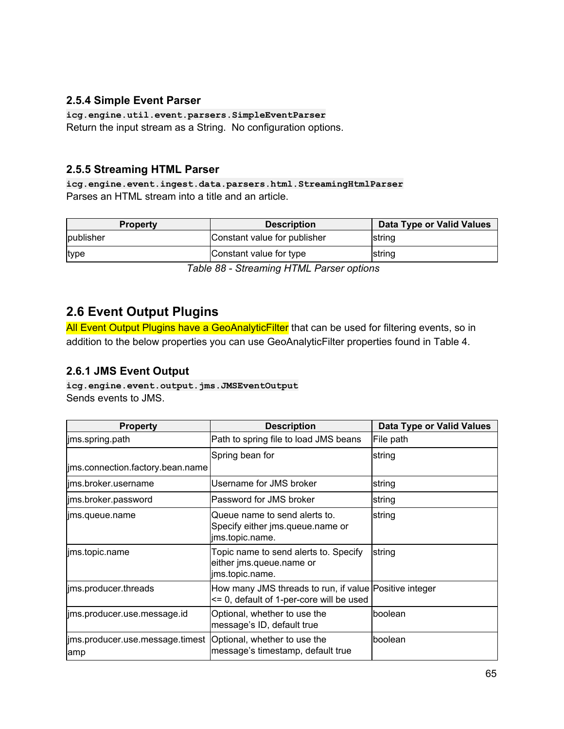### 2.5.4 Simple Event Parser

`icg.engine.util.event.parsers.SimpleEventParser`
Return the input stream as a String.  No configuration options.

### 2.5.5 Streaming HTML Parser

`icg.engine.event.ingest.data.parsers.html.StreamingHtmlParser`
Parses an HTML stream into a title and an article.

| Property | Description | Data Type or Valid Values |
| --- | --- | --- |
| publisher | Constant value for publisher | string |
| type | Constant value for type | string |

*Table 88 - Streaming HTML Parser options*

## 2.6 Event Output Plugins

All Event Output Plugins have a GeoAnalyticFilter that can be used for filtering events, so in addition to the below properties you can use GeoAnalyticFilter properties found in Table 4.

### 2.6.1 JMS Event Output

`icg.engine.event.output.jms.JMSEventOutput`
Sends events to JMS.

| Property | Description | Data Type or Valid Values |
| --- | --- | --- |
| jms.spring.path | Path to spring file to load JMS beans | File path |
| jms.connection.factory.bean.name | Spring bean for | string |
| jms.broker.username | Username for JMS broker | string |
| jms.broker.password | Password for JMS broker | string |
| jms.queue.name | Queue name to send alerts to. Specify either jms.queue.name or jms.topic.name. | string |
| jms.topic.name | Topic name to send alerts to. Specify either jms.queue.name or jms.topic.name. | string |
| jms.producer.threads | How many JMS threads to run, if value <= 0, default of 1-per-core will be used | Positive integer |
| jms.producer.use.message.id | Optional, whether to use the message's ID, default true | boolean |
| jms.producer.use.message.timestamp | Optional, whether to use the message's timestamp, default true | boolean |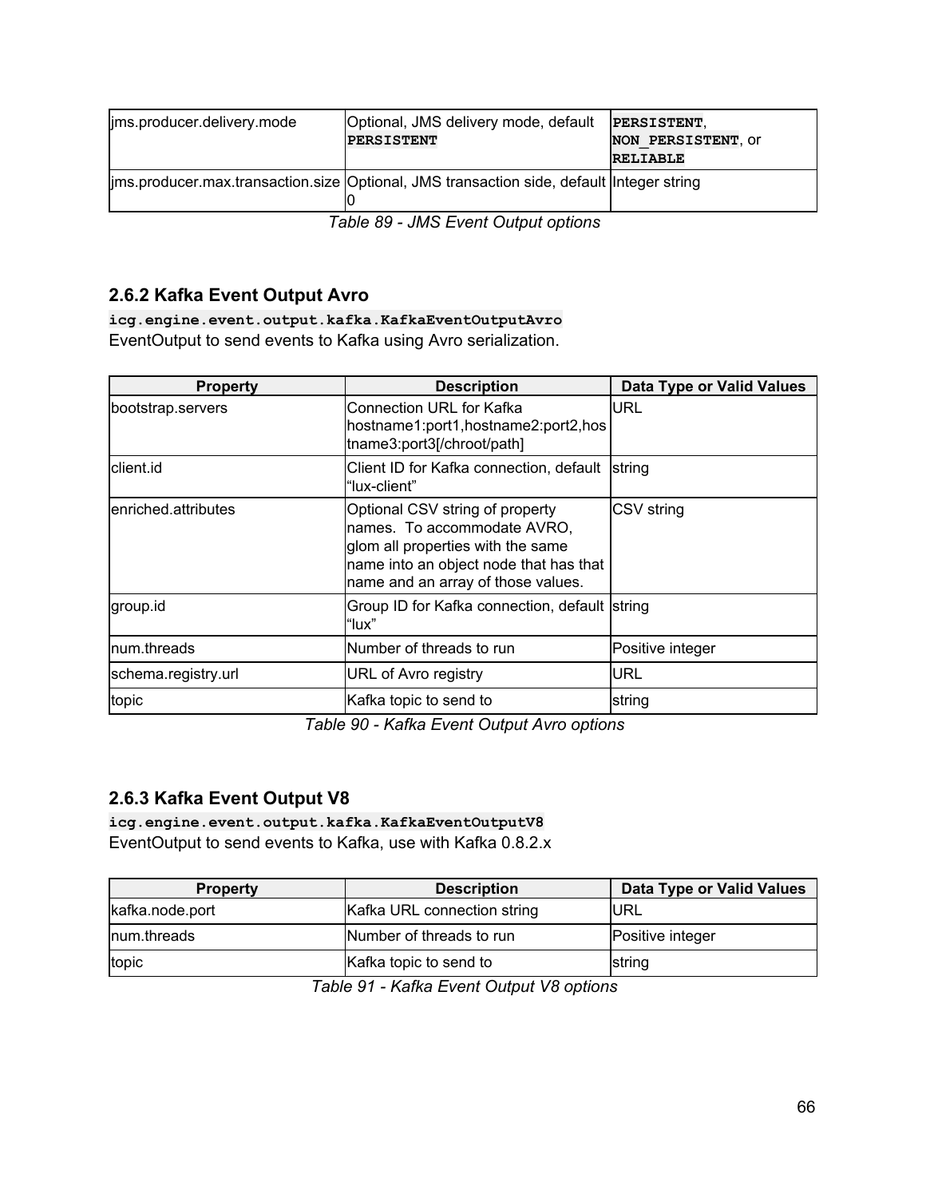| jms.producer.delivery.mode | Optional, JMS delivery mode, default **PERSISTENT** | **PERSISTENT**, **NON_PERSISTENT**, or **RELIABLE** |
|---|---|---|
| jms.producer.max.transaction.size | Optional, JMS transaction side, default 0 | Integer string |

*Table 89 - JMS Event Output options*

### 2.6.2 Kafka Event Output Avro

**icg.engine.event.output.kafka.KafkaEventOutputAvro**
EventOutput to send events to Kafka using Avro serialization.

| Property | Description | Data Type or Valid Values |
|---|---|---|
| bootstrap.servers | Connection URL for Kafka hostname1:port1,hostname2:port2,hostname3:port3[/chroot/path] | URL |
| client.id | Client ID for Kafka connection, default "lux-client" | string |
| enriched.attributes | Optional CSV string of property names. To accommodate AVRO, glom all properties with the same name into an object node that has that name and an array of those values. | CSV string |
| group.id | Group ID for Kafka connection, default "lux" | string |
| num.threads | Number of threads to run | Positive integer |
| schema.registry.url | URL of Avro registry | URL |
| topic | Kafka topic to send to | string |

*Table 90 - Kafka Event Output Avro options*

### 2.6.3 Kafka Event Output V8

**icg.engine.event.output.kafka.KafkaEventOutputV8**
EventOutput to send events to Kafka, use with Kafka 0.8.2.x

| Property | Description | Data Type or Valid Values |
|---|---|---|
| kafka.node.port | Kafka URL connection string | URL |
| num.threads | Number of threads to run | Positive integer |
| topic | Kafka topic to send to | string |

*Table 91 - Kafka Event Output V8 options*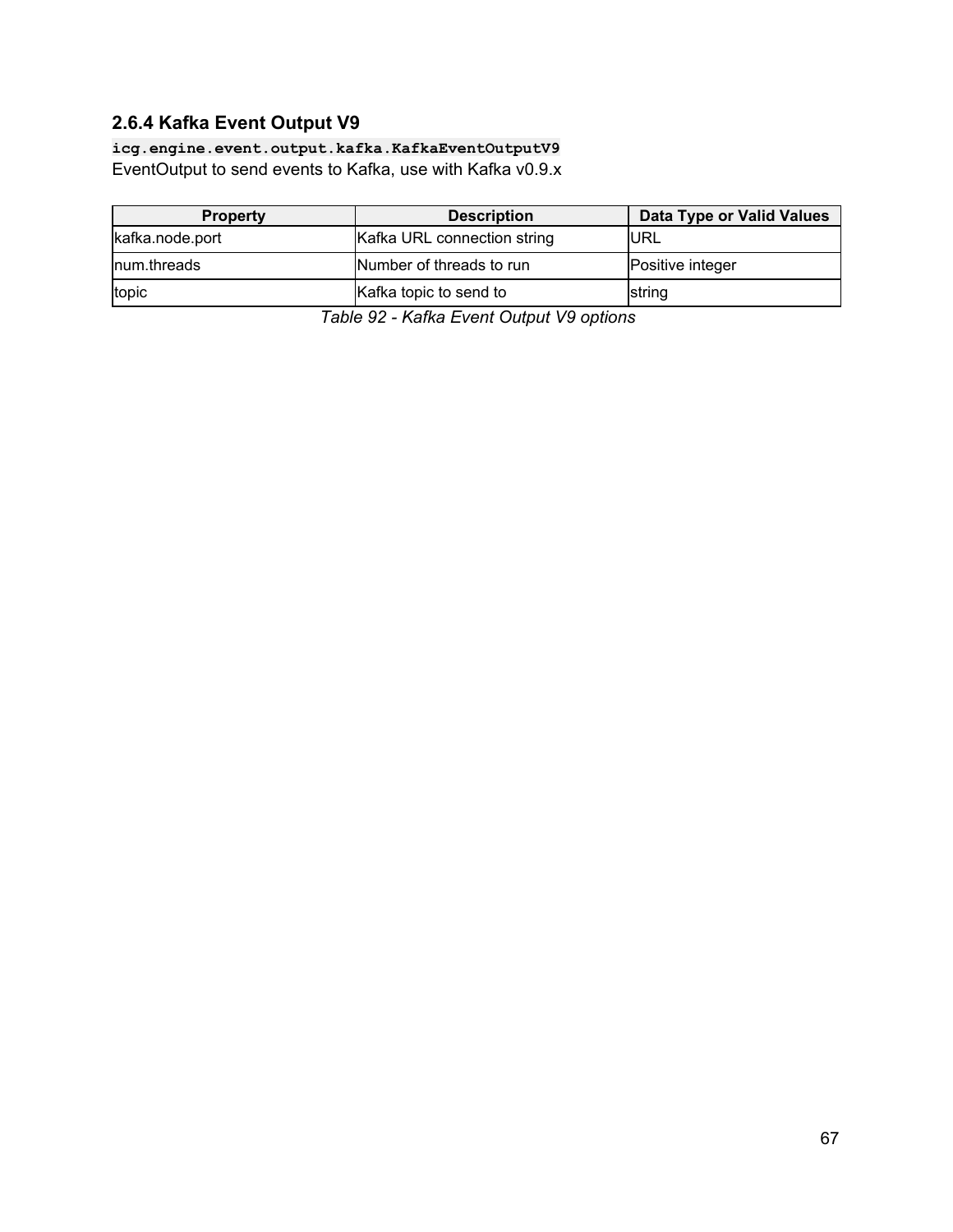### 2.6.4 Kafka Event Output V9

`icg.engine.event.output.kafka.KafkaEventOutputV9`

EventOutput to send events to Kafka, use with Kafka v0.9.x

| Property | Description | Data Type or Valid Values |
|---|---|---|
| kafka.node.port | Kafka URL connection string | URL |
| num.threads | Number of threads to run | Positive integer |
| topic | Kafka topic to send to | string |

*Table 92 - Kafka Event Output V9 options*